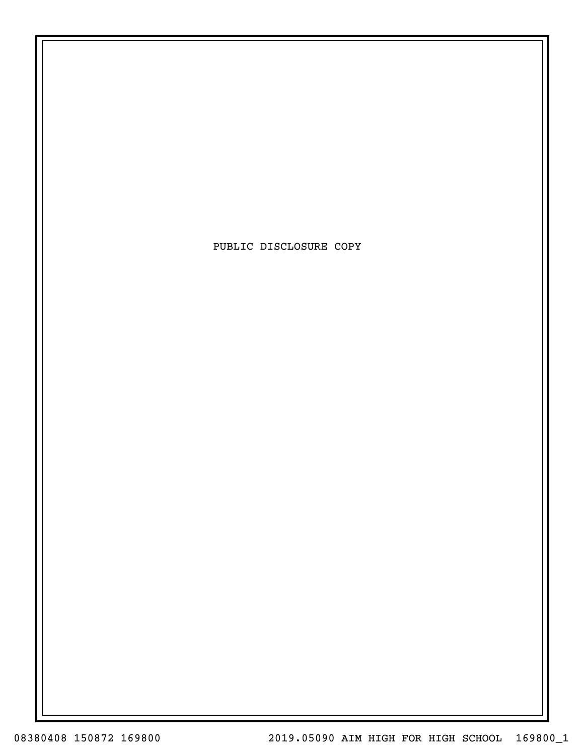PUBLIC DISCLOSURE COPY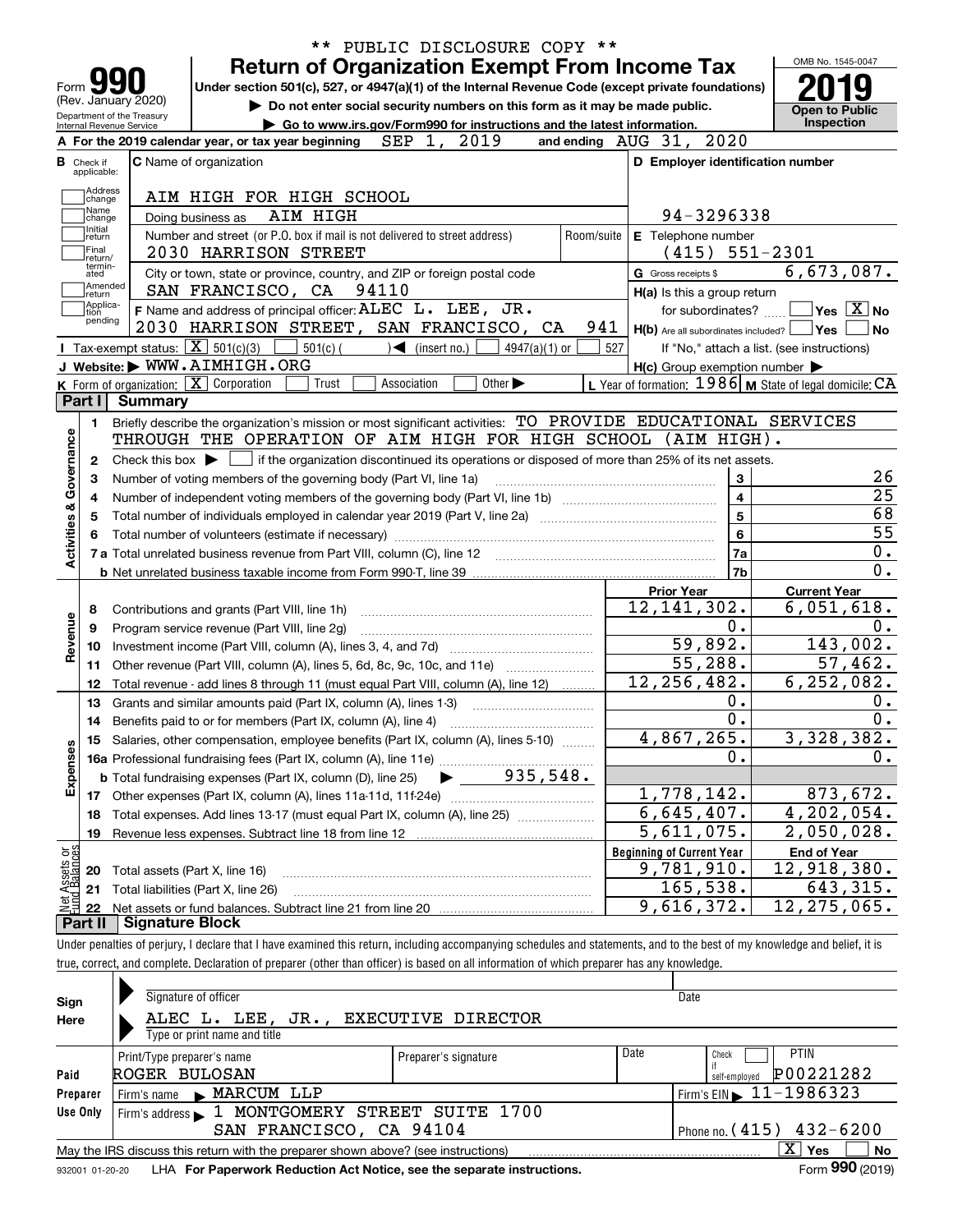\*\* PUBLIC DISCLOSURE COPY \*\*

# Form 990 — Return of Organization Exempt From Income Tax

(Rev. January 2020) Department of the Treasury Internal Revenue Service

Under section 501(c), 527, or 4947(a)(1) of the Internal Revenue Code (except private foundations)

▶ Do not enter social security numbers on this form as it may be made public.

▶ Go to www.irs.gov/Form990 for instructions and the latest information.

OMB No. 1545-0047 | **2019** | Open to Public Inspection

**A** For the 2019 calendar year, or tax year beginning SEP 1, 2019 and ending AUG 31, 2020

**B** Check if applicable: Address change, Name change, Initial return, Final return/terminated, Amended return, Application pending

**C** Name of organization: AIM HIGH FOR HIGH SCHOOL

Doing business as: AIM HIGH

Number and street (or P.O. box if mail is not delivered to street address): 2030 HARRISON STREET — Room/suite

City or town, state or province, country, and ZIP or foreign postal code: SAN FRANCISCO, CA 94110

**D** Employer identification number: 94-3296338

**E** Telephone number: (415) 551-2301

**G** Gross receipts $ 6,673,087.

**F** Name and address of principal officer: ALEC L. LEE, JR. 2030 HARRISON STREET, SAN FRANCISCO, CA 941

**H(a)** Is this a group return for subordinates? ☐ Yes ☒ No

**H(b)** Are all subordinates included? ☐ Yes ☐ No — If "No," attach a list. (see instructions)

**H(c)** Group exemption number ▶

**I** Tax-exempt status: ☒ 501(c)(3) ☐ 501(c) ( ) ◀ (insert no.) ☐ 4947(a)(1) or ☐ 527

**J** Website: ▶ WWW.AIMHIGH.ORG

**K** Form of organization: ☒ Corporation ☐ Trust ☐ Association ☐ Other ▶

**L** Year of formation: 1986 **M** State of legal domicile: CA

## Part I Summary

**Activities & Governance**

1. Briefly describe the organization's mission or most significant activities: TO PROVIDE EDUCATIONAL SERVICES THROUGH THE OPERATION OF AIM HIGH FOR HIGH SCHOOL (AIM HIGH).
2. Check this box ▶ ☐ if the organization discontinued its operations or disposed of more than 25% of its net assets.

| Line | Description | | Value |
|---|---|---|---|
| 3 | Number of voting members of the governing body (Part VI, line 1a) | 3 | 26 |
| 4 | Number of independent voting members of the governing body (Part VI, line 1b) | 4 | 25 |
| 5 | Total number of individuals employed in calendar year 2019 (Part V, line 2a) | 5 | 68 |
| 6 | Total number of volunteers (estimate if necessary) | 6 | 55 |
| 7a | Total unrelated business revenue from Part VIII, column (C), line 12 | 7a | 0. |
| b | Net unrelated business taxable income from Form 990-T, line 39 | 7b | 0. |

| Line | Description | Prior Year | Current Year |
|---|---|---|---|
| **Revenue** | | | |
| 8 | Contributions and grants (Part VIII, line 1h) | 12,141,302. | 6,051,618. |
| 9 | Program service revenue (Part VIII, line 2g) | 0. | 0. |
| 10 | Investment income (Part VIII, column (A), lines 3, 4, and 7d) | 59,892. | 143,002. |
| 11 | Other revenue (Part VIII, column (A), lines 5, 6d, 8c, 9c, 10c, and 11e) | 55,288. | 57,462. |
| 12 | Total revenue - add lines 8 through 11 (must equal Part VIII, column (A), line 12) | 12,256,482. | 6,252,082. |
| **Expenses** | | | |
| 13 | Grants and similar amounts paid (Part IX, column (A), lines 1-3) | 0. | 0. |
| 14 | Benefits paid to or for members (Part IX, column (A), line 4) | 0. | 0. |
| 15 | Salaries, other compensation, employee benefits (Part IX, column (A), lines 5-10) | 4,867,265. | 3,328,382. |
| 16a | Professional fundraising fees (Part IX, column (A), line 11e) | 0. | 0. |
| b | Total fundraising expenses (Part IX, column (D), line 25) ▶ 935,548. | | |
| 17 | Other expenses (Part IX, column (A), lines 11a-11d, 11f-24e) | 1,778,142. | 873,672. |
| 18 | Total expenses. Add lines 13-17 (must equal Part IX, column (A), line 25) | 6,645,407. | 4,202,054. |
| 19 | Revenue less expenses. Subtract line 18 from line 12 | 5,611,075. | 2,050,028. |

| Line | Net Assets or Fund Balances | Beginning of Current Year | End of Year |
|---|---|---|---|
| 20 | Total assets (Part X, line 16) | 9,781,910. | 12,918,380. |
| 21 | Total liabilities (Part X, line 26) | 165,538. | 643,315. |
| 22 | Net assets or fund balances. Subtract line 21 from line 20 | 9,616,372. | 12,275,065. |

## Part II Signature Block

Under penalties of perjury, I declare that I have examined this return, including accompanying schedules and statements, and to the best of my knowledge and belief, it is true, correct, and complete. Declaration of preparer (other than officer) is based on all information of which preparer has any knowledge.

**Sign Here**

Signature of officer — Date

ALEC L. LEE, JR., EXECUTIVE DIRECTOR

Type or print name and title

**Paid Preparer Use Only**

| Print/Type preparer's name | Preparer's signature | Date | Check ☐ if self-employed | PTIN |
|---|---|---|---|---|
| ROGER BULOSAN | | | | P00221282 |

Firm's name ▶ MARCUM LLP — Firm's EIN ▶ 11-1986323

Firm's address ▶ 1 MONTGOMERY STREET SUITE 1700, SAN FRANCISCO, CA 94104 — Phone no. (415) 432-6200

May the IRS discuss this return with the preparer shown above? (see instructions) ☒ Yes ☐ No

932001 01-20-20 LHA For Paperwork Reduction Act Notice, see the separate instructions. Form **990** (2019)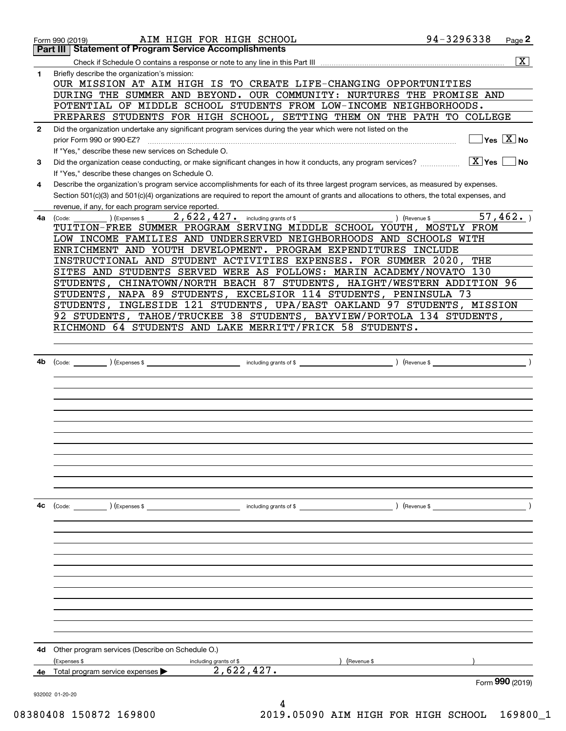Form 990 (2019) AIM HIGH FOR HIGH SCHOOL 94-3296338 Page **2**

## Part III Statement of Program Service Accomplishments

Check if Schedule O contains a response or note to any line in this Part III .......... [X]

**1** Briefly describe the organization's mission:

OUR MISSION AT AIM HIGH IS TO CREATE LIFE-CHANGING OPPORTUNITIES DURING THE SUMMER AND BEYOND. OUR COMMUNITY: NURTURES THE PROMISE AND POTENTIAL OF MIDDLE SCHOOL STUDENTS FROM LOW-INCOME NEIGHBORHOODS. PREPARES STUDENTS FOR HIGH SCHOOL, SETTING THEM ON THE PATH TO COLLEGE

**2** Did the organization undertake any significant program services during the year which were not listed on the prior Form 990 or 990-EZ? .......... [ ] Yes [X] No

If "Yes," describe these new services on Schedule O.

**3** Did the organization cease conducting, or make significant changes in how it conducts, any program services? .......... [X] Yes [ ] No

If "Yes," describe these changes on Schedule O.

**4** Describe the organization's program service accomplishments for each of its three largest program services, as measured by expenses. Section 501(c)(3) and 501(c)(4) organizations are required to report the amount of grants and allocations to others, the total expenses, and revenue, if any, for each program service reported.

**4a** (Code: ) (Expenses $ 2,622,427. including grants of $ ) (Revenue $ 57,462. )

TUITION-FREE SUMMER PROGRAM SERVING MIDDLE SCHOOL YOUTH, MOSTLY FROM LOW INCOME FAMILIES AND UNDERSERVED NEIGHBORHOODS AND SCHOOLS WITH ENRICHMENT AND YOUTH DEVELOPMENT. PROGRAM EXPENDITURES INCLUDE INSTRUCTIONAL AND STUDENT ACTIVITIES EXPENSES. FOR SUMMER 2020, THE SITES AND STUDENTS SERVED WERE AS FOLLOWS: MARIN ACADEMY/NOVATO 130 STUDENTS, CHINATOWN/NORTH BEACH 87 STUDENTS, HAIGHT/WESTERN ADDITION 96 STUDENTS, NAPA 89 STUDENTS, EXCELSIOR 114 STUDENTS, PENINSULA 73 STUDENTS, INGLESIDE 121 STUDENTS, UPA/EAST OAKLAND 97 STUDENTS, MISSION 92 STUDENTS, TAHOE/TRUCKEE 38 STUDENTS, BAYVIEW/PORTOLA 134 STUDENTS, RICHMOND 64 STUDENTS AND LAKE MERRITT/FRICK 58 STUDENTS.

**4b** (Code: ) (Expenses $ including grants of $ ) (Revenue $ )

**4c** (Code: ) (Expenses $ including grants of $ ) (Revenue $ )

**4d** Other program services (Describe on Schedule O.)

(Expenses $ including grants of $ ) (Revenue $ )

**4e** Total program service expenses ▶ 2,622,427.

Form **990** (2019)

932002 01-20-20

08380408 150872 169800 2019.05090 AIM HIGH FOR HIGH SCHOOL 169800_1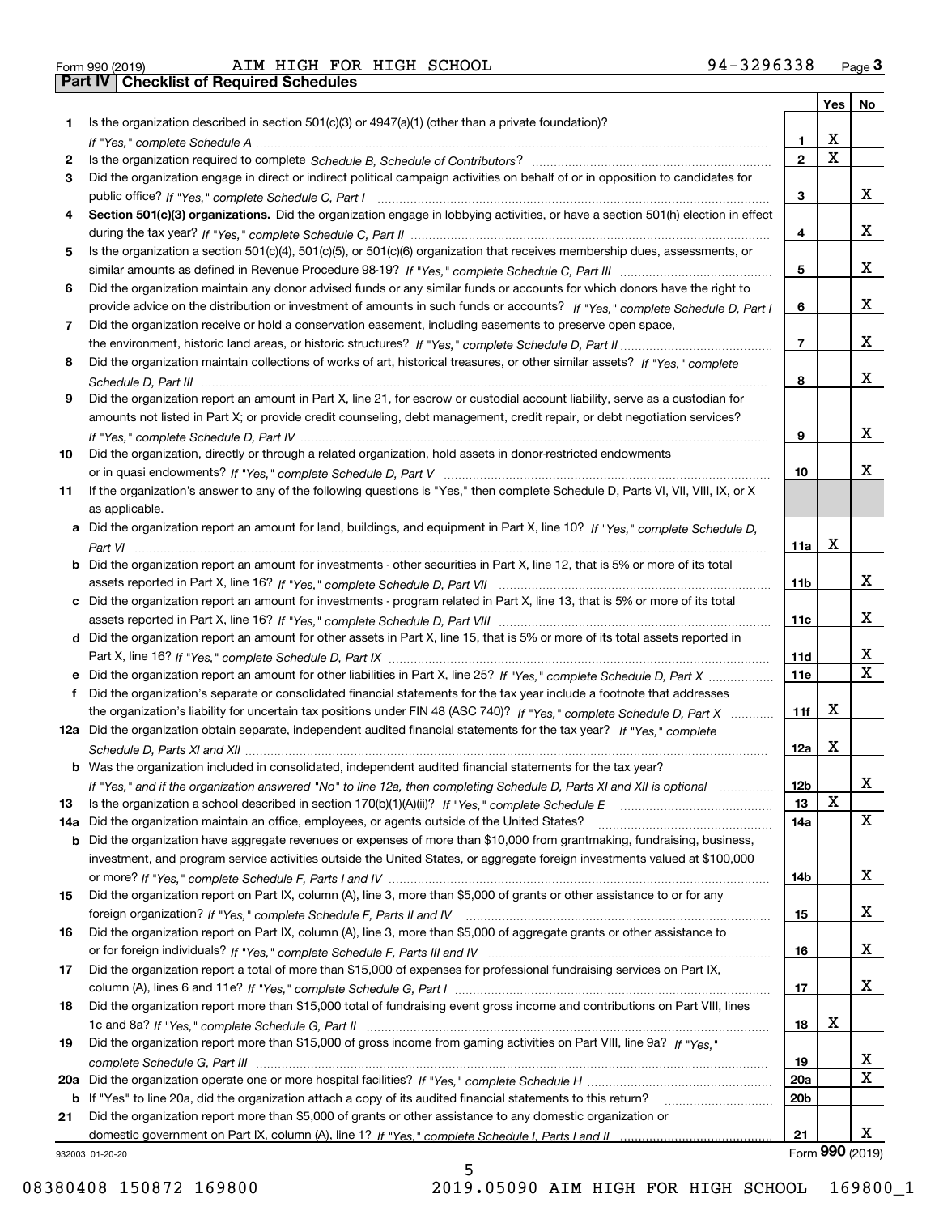Form 990 (2019) AIM HIGH FOR HIGH SCHOOL 94-3296338 Page **3**

## Part IV Checklist of Required Schedules

| | | | Yes | No |
|---|---|---|---|---|
| **1** | Is the organization described in section 501(c)(3) or 4947(a)(1) (other than a private foundation)? *If "Yes," complete Schedule A* | **1** | X | |
| **2** | Is the organization required to complete *Schedule B, Schedule of Contributors*? | **2** | X | |
| **3** | Did the organization engage in direct or indirect political campaign activities on behalf of or in opposition to candidates for public office? *If "Yes," complete Schedule C, Part I* | **3** | | X |
| **4** | **Section 501(c)(3) organizations.** Did the organization engage in lobbying activities, or have a section 501(h) election in effect during the tax year? *If "Yes," complete Schedule C, Part II* | **4** | | X |
| **5** | Is the organization a section 501(c)(4), 501(c)(5), or 501(c)(6) organization that receives membership dues, assessments, or similar amounts as defined in Revenue Procedure 98-19? *If "Yes," complete Schedule C, Part III* | **5** | | X |
| **6** | Did the organization maintain any donor advised funds or any similar funds or accounts for which donors have the right to provide advice on the distribution or investment of amounts in such funds or accounts? *If "Yes," complete Schedule D, Part I* | **6** | | X |
| **7** | Did the organization receive or hold a conservation easement, including easements to preserve open space, the environment, historic land areas, or historic structures? *If "Yes," complete Schedule D, Part II* | **7** | | X |
| **8** | Did the organization maintain collections of works of art, historical treasures, or other similar assets? *If "Yes," complete Schedule D, Part III* | **8** | | X |
| **9** | Did the organization report an amount in Part X, line 21, for escrow or custodial account liability, serve as a custodian for amounts not listed in Part X; or provide credit counseling, debt management, credit repair, or debt negotiation services? *If "Yes," complete Schedule D, Part IV* | **9** | | X |
| **10** | Did the organization, directly or through a related organization, hold assets in donor-restricted endowments or in quasi endowments? *If "Yes," complete Schedule D, Part V* | **10** | | X |
| **11** | If the organization's answer to any of the following questions is "Yes," then complete Schedule D, Parts VI, VII, VIII, IX, or X as applicable. | | | |
| **a** | Did the organization report an amount for land, buildings, and equipment in Part X, line 10? *If "Yes," complete Schedule D, Part VI* | **11a** | X | |
| **b** | Did the organization report an amount for investments - other securities in Part X, line 12, that is 5% or more of its total assets reported in Part X, line 16? *If "Yes," complete Schedule D, Part VII* | **11b** | | X |
| **c** | Did the organization report an amount for investments - program related in Part X, line 13, that is 5% or more of its total assets reported in Part X, line 16? *If "Yes," complete Schedule D, Part VIII* | **11c** | | X |
| **d** | Did the organization report an amount for other assets in Part X, line 15, that is 5% or more of its total assets reported in Part X, line 16? *If "Yes," complete Schedule D, Part IX* | **11d** | | X |
| **e** | Did the organization report an amount for other liabilities in Part X, line 25? *If "Yes," complete Schedule D, Part X* | **11e** | | X |
| **f** | Did the organization's separate or consolidated financial statements for the tax year include a footnote that addresses the organization's liability for uncertain tax positions under FIN 48 (ASC 740)? *If "Yes," complete Schedule D, Part X* | **11f** | X | |
| **12a** | Did the organization obtain separate, independent audited financial statements for the tax year? *If "Yes," complete Schedule D, Parts XI and XII* | **12a** | X | |
| **b** | Was the organization included in consolidated, independent audited financial statements for the tax year? *If "Yes," and if the organization answered "No" to line 12a, then completing Schedule D, Parts XI and XII is optional* | **12b** | | X |
| **13** | Is the organization a school described in section 170(b)(1)(A)(ii)? *If "Yes," complete Schedule E* | **13** | X | |
| **14a** | Did the organization maintain an office, employees, or agents outside of the United States? | **14a** | | X |
| **b** | Did the organization have aggregate revenues or expenses of more than $10,000 from grantmaking, fundraising, business, investment, and program service activities outside the United States, or aggregate foreign investments valued at $100,000 or more? *If "Yes," complete Schedule F, Parts I and IV* | **14b** | | X |
| **15** | Did the organization report on Part IX, column (A), line 3, more than $5,000 of grants or other assistance to or for any foreign organization? *If "Yes," complete Schedule F, Parts II and IV* | **15** | | X |
| **16** | Did the organization report on Part IX, column (A), line 3, more than $5,000 of aggregate grants or other assistance to or for foreign individuals? *If "Yes," complete Schedule F, Parts III and IV* | **16** | | X |
| **17** | Did the organization report a total of more than $15,000 of expenses for professional fundraising services on Part IX, column (A), lines 6 and 11e? *If "Yes," complete Schedule G, Part I* | **17** | | X |
| **18** | Did the organization report more than $15,000 total of fundraising event gross income and contributions on Part VIII, lines 1c and 8a? *If "Yes," complete Schedule G, Part II* | **18** | X | |
| **19** | Did the organization report more than $15,000 of gross income from gaming activities on Part VIII, line 9a? *If "Yes," complete Schedule G, Part III* | **19** | | X |
| **20a** | Did the organization operate one or more hospital facilities? *If "Yes," complete Schedule H* | **20a** | | X |
| **b** | If "Yes" to line 20a, did the organization attach a copy of its audited financial statements to this return? | **20b** | | |
| **21** | Did the organization report more than $5,000 of grants or other assistance to any domestic organization or domestic government on Part IX, column (A), line 1? *If "Yes," complete Schedule I, Parts I and II* | **21** | | X |

932003 01-20-20 Form **990** (2019)

08380408 150872 169800 2019.05090 AIM HIGH FOR HIGH SCHOOL 169800_1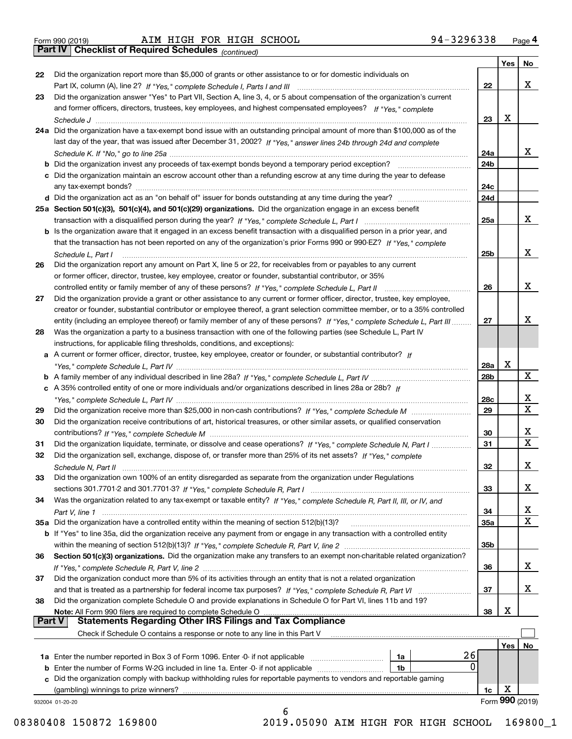Form 990 (2019) AIM HIGH FOR HIGH SCHOOL 94-3296338 Page 4

**Part IV Checklist of Required Schedules** *(continued)*

| | | | Yes | No |
|---|---|---|---|---|
| 22 | Did the organization report more than $5,000 of grants or other assistance to or for domestic individuals on Part IX, column (A), line 2? *If "Yes," complete Schedule I, Parts I and III* | 22 | | X |
| 23 | Did the organization answer "Yes" to Part VII, Section A, line 3, 4, or 5 about compensation of the organization's current and former officers, directors, trustees, key employees, and highest compensated employees? *If "Yes," complete Schedule J* | 23 | X | |
| 24a | Did the organization have a tax-exempt bond issue with an outstanding principal amount of more than $100,000 as of the last day of the year, that was issued after December 31, 2002? *If "Yes," answer lines 24b through 24d and complete Schedule K. If "No," go to line 25a* | 24a | | X |
| b | Did the organization invest any proceeds of tax-exempt bonds beyond a temporary period exception? | 24b | | |
| c | Did the organization maintain an escrow account other than a refunding escrow at any time during the year to defease any tax-exempt bonds? | 24c | | |
| d | Did the organization act as an "on behalf of" issuer for bonds outstanding at any time during the year? | 24d | | |
| 25a | **Section 501(c)(3), 501(c)(4), and 501(c)(29) organizations.** Did the organization engage in an excess benefit transaction with a disqualified person during the year? *If "Yes," complete Schedule L, Part I* | 25a | | X |
| b | Is the organization aware that it engaged in an excess benefit transaction with a disqualified person in a prior year, and that the transaction has not been reported on any of the organization's prior Forms 990 or 990-EZ? *If "Yes," complete Schedule L, Part I* | 25b | | X |
| 26 | Did the organization report any amount on Part X, line 5 or 22, for receivables from or payables to any current or former officer, director, trustee, key employee, creator or founder, substantial contributor, or 35% controlled entity or family member of any of these persons? *If "Yes," complete Schedule L, Part II* | 26 | | X |
| 27 | Did the organization provide a grant or other assistance to any current or former officer, director, trustee, key employee, creator or founder, substantial contributor or employee thereof, a grant selection committee member, or to a 35% controlled entity (including an employee thereof) or family member of any of these persons? *If "Yes," complete Schedule L, Part III* | 27 | | X |
| 28 | Was the organization a party to a business transaction with one of the following parties (see Schedule L, Part IV instructions, for applicable filing thresholds, conditions, and exceptions): | | | |
| a | A current or former officer, director, trustee, key employee, creator or founder, or substantial contributor? *If "Yes," complete Schedule L, Part IV* | 28a | X | |
| b | A family member of any individual described in line 28a? *If "Yes," complete Schedule L, Part IV* | 28b | | X |
| c | A 35% controlled entity of one or more individuals and/or organizations described in lines 28a or 28b? *If "Yes," complete Schedule L, Part IV* | 28c | | X |
| 29 | Did the organization receive more than $25,000 in non-cash contributions? *If "Yes," complete Schedule M* | 29 | | X |
| 30 | Did the organization receive contributions of art, historical treasures, or other similar assets, or qualified conservation contributions? *If "Yes," complete Schedule M* | 30 | | X |
| 31 | Did the organization liquidate, terminate, or dissolve and cease operations? *If "Yes," complete Schedule N, Part I* | 31 | | X |
| 32 | Did the organization sell, exchange, dispose of, or transfer more than 25% of its net assets? *If "Yes," complete Schedule N, Part II* | 32 | | X |
| 33 | Did the organization own 100% of an entity disregarded as separate from the organization under Regulations sections 301.7701-2 and 301.7701-3? *If "Yes," complete Schedule R, Part I* | 33 | | X |
| 34 | Was the organization related to any tax-exempt or taxable entity? *If "Yes," complete Schedule R, Part II, III, or IV, and Part V, line 1* | 34 | | X |
| 35a | Did the organization have a controlled entity within the meaning of section 512(b)(13)? | 35a | | X |
| b | If "Yes" to line 35a, did the organization receive any payment from or engage in any transaction with a controlled entity within the meaning of section 512(b)(13)? *If "Yes," complete Schedule R, Part V, line 2* | 35b | | |
| 36 | **Section 501(c)(3) organizations.** Did the organization make any transfers to an exempt non-charitable related organization? *If "Yes," complete Schedule R, Part V, line 2* | 36 | | X |
| 37 | Did the organization conduct more than 5% of its activities through an entity that is not a related organization and that is treated as a partnership for federal income tax purposes? *If "Yes," complete Schedule R, Part VI* | 37 | | X |
| 38 | Did the organization complete Schedule O and provide explanations in Schedule O for Part VI, lines 11b and 19? **Note:** All Form 990 filers are required to complete Schedule O | 38 | X | |

**Part V Statements Regarding Other IRS Filings and Tax Compliance**

Check if Schedule O contains a response or note to any line in this Part V ☐

| | | | | | Yes | No |
|---|---|---|---|---|---|---|
| 1a | Enter the number reported in Box 3 of Form 1096. Enter -0- if not applicable | 1a | 26 | | | |
| b | Enter the number of Forms W-2G included in line 1a. Enter -0- if not applicable | 1b | 0 | | | |
| c | Did the organization comply with backup withholding rules for reportable payments to vendors and reportable gaming (gambling) winnings to prize winners? | | | 1c | X | |

932004 01-20-20 Form **990** (2019)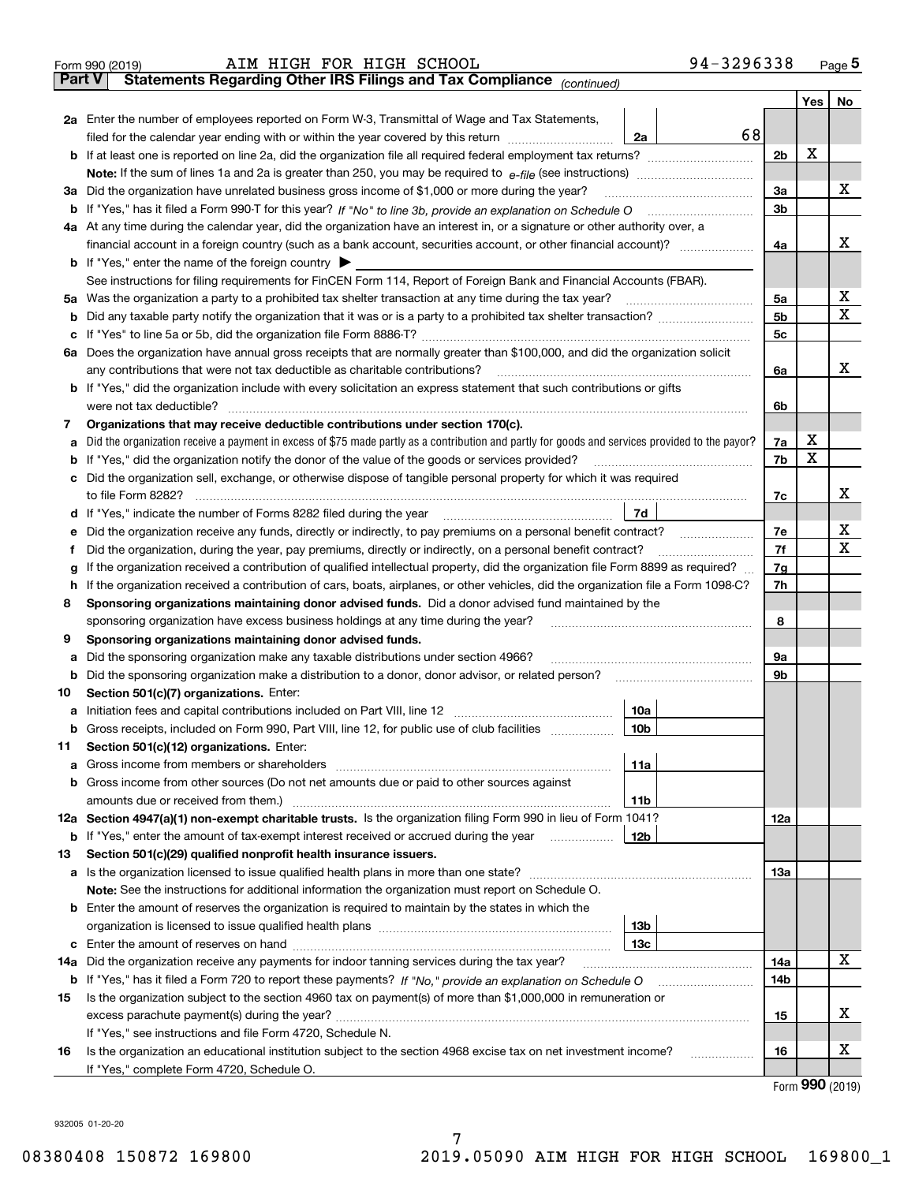Form 990 (2019) AIM HIGH FOR HIGH SCHOOL 94-3296338 Page 5

## Part V Statements Regarding Other IRS Filings and Tax Compliance *(continued)*

| | | | | Yes | No |
|---|---|---|---|---|---|
| **2a** | Enter the number of employees reported on Form W-3, Transmittal of Wage and Tax Statements, filed for the calendar year ending with or within the year covered by this return | 2a | 68 | | |
| **b** | If at least one is reported on line 2a, did the organization file all required federal employment tax returns? | | 2b | X | |
| | **Note:** If the sum of lines 1a and 2a is greater than 250, you may be required to *e-file* (see instructions) | | | | |
| **3a** | Did the organization have unrelated business gross income of $1,000 or more during the year? | | 3a | | X |
| **b** | If "Yes," has it filed a Form 990-T for this year? *If "No" to line 3b, provide an explanation on Schedule O* | | 3b | | |
| **4a** | At any time during the calendar year, did the organization have an interest in, or a signature or other authority over, a financial account in a foreign country (such as a bank account, securities account, or other financial account)? | | 4a | | X |
| **b** | If "Yes," enter the name of the foreign country ▶ | | | | |
| | See instructions for filing requirements for FinCEN Form 114, Report of Foreign Bank and Financial Accounts (FBAR). | | | | |
| **5a** | Was the organization a party to a prohibited tax shelter transaction at any time during the tax year? | | 5a | | X |
| **b** | Did any taxable party notify the organization that it was or is a party to a prohibited tax shelter transaction? | | 5b | | X |
| **c** | If "Yes" to line 5a or 5b, did the organization file Form 8886-T? | | 5c | | |
| **6a** | Does the organization have annual gross receipts that are normally greater than $100,000, and did the organization solicit any contributions that were not tax deductible as charitable contributions? | | 6a | | X |
| **b** | If "Yes," did the organization include with every solicitation an express statement that such contributions or gifts were not tax deductible? | | 6b | | |
| **7** | **Organizations that may receive deductible contributions under section 170(c).** | | | | |
| **a** | Did the organization receive a payment in excess of $75 made partly as a contribution and partly for goods and services provided to the payor? | | 7a | X | |
| **b** | If "Yes," did the organization notify the donor of the value of the goods or services provided? | | 7b | X | |
| **c** | Did the organization sell, exchange, or otherwise dispose of tangible personal property for which it was required to file Form 8282? | | 7c | | X |
| **d** | If "Yes," indicate the number of Forms 8282 filed during the year | 7d | | | |
| **e** | Did the organization receive any funds, directly or indirectly, to pay premiums on a personal benefit contract? | | 7e | | X |
| **f** | Did the organization, during the year, pay premiums, directly or indirectly, on a personal benefit contract? | | 7f | | X |
| **g** | If the organization received a contribution of qualified intellectual property, did the organization file Form 8899 as required? | | 7g | | |
| **h** | If the organization received a contribution of cars, boats, airplanes, or other vehicles, did the organization file a Form 1098-C? | | 7h | | |
| **8** | **Sponsoring organizations maintaining donor advised funds.** Did a donor advised fund maintained by the sponsoring organization have excess business holdings at any time during the year? | | 8 | | |
| **9** | **Sponsoring organizations maintaining donor advised funds.** | | | | |
| **a** | Did the sponsoring organization make any taxable distributions under section 4966? | | 9a | | |
| **b** | Did the sponsoring organization make a distribution to a donor, donor advisor, or related person? | | 9b | | |
| **10** | **Section 501(c)(7) organizations.** Enter: | | | | |
| **a** | Initiation fees and capital contributions included on Part VIII, line 12 | 10a | | | |
| **b** | Gross receipts, included on Form 990, Part VIII, line 12, for public use of club facilities | 10b | | | |
| **11** | **Section 501(c)(12) organizations.** Enter: | | | | |
| **a** | Gross income from members or shareholders | 11a | | | |
| **b** | Gross income from other sources (Do not net amounts due or paid to other sources against amounts due or received from them.) | 11b | | | |
| **12a** | **Section 4947(a)(1) non-exempt charitable trusts.** Is the organization filing Form 990 in lieu of Form 1041? | | 12a | | |
| **b** | If "Yes," enter the amount of tax-exempt interest received or accrued during the year | 12b | | | |
| **13** | **Section 501(c)(29) qualified nonprofit health insurance issuers.** | | | | |
| **a** | Is the organization licensed to issue qualified health plans in more than one state? | | 13a | | |
| | **Note:** See the instructions for additional information the organization must report on Schedule O. | | | | |
| **b** | Enter the amount of reserves the organization is required to maintain by the states in which the organization is licensed to issue qualified health plans | 13b | | | |
| **c** | Enter the amount of reserves on hand | 13c | | | |
| **14a** | Did the organization receive any payments for indoor tanning services during the tax year? | | 14a | | X |
| **b** | If "Yes," has it filed a Form 720 to report these payments? *If "No," provide an explanation on Schedule O* | | 14b | | |
| **15** | Is the organization subject to the section 4960 tax on payment(s) of more than $1,000,000 in remuneration or excess parachute payment(s) during the year? | | 15 | | X |
| | If "Yes," see instructions and file Form 4720, Schedule N. | | | | |
| **16** | Is the organization an educational institution subject to the section 4968 excise tax on net investment income? | | 16 | | X |
| | If "Yes," complete Form 4720, Schedule O. | | | | |

Form **990** (2019)

932005 01-20-20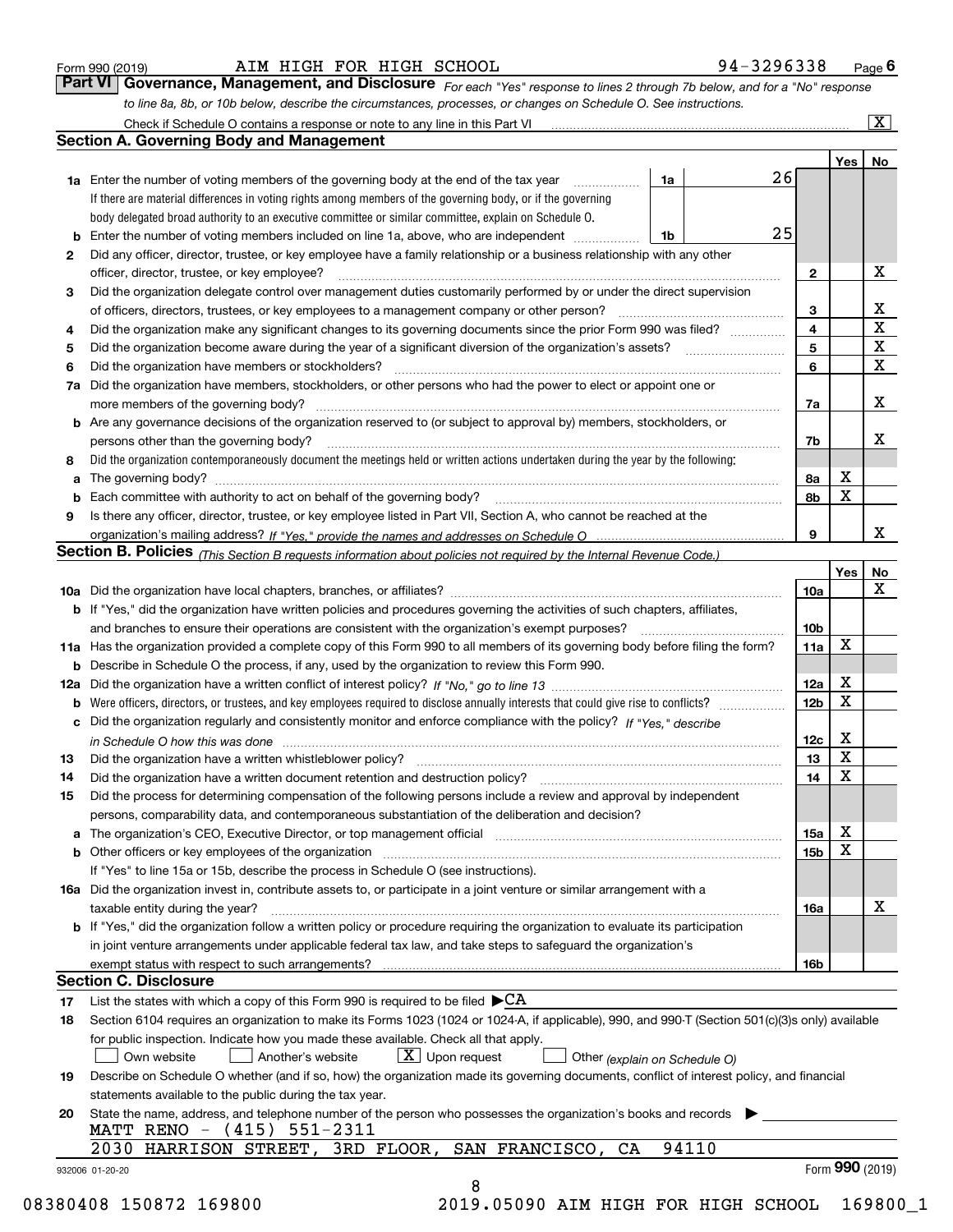Form 990 (2019) AIM HIGH FOR HIGH SCHOOL 94-3296338 Page 6

## Part VI Governance, Management, and Disclosure

*For each "Yes" response to lines 2 through 7b below, and for a "No" response to line 8a, 8b, or 10b below, describe the circumstances, processes, or changes on Schedule O. See instructions.*

Check if Schedule O contains a response or note to any line in this Part VI [X]

### Section A. Governing Body and Management

| | | | | Yes | No |
|---|---|---|---|---|---|
| 1a | Enter the number of voting members of the governing body at the end of the tax year. If there are material differences in voting rights among members of the governing body, or if the governing body delegated broad authority to an executive committee or similar committee, explain on Schedule O. | 1a | 26 | | |
| b | Enter the number of voting members included on line 1a, above, who are independent | 1b | 25 | | |
| 2 | Did any officer, director, trustee, or key employee have a family relationship or a business relationship with any other officer, director, trustee, or key employee? | 2 | | | X |
| 3 | Did the organization delegate control over management duties customarily performed by or under the direct supervision of officers, directors, trustees, or key employees to a management company or other person? | 3 | | | X |
| 4 | Did the organization make any significant changes to its governing documents since the prior Form 990 was filed? | 4 | | | X |
| 5 | Did the organization become aware during the year of a significant diversion of the organization's assets? | 5 | | | X |
| 6 | Did the organization have members or stockholders? | 6 | | | X |
| 7a | Did the organization have members, stockholders, or other persons who had the power to elect or appoint one or more members of the governing body? | 7a | | | X |
| b | Are any governance decisions of the organization reserved to (or subject to approval by) members, stockholders, or persons other than the governing body? | 7b | | | X |
| 8 | Did the organization contemporaneously document the meetings held or written actions undertaken during the year by the following: | | | | |
| a | The governing body? | 8a | | X | |
| b | Each committee with authority to act on behalf of the governing body? | 8b | | X | |
| 9 | Is there any officer, director, trustee, or key employee listed in Part VII, Section A, who cannot be reached at the organization's mailing address? *If "Yes," provide the names and addresses on Schedule O* | 9 | | | X |

### Section B. Policies *(This Section B requests information about policies not required by the Internal Revenue Code.)*

| | | | Yes | No |
|---|---|---|---|---|
| 10a | Did the organization have local chapters, branches, or affiliates? | 10a | | X |
| b | If "Yes," did the organization have written policies and procedures governing the activities of such chapters, affiliates, and branches to ensure their operations are consistent with the organization's exempt purposes? | 10b | | |
| 11a | Has the organization provided a complete copy of this Form 990 to all members of its governing body before filing the form? | 11a | X | |
| b | Describe in Schedule O the process, if any, used by the organization to review this Form 990. | | | |
| 12a | Did the organization have a written conflict of interest policy? *If "No," go to line 13* | 12a | X | |
| b | Were officers, directors, or trustees, and key employees required to disclose annually interests that could give rise to conflicts? | 12b | X | |
| c | Did the organization regularly and consistently monitor and enforce compliance with the policy? *If "Yes," describe in Schedule O how this was done* | 12c | X | |
| 13 | Did the organization have a written whistleblower policy? | 13 | X | |
| 14 | Did the organization have a written document retention and destruction policy? | 14 | X | |
| 15 | Did the process for determining compensation of the following persons include a review and approval by independent persons, comparability data, and contemporaneous substantiation of the deliberation and decision? | | | |
| a | The organization's CEO, Executive Director, or top management official | 15a | X | |
| b | Other officers or key employees of the organization | 15b | X | |
| | If "Yes" to line 15a or 15b, describe the process in Schedule O (see instructions). | | | |
| 16a | Did the organization invest in, contribute assets to, or participate in a joint venture or similar arrangement with a taxable entity during the year? | 16a | | X |
| b | If "Yes," did the organization follow a written policy or procedure requiring the organization to evaluate its participation in joint venture arrangements under applicable federal tax law, and take steps to safeguard the organization's exempt status with respect to such arrangements? | 16b | | |

### Section C. Disclosure

17 List the states with which a copy of this Form 990 is required to be filed ▶CA

18 Section 6104 requires an organization to make its Forms 1023 (1024 or 1024-A, if applicable), 990, and 990-T (Section 501(c)(3)s only) available for public inspection. Indicate how you made these available. Check all that apply.

[ ] Own website [ ] Another's website [X] Upon request [ ] Other *(explain on Schedule O)*

19 Describe on Schedule O whether (and if so, how) the organization made its governing documents, conflict of interest policy, and financial statements available to the public during the tax year.

20 State the name, address, and telephone number of the person who possesses the organization's books and records ▶

MATT RENO - (415) 551-2311
2030 HARRISON STREET, 3RD FLOOR, SAN FRANCISCO, CA 94110

932006 01-20-20 Form **990** (2019)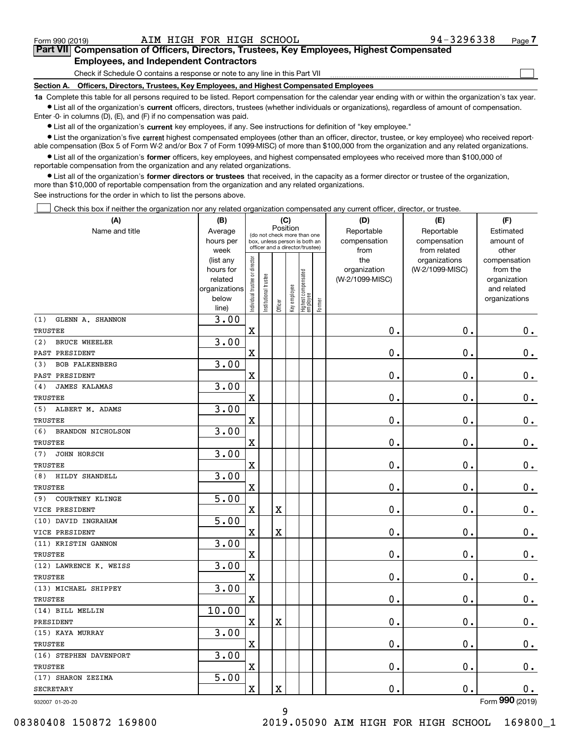Form 990 (2019) AIM HIGH FOR HIGH SCHOOL 94-3296338 Page 7

## Part VII Compensation of Officers, Directors, Trustees, Key Employees, Highest Compensated Employees, and Independent Contractors

Check if Schedule O contains a response or note to any line in this Part VII ☐

### Section A. Officers, Directors, Trustees, Key Employees, and Highest Compensated Employees

**1a** Complete this table for all persons required to be listed. Report compensation for the calendar year ending with or within the organization's tax year.

- List all of the organization's **current** officers, directors, trustees (whether individuals or organizations), regardless of amount of compensation. Enter -0- in columns (D), (E), and (F) if no compensation was paid.
- List all of the organization's **current** key employees, if any. See instructions for definition of "key employee."
- List the organization's five **current** highest compensated employees (other than an officer, director, trustee, or key employee) who received reportable compensation (Box 5 of Form W-2 and/or Box 7 of Form 1099-MISC) of more than $100,000 from the organization and any related organizations.
- List all of the organization's **former** officers, key employees, and highest compensated employees who received more than $100,000 of reportable compensation from the organization and any related organizations.
- List all of the organization's **former directors or trustees** that received, in the capacity as a former director or trustee of the organization, more than $10,000 of reportable compensation from the organization and any related organizations.

See instructions for the order in which to list the persons above.

☐ Check this box if neither the organization nor any related organization compensated any current officer, director, or trustee.

| (A) Name and title | (B) Average hours per week (list any hours for related organizations below line) | (C) Position (do not check more than one box, unless person is both an officer and a director/trustee) | | | | | | (D) Reportable compensation from the organization (W-2/1099-MISC) | (E) Reportable compensation from related organizations (W-2/1099-MISC) | (F) Estimated amount of other compensation from the organization and related organizations |
|---|---|---|---|---|---|---|---|---|---|---|
| | | Individual trustee or director | Institutional trustee | Officer | Key employee | Highest compensated employee | Former | | | |
| (1) GLENN A. SHANNON<br>TRUSTEE | 3.00 | X | | | | | | 0. | 0. | 0. |
| (2) BRUCE WHEELER<br>PAST PRESIDENT | 3.00 | X | | | | | | 0. | 0. | 0. |
| (3) BOB FALKENBERG<br>PAST PRESIDENT | 3.00 | X | | | | | | 0. | 0. | 0. |
| (4) JAMES KALAMAS<br>TRUSTEE | 3.00 | X | | | | | | 0. | 0. | 0. |
| (5) ALBERT M. ADAMS<br>TRUSTEE | 3.00 | X | | | | | | 0. | 0. | 0. |
| (6) BRANDON NICHOLSON<br>TRUSTEE | 3.00 | X | | | | | | 0. | 0. | 0. |
| (7) JOHN HORSCH<br>TRUSTEE | 3.00 | X | | | | | | 0. | 0. | 0. |
| (8) HILDY SHANDELL<br>TRUSTEE | 3.00 | X | | | | | | 0. | 0. | 0. |
| (9) COURTNEY KLINGE<br>VICE PRESIDENT | 5.00 | X | | X | | | | 0. | 0. | 0. |
| (10) DAVID INGRAHAM<br>VICE PRESIDENT | 5.00 | X | | X | | | | 0. | 0. | 0. |
| (11) KRISTIN GANNON<br>TRUSTEE | 3.00 | X | | | | | | 0. | 0. | 0. |
| (12) LAWRENCE K. WEISS<br>TRUSTEE | 3.00 | X | | | | | | 0. | 0. | 0. |
| (13) MICHAEL SHIPPEY<br>TRUSTEE | 3.00 | X | | | | | | 0. | 0. | 0. |
| (14) BILL MELLIN<br>PRESIDENT | 10.00 | X | | X | | | | 0. | 0. | 0. |
| (15) KAYA MURRAY<br>TRUSTEE | 3.00 | X | | | | | | 0. | 0. | 0. |
| (16) STEPHEN DAVENPORT<br>TRUSTEE | 3.00 | X | | | | | | 0. | 0. | 0. |
| (17) SHARON ZEZIMA<br>SECRETARY | 5.00 | X | | X | | | | 0. | 0. | 0. |

932007 01-20-20 Form 990 (2019)

08380408 150872 169800 2019.05090 AIM HIGH FOR HIGH SCHOOL 169800_1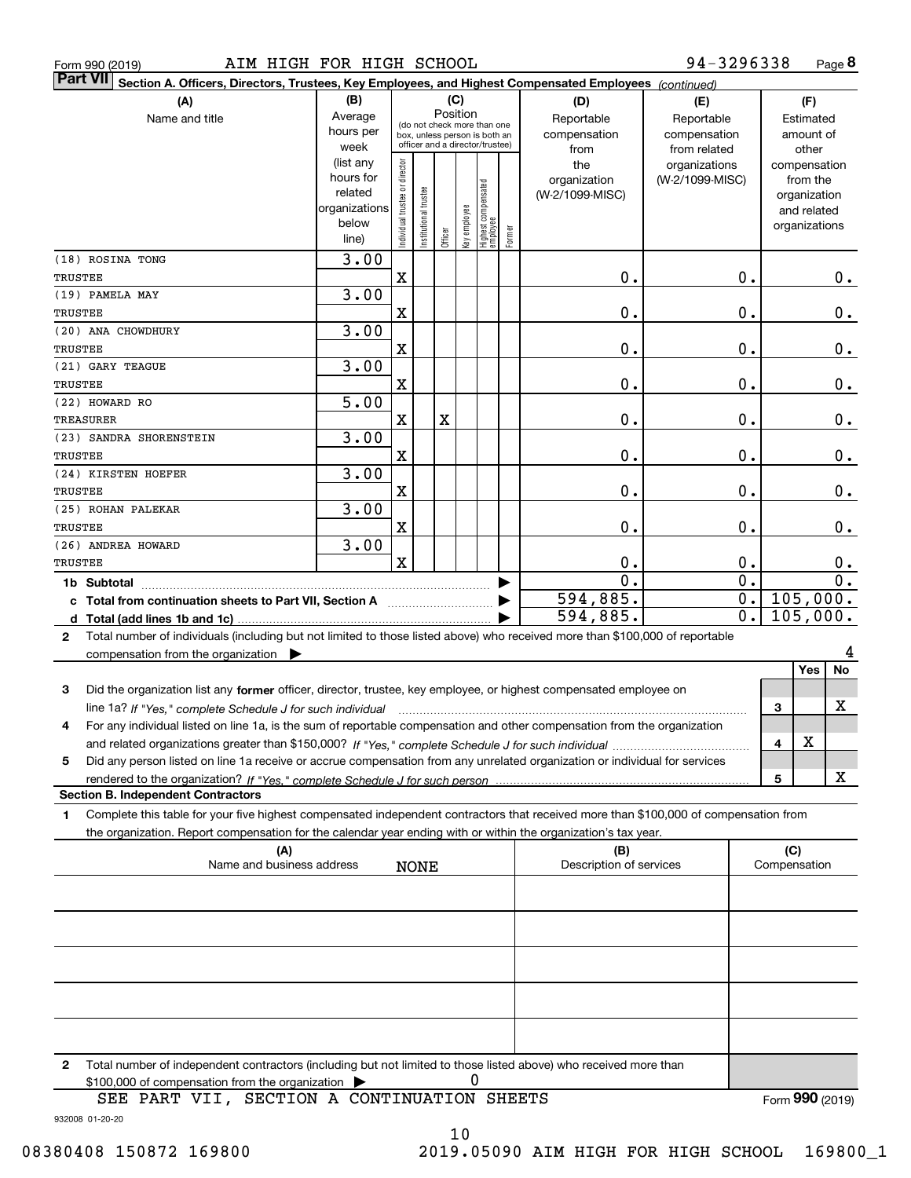Form 990 (2019) AIM HIGH FOR HIGH SCHOOL 94-3296338 Page **8**

**Part VII** **Section A. Officers, Directors, Trustees, Key Employees, and Highest Compensated Employees** *(continued)*

| (A) Name and title | (B) Average hours per week (list any hours for related organizations below line) | (C) Position: Individual trustee or director | Institutional trustee | Officer | Key employee | Highest compensated employee | Former | (D) Reportable compensation from the organization (W-2/1099-MISC) | (E) Reportable compensation from related organizations (W-2/1099-MISC) | (F) Estimated amount of other compensation from the organization and related organizations |
|---|---|---|---|---|---|---|---|---|---|---|
| (18) ROSINA TONG<br>TRUSTEE | 3.00 | X | | | | | | 0. | 0. | 0. |
| (19) PAMELA MAY<br>TRUSTEE | 3.00 | X | | | | | | 0. | 0. | 0. |
| (20) ANA CHOWDHURY<br>TRUSTEE | 3.00 | X | | | | | | 0. | 0. | 0. |
| (21) GARY TEAGUE<br>TRUSTEE | 3.00 | X | | | | | | 0. | 0. | 0. |
| (22) HOWARD RO<br>TREASURER | 5.00 | X | | X | | | | 0. | 0. | 0. |
| (23) SANDRA SHORENSTEIN<br>TRUSTEE | 3.00 | X | | | | | | 0. | 0. | 0. |
| (24) KIRSTEN HOEFER<br>TRUSTEE | 3.00 | X | | | | | | 0. | 0. | 0. |
| (25) ROHAN PALEKAR<br>TRUSTEE | 3.00 | X | | | | | | 0. | 0. | 0. |
| (26) ANDREA HOWARD<br>TRUSTEE | 3.00 | X | | | | | | 0. | 0. | 0. |
| **1b Subtotal** | | | | | | | | 0. | 0. | 0. |
| **c Total from continuation sheets to Part VII, Section A** | | | | | | | | 594,885. | 0. | 105,000. |
| **d Total (add lines 1b and 1c)** | | | | | | | | 594,885. | 0. | 105,000. |

**2** Total number of individuals (including but not limited to those listed above) who received more than $100,000 of reportable compensation from the organization ▶ 4

| | | Yes | No |
|---|---|---|---|
| **3** Did the organization list any **former** officer, director, trustee, key employee, or highest compensated employee on line 1a? *If "Yes," complete Schedule J for such individual* | 3 | | X |
| **4** For any individual listed on line 1a, is the sum of reportable compensation and other compensation from the organization and related organizations greater than $150,000? *If "Yes," complete Schedule J for such individual* | 4 | X | |
| **5** Did any person listed on line 1a receive or accrue compensation from any unrelated organization or individual for services rendered to the organization? *If "Yes," complete Schedule J for such person* | 5 | | X |

**Section B. Independent Contractors**

**1** Complete this table for your five highest compensated independent contractors that received more than $100,000 of compensation from the organization. Report compensation for the calendar year ending with or within the organization's tax year.

| (A) Name and business address | (B) Description of services | (C) Compensation |
|---|---|---|
| NONE | | |
| | | |
| | | |
| | | |
| | | |

**2** Total number of independent contractors (including but not limited to those listed above) who received more than $100,000 of compensation from the organization ▶ 0

SEE PART VII, SECTION A CONTINUATION SHEETS

Form **990** (2019)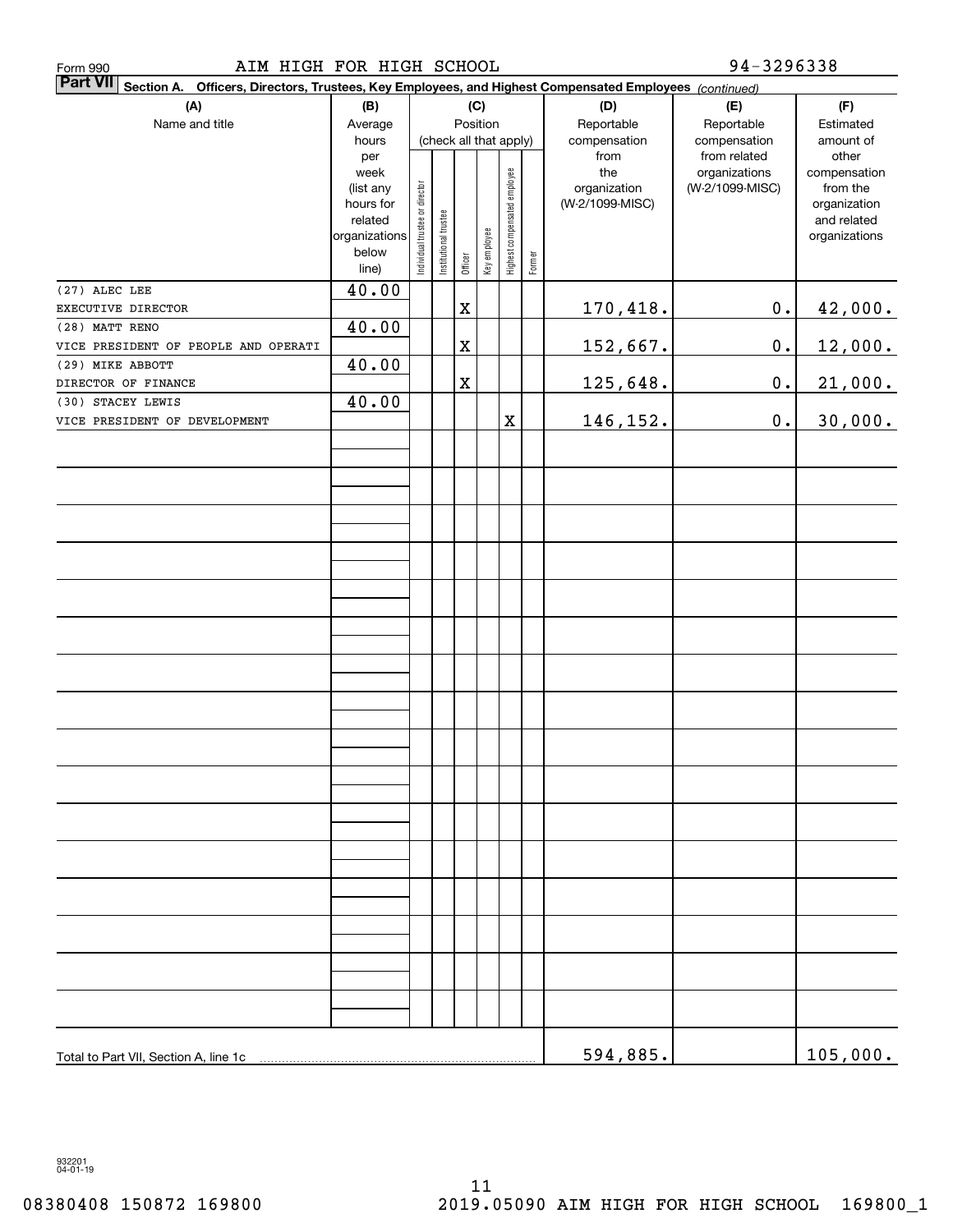Form 990 AIM HIGH FOR HIGH SCHOOL 94-3296338

**Part VII** **Section A. Officers, Directors, Trustees, Key Employees, and Highest Compensated Employees** *(continued)*

| (A) Name and title | (B) Average hours per week (list any hours for related organizations below line) | (C) Position (check all that apply): Individual trustee or director | Institutional trustee | Officer | Key employee | Highest compensated employee | Former | (D) Reportable compensation from the organization (W-2/1099-MISC) | (E) Reportable compensation from related organizations (W-2/1099-MISC) | (F) Estimated amount of other compensation from the organization and related organizations |
|---|---|---|---|---|---|---|---|---|---|---|
| (27) ALEC LEE<br>EXECUTIVE DIRECTOR | 40.00 | | | X | | | | 170,418. | 0. | 42,000. |
| (28) MATT RENO<br>VICE PRESIDENT OF PEOPLE AND OPERATI | 40.00 | | | X | | | | 152,667. | 0. | 12,000. |
| (29) MIKE ABBOTT<br>DIRECTOR OF FINANCE | 40.00 | | | X | | | | 125,648. | 0. | 21,000. |
| (30) STACEY LEWIS<br>VICE PRESIDENT OF DEVELOPMENT | 40.00 | | | | | X | | 146,152. | 0. | 30,000. |
| Total to Part VII, Section A, line 1c | | | | | | | | 594,885. | | 105,000. |

932201 04-01-19

08380408 150872 169800 2019.05090 AIM HIGH FOR HIGH SCHOOL 169800_1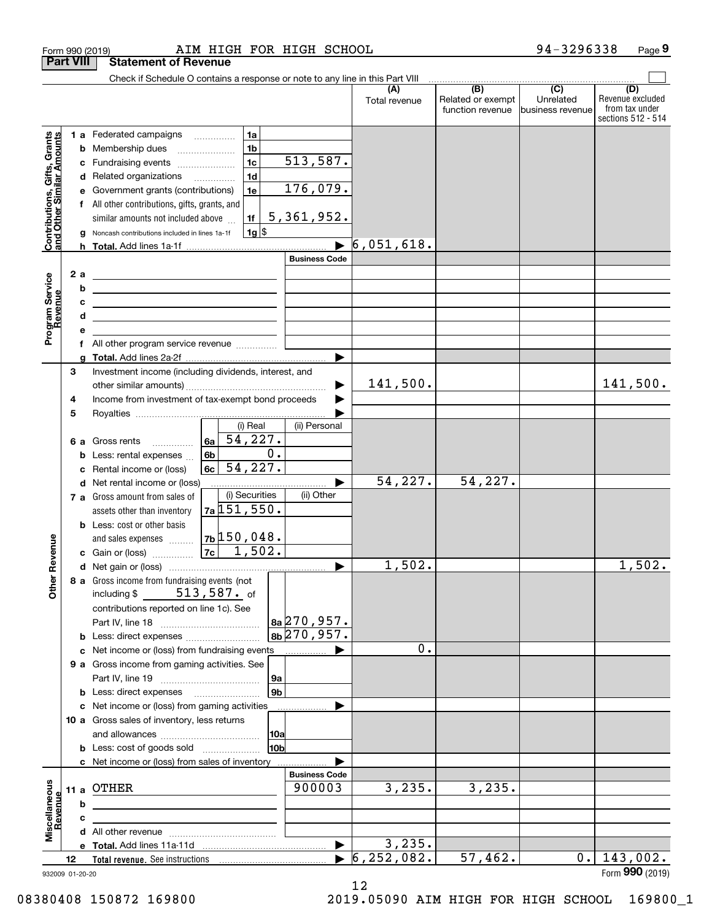Form 990 (2019) AIM HIGH FOR HIGH SCHOOL 94-3296338 Page 9

## Part VIII Statement of Revenue

Check if Schedule O contains a response or note to any line in this Part VIII

| | | | | (A) Total revenue | (B) Related or exempt function revenue | (C) Unrelated business revenue | (D) Revenue excluded from tax under sections 512 - 514 |
|---|---|---|---|---|---|---|---|
| **Contributions, Gifts, Grants and Other Similar Amounts** | 1 a Federated campaigns | 1a | | | | | |
| | b Membership dues | 1b | | | | | |
| | c Fundraising events | 1c | 513,587. | | | | |
| | d Related organizations | 1d | | | | | |
| | e Government grants (contributions) | 1e | 176,079. | | | | |
| | f All other contributions, gifts, grants, and similar amounts not included above | 1f | 5,361,952. | | | | |
| | g Noncash contributions included in lines 1a-1f | 1g | $ | | | | |
| | h **Total.** Add lines 1a-1f | | ▶ | 6,051,618. | | | |
| | | | **Business Code** | | | | |
| **Program Service Revenue** | 2 a | | | | | | |
| | b | | | | | | |
| | c | | | | | | |
| | d | | | | | | |
| | e | | | | | | |
| | f All other program service revenue | | | | | | |
| | g **Total.** Add lines 2a-2f | | ▶ | | | | |
| **Other Revenue** | 3 Investment income (including dividends, interest, and other similar amounts) | | ▶ | 141,500. | | | 141,500. |
| | 4 Income from investment of tax-exempt bond proceeds | | ▶ | | | | |
| | 5 Royalties | | ▶ | | | | |
| | | (i) Real | (ii) Personal | | | | |
| | 6 a Gross rents | 6a 54,227. | | | | | |
| | b Less: rental expenses | 6b 0. | | | | | |
| | c Rental income or (loss) | 6c 54,227. | | | | | |
| | d Net rental income or (loss) | | ▶ | 54,227. | 54,227. | | |
| | | (i) Securities | (ii) Other | | | | |
| | 7 a Gross amount from sales of assets other than inventory | 7a 151,550. | | | | | |
| | b Less: cost or other basis and sales expenses | 7b 150,048. | | | | | |
| | c Gain or (loss) | 7c 1,502. | | | | | |
| | d Net gain or (loss) | | ▶ | 1,502. | | | 1,502. |
| | 8 a Gross income from fundraising events (not including $ 513,587. of contributions reported on line 1c). See Part IV, line 18 | 8a | 270,957. | | | | |
| | b Less: direct expenses | 8b | 270,957. | | | | |
| | c Net income or (loss) from fundraising events | | ▶ | 0. | | | |
| | 9 a Gross income from gaming activities. See Part IV, line 19 | 9a | | | | | |
| | b Less: direct expenses | 9b | | | | | |
| | c Net income or (loss) from gaming activities | | ▶ | | | | |
| | 10 a Gross sales of inventory, less returns and allowances | 10a | | | | | |
| | b Less: cost of goods sold | 10b | | | | | |
| | c Net income or (loss) from sales of inventory | | ▶ | | | | |
| | | | **Business Code** | | | | |
| **Miscellaneous Revenue** | 11 a OTHER | | 900003 | 3,235. | 3,235. | | |
| | b | | | | | | |
| | c | | | | | | |
| | d All other revenue | | | | | | |
| | e **Total.** Add lines 11a-11d | | ▶ | 3,235. | | | |
| | 12 **Total revenue.** See instructions | | ▶ | 6,252,082. | 57,462. | 0. | 143,002. |

932009 01-20-20 Form **990** (2019)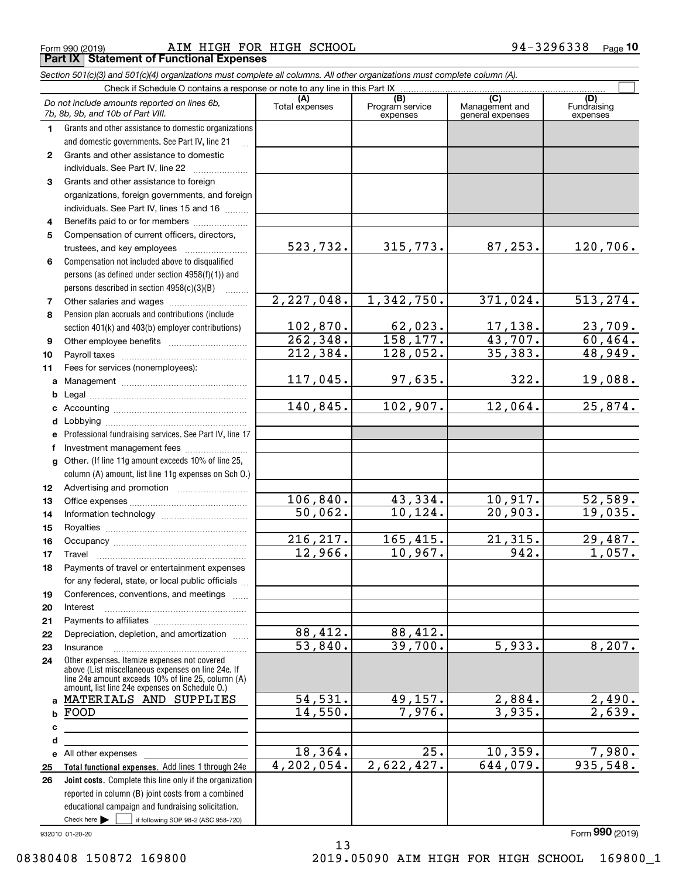Form 990 (2019) AIM HIGH FOR HIGH SCHOOL 94-3296338 Page 10

**Part IX Statement of Functional Expenses**

*Section 501(c)(3) and 501(c)(4) organizations must complete all columns. All other organizations must complete column (A).*

Check if Schedule O contains a response or note to any line in this Part IX

| *Do not include amounts reported on lines 6b, 7b, 8b, 9b, and 10b of Part VIII.* | (A) Total expenses | (B) Program service expenses | (C) Management and general expenses | (D) Fundraising expenses |
|---|---|---|---|---|
| **1** Grants and other assistance to domestic organizations and domestic governments. See Part IV, line 21 | | | | |
| **2** Grants and other assistance to domestic individuals. See Part IV, line 22 | | | | |
| **3** Grants and other assistance to foreign organizations, foreign governments, and foreign individuals. See Part IV, lines 15 and 16 | | | | |
| **4** Benefits paid to or for members | | | | |
| **5** Compensation of current officers, directors, trustees, and key employees | 523,732. | 315,773. | 87,253. | 120,706. |
| **6** Compensation not included above to disqualified persons (as defined under section 4958(f)(1)) and persons described in section 4958(c)(3)(B) | | | | |
| **7** Other salaries and wages | 2,227,048. | 1,342,750. | 371,024. | 513,274. |
| **8** Pension plan accruals and contributions (include section 401(k) and 403(b) employer contributions) | 102,870. | 62,023. | 17,138. | 23,709. |
| **9** Other employee benefits | 262,348. | 158,177. | 43,707. | 60,464. |
| **10** Payroll taxes | 212,384. | 128,052. | 35,383. | 48,949. |
| **11** Fees for services (nonemployees): | | | | |
| **a** Management | 117,045. | 97,635. | 322. | 19,088. |
| **b** Legal | | | | |
| **c** Accounting | 140,845. | 102,907. | 12,064. | 25,874. |
| **d** Lobbying | | | | |
| **e** Professional fundraising services. See Part IV, line 17 | | | | |
| **f** Investment management fees | | | | |
| **g** Other. (If line 11g amount exceeds 10% of line 25, column (A) amount, list line 11g expenses on Sch O.) | | | | |
| **12** Advertising and promotion | | | | |
| **13** Office expenses | 106,840. | 43,334. | 10,917. | 52,589. |
| **14** Information technology | 50,062. | 10,124. | 20,903. | 19,035. |
| **15** Royalties | | | | |
| **16** Occupancy | 216,217. | 165,415. | 21,315. | 29,487. |
| **17** Travel | 12,966. | 10,967. | 942. | 1,057. |
| **18** Payments of travel or entertainment expenses for any federal, state, or local public officials | | | | |
| **19** Conferences, conventions, and meetings | | | | |
| **20** Interest | | | | |
| **21** Payments to affiliates | | | | |
| **22** Depreciation, depletion, and amortization | 88,412. | 88,412. | | |
| **23** Insurance | 53,840. | 39,700. | 5,933. | 8,207. |
| **24** Other expenses. Itemize expenses not covered above (List miscellaneous expenses on line 24e. If line 24e amount exceeds 10% of line 25, column (A) amount, list line 24e expenses on Schedule O.) | | | | |
| **a** MATERIALS AND SUPPLIES | 54,531. | 49,157. | 2,884. | 2,490. |
| **b** FOOD | 14,550. | 7,976. | 3,935. | 2,639. |
| **c** | | | | |
| **d** | | | | |
| **e** All other expenses | 18,364. | 25. | 10,359. | 7,980. |
| **25 Total functional expenses.** Add lines 1 through 24e | 4,202,054. | 2,622,427. | 644,079. | 935,548. |
| **26 Joint costs.** Complete this line only if the organization reported in column (B) joint costs from a combined educational campaign and fundraising solicitation. Check here ☐ if following SOP 98-2 (ASC 958-720) | | | | |

932010 01-20-20 Form **990** (2019)

08380408 150872 169800 2019.05090 AIM HIGH FOR HIGH SCHOOL 169800_1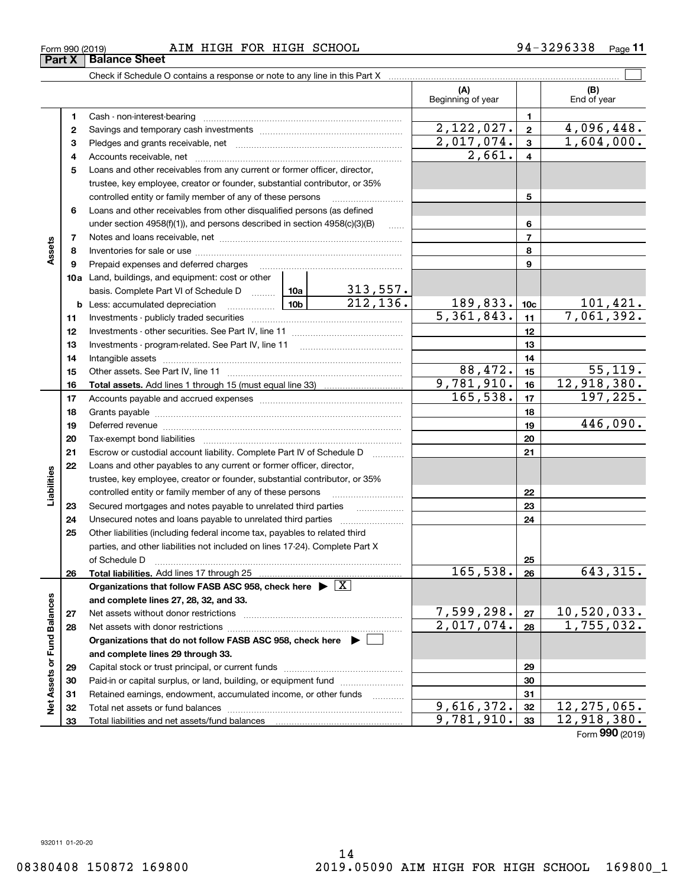Form 990 (2019) AIM HIGH FOR HIGH SCHOOL 94-3296338 Page 11

## Part X Balance Sheet

Check if Schedule O contains a response or note to any line in this Part X

| | | | | (A) Beginning of year | | (B) End of year |
|---|---|---|---|---|---|---|
| Assets | 1 | Cash - non-interest-bearing | | | 1 | |
| | 2 | Savings and temporary cash investments | | 2,122,027. | 2 | 4,096,448. |
| | 3 | Pledges and grants receivable, net | | 2,017,074. | 3 | 1,604,000. |
| | 4 | Accounts receivable, net | | 2,661. | 4 | |
| | 5 | Loans and other receivables from any current or former officer, director, trustee, key employee, creator or founder, substantial contributor, or 35% controlled entity or family member of any of these persons | | | 5 | |
| | 6 | Loans and other receivables from other disqualified persons (as defined under section 4958(f)(1)), and persons described in section 4958(c)(3)(B) | | | 6 | |
| | 7 | Notes and loans receivable, net | | | 7 | |
| | 8 | Inventories for sale or use | | | 8 | |
| | 9 | Prepaid expenses and deferred charges | | | 9 | |
| | 10a | Land, buildings, and equipment: cost or other basis. Complete Part VI of Schedule D | 10a 313,557. | | | |
| | b | Less: accumulated depreciation | 10b 212,136. | 189,833. | 10c | 101,421. |
| | 11 | Investments - publicly traded securities | | 5,361,843. | 11 | 7,061,392. |
| | 12 | Investments - other securities. See Part IV, line 11 | | | 12 | |
| | 13 | Investments - program-related. See Part IV, line 11 | | | 13 | |
| | 14 | Intangible assets | | | 14 | |
| | 15 | Other assets. See Part IV, line 11 | | 88,472. | 15 | 55,119. |
| | 16 | **Total assets.** Add lines 1 through 15 (must equal line 33) | | 9,781,910. | 16 | 12,918,380. |
| Liabilities | 17 | Accounts payable and accrued expenses | | 165,538. | 17 | 197,225. |
| | 18 | Grants payable | | | 18 | |
| | 19 | Deferred revenue | | | 19 | 446,090. |
| | 20 | Tax-exempt bond liabilities | | | 20 | |
| | 21 | Escrow or custodial account liability. Complete Part IV of Schedule D | | | 21 | |
| | 22 | Loans and other payables to any current or former officer, director, trustee, key employee, creator or founder, substantial contributor, or 35% controlled entity or family member of any of these persons | | | 22 | |
| | 23 | Secured mortgages and notes payable to unrelated third parties | | | 23 | |
| | 24 | Unsecured notes and loans payable to unrelated third parties | | | 24 | |
| | 25 | Other liabilities (including federal income tax, payables to related third parties, and other liabilities not included on lines 17-24). Complete Part X of Schedule D | | | 25 | |
| | 26 | **Total liabilities.** Add lines 17 through 25 | | 165,538. | 26 | 643,315. |
| Net Assets or Fund Balances | | **Organizations that follow FASB ASC 958, check here ▶ [X] and complete lines 27, 28, 32, and 33.** | | | | |
| | 27 | Net assets without donor restrictions | | 7,599,298. | 27 | 10,520,033. |
| | 28 | Net assets with donor restrictions | | 2,017,074. | 28 | 1,755,032. |
| | | **Organizations that do not follow FASB ASC 958, check here ▶ [ ] and complete lines 29 through 33.** | | | | |
| | 29 | Capital stock or trust principal, or current funds | | | 29 | |
| | 30 | Paid-in or capital surplus, or land, building, or equipment fund | | | 30 | |
| | 31 | Retained earnings, endowment, accumulated income, or other funds | | | 31 | |
| | 32 | Total net assets or fund balances | | 9,616,372. | 32 | 12,275,065. |
| | 33 | Total liabilities and net assets/fund balances | | 9,781,910. | 33 | 12,918,380. |

Form **990** (2019)

932011 01-20-20

08380408 150872 169800 2019.05090 AIM HIGH FOR HIGH SCHOOL 169800_1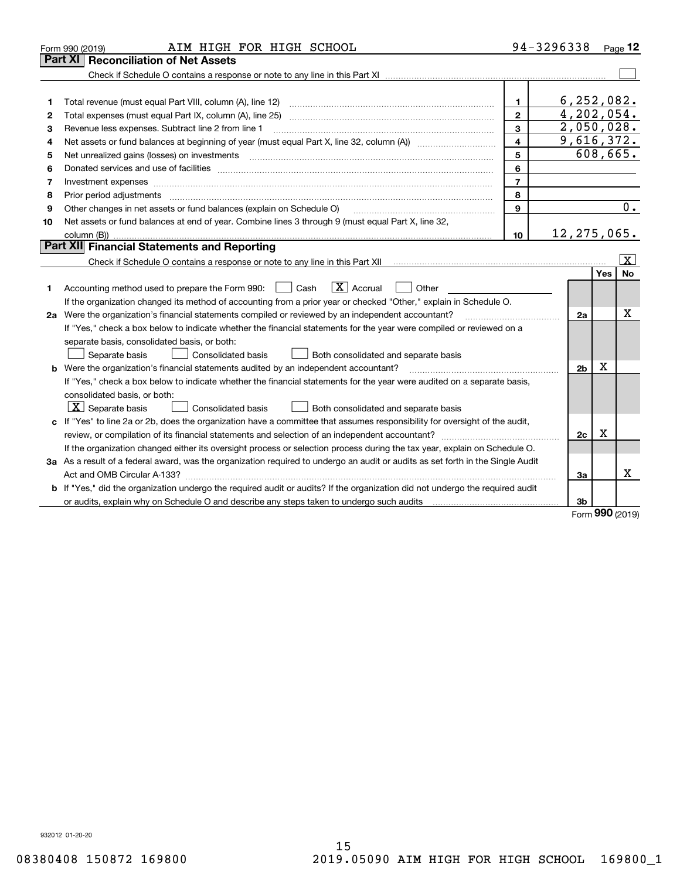Form 990 (2019) AIM HIGH FOR HIGH SCHOOL 94-3296338 Page **12**

## Part XI Reconciliation of Net Assets

Check if Schedule O contains a response or note to any line in this Part XI ☐

| | | | |
|---|---|---|---|
| 1 | Total revenue (must equal Part VIII, column (A), line 12) | 1 | 6,252,082. |
| 2 | Total expenses (must equal Part IX, column (A), line 25) | 2 | 4,202,054. |
| 3 | Revenue less expenses. Subtract line 2 from line 1 | 3 | 2,050,028. |
| 4 | Net assets or fund balances at beginning of year (must equal Part X, line 32, column (A)) | 4 | 9,616,372. |
| 5 | Net unrealized gains (losses) on investments | 5 | 608,665. |
| 6 | Donated services and use of facilities | 6 | |
| 7 | Investment expenses | 7 | |
| 8 | Prior period adjustments | 8 | |
| 9 | Other changes in net assets or fund balances (explain on Schedule O) | 9 | 0. |
| 10 | Net assets or fund balances at end of year. Combine lines 3 through 9 (must equal Part X, line 32, column (B)) | 10 | 12,275,065. |

## Part XII Financial Statements and Reporting

Check if Schedule O contains a response or note to any line in this Part XII ☒

| | | | Yes | No |
|---|---|---|---|---|
| 1 | Accounting method used to prepare the Form 990: ☐ Cash ☒ Accrual ☐ Other<br>If the organization changed its method of accounting from a prior year or checked "Other," explain in Schedule O. | | | |
| 2a | Were the organization's financial statements compiled or reviewed by an independent accountant?<br>If "Yes," check a box below to indicate whether the financial statements for the year were compiled or reviewed on a separate basis, consolidated basis, or both:<br>☐ Separate basis ☐ Consolidated basis ☐ Both consolidated and separate basis | 2a | | X |
| b | Were the organization's financial statements audited by an independent accountant?<br>If "Yes," check a box below to indicate whether the financial statements for the year were audited on a separate basis, consolidated basis, or both:<br>☒ Separate basis ☐ Consolidated basis ☐ Both consolidated and separate basis | 2b | X | |
| c | If "Yes" to line 2a or 2b, does the organization have a committee that assumes responsibility for oversight of the audit, review, or compilation of its financial statements and selection of an independent accountant?<br>If the organization changed either its oversight process or selection process during the tax year, explain on Schedule O. | 2c | X | |
| 3a | As a result of a federal award, was the organization required to undergo an audit or audits as set forth in the Single Audit Act and OMB Circular A-133? | 3a | | X |
| b | If "Yes," did the organization undergo the required audit or audits? If the organization did not undergo the required audit or audits, explain why on Schedule O and describe any steps taken to undergo such audits | 3b | | |

Form **990** (2019)

932012 01-20-20

08380408 150872 169800 2019.05090 AIM HIGH FOR HIGH SCHOOL 169800_1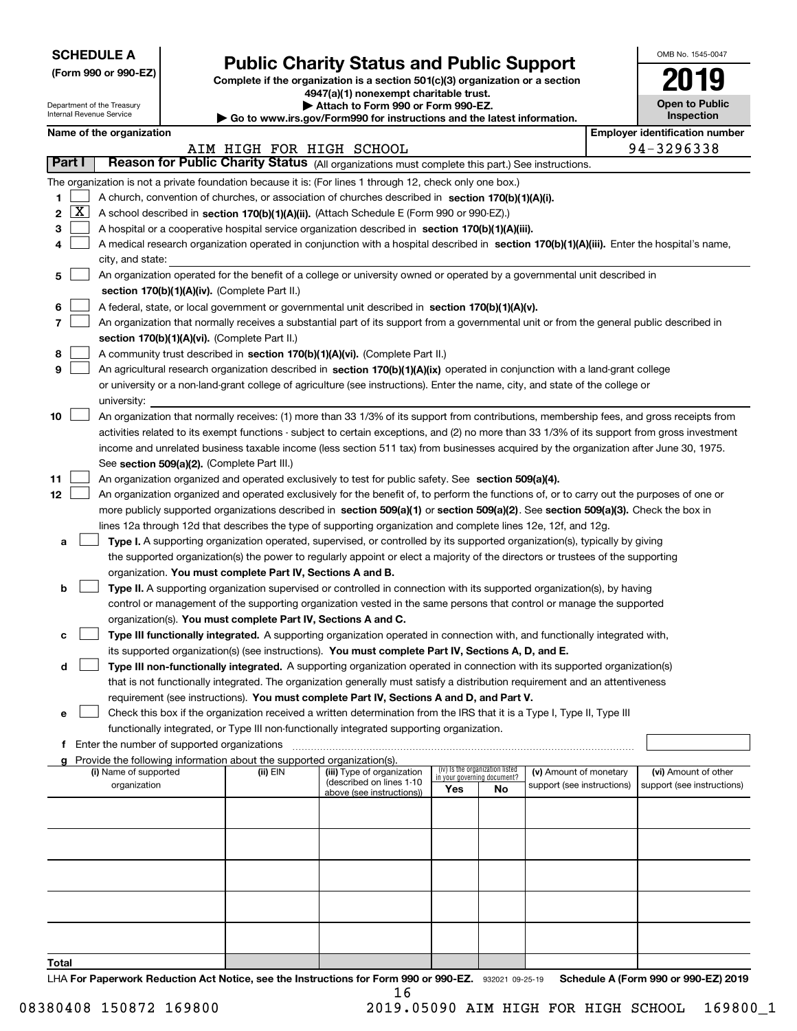**SCHEDULE A**
**(Form 990 or 990-EZ)**

Department of the Treasury
Internal Revenue Service

# Public Charity Status and Public Support

**Complete if the organization is a section 501(c)(3) organization or a section 4947(a)(1) nonexempt charitable trust.**
**▶ Attach to Form 990 or Form 990-EZ.**
**▶ Go to www.irs.gov/Form990 for instructions and the latest information.**

OMB No. 1545-0047

**2019**

**Open to Public Inspection**

**Name of the organization:** AIM HIGH FOR HIGH SCHOOL
**Employer identification number:** 94-3296338

## Part I Reason for Public Charity Status (All organizations must complete this part.) See instructions.

The organization is not a private foundation because it is: (For lines 1 through 12, check only one box.)

1. [ ] A church, convention of churches, or association of churches described in **section 170(b)(1)(A)(i).**
2. [X] A school described in **section 170(b)(1)(A)(ii).** (Attach Schedule E (Form 990 or 990-EZ).)
3. [ ] A hospital or a cooperative hospital service organization described in **section 170(b)(1)(A)(iii).**
4. [ ] A medical research organization operated in conjunction with a hospital described in **section 170(b)(1)(A)(iii).** Enter the hospital's name, city, and state:
5. [ ] An organization operated for the benefit of a college or university owned or operated by a governmental unit described in **section 170(b)(1)(A)(iv).** (Complete Part II.)
6. [ ] A federal, state, or local government or governmental unit described in **section 170(b)(1)(A)(v).**
7. [ ] An organization that normally receives a substantial part of its support from a governmental unit or from the general public described in **section 170(b)(1)(A)(vi).** (Complete Part II.)
8. [ ] A community trust described in **section 170(b)(1)(A)(vi).** (Complete Part II.)
9. [ ] An agricultural research organization described in **section 170(b)(1)(A)(ix)** operated in conjunction with a land-grant college or university or a non-land-grant college of agriculture (see instructions). Enter the name, city, and state of the college or university:
10. [ ] An organization that normally receives: (1) more than 33 1/3% of its support from contributions, membership fees, and gross receipts from activities related to its exempt functions - subject to certain exceptions, and (2) no more than 33 1/3% of its support from gross investment income and unrelated business taxable income (less section 511 tax) from businesses acquired by the organization after June 30, 1975. See **section 509(a)(2).** (Complete Part III.)
11. [ ] An organization organized and operated exclusively to test for public safety. See **section 509(a)(4).**
12. [ ] An organization organized and operated exclusively for the benefit of, to perform the functions of, or to carry out the purposes of one or more publicly supported organizations described in **section 509(a)(1)** or **section 509(a)(2)**. See **section 509(a)(3).** Check the box in lines 12a through 12d that describes the type of supporting organization and complete lines 12e, 12f, and 12g.
   - **a** [ ] **Type I.** A supporting organization operated, supervised, or controlled by its supported organization(s), typically by giving the supported organization(s) the power to regularly appoint or elect a majority of the directors or trustees of the supporting organization. **You must complete Part IV, Sections A and B.**
   - **b** [ ] **Type II.** A supporting organization supervised or controlled in connection with its supported organization(s), by having control or management of the supporting organization vested in the same persons that control or manage the supported organization(s). **You must complete Part IV, Sections A and C.**
   - **c** [ ] **Type III functionally integrated.** A supporting organization operated in connection with, and functionally integrated with, its supported organization(s) (see instructions). **You must complete Part IV, Sections A, D, and E.**
   - **d** [ ] **Type III non-functionally integrated.** A supporting organization operated in connection with its supported organization(s) that is not functionally integrated. The organization generally must satisfy a distribution requirement and an attentiveness requirement (see instructions). **You must complete Part IV, Sections A and D, and Part V.**
   - **e** [ ] Check this box if the organization received a written determination from the IRS that it is a Type I, Type II, Type III functionally integrated, or Type III non-functionally integrated supporting organization.
   - **f** Enter the number of supported organizations
   - **g** Provide the following information about the supported organization(s).

| (i) Name of supported organization | (ii) EIN | (iii) Type of organization (described on lines 1-10 above (see instructions)) | (iv) Is the organization listed in your governing document? Yes | No | (v) Amount of monetary support (see instructions) | (vi) Amount of other support (see instructions) |
|---|---|---|---|---|---|---|
| | | | | | | |
| | | | | | | |
| | | | | | | |
| | | | | | | |
| | | | | | | |
| **Total** | | | | | | |

LHA **For Paperwork Reduction Act Notice, see the Instructions for Form 990 or 990-EZ.** 932021 09-25-19 **Schedule A (Form 990 or 990-EZ) 2019**

08380408 150872 169800 2019.05090 AIM HIGH FOR HIGH SCHOOL 169800_1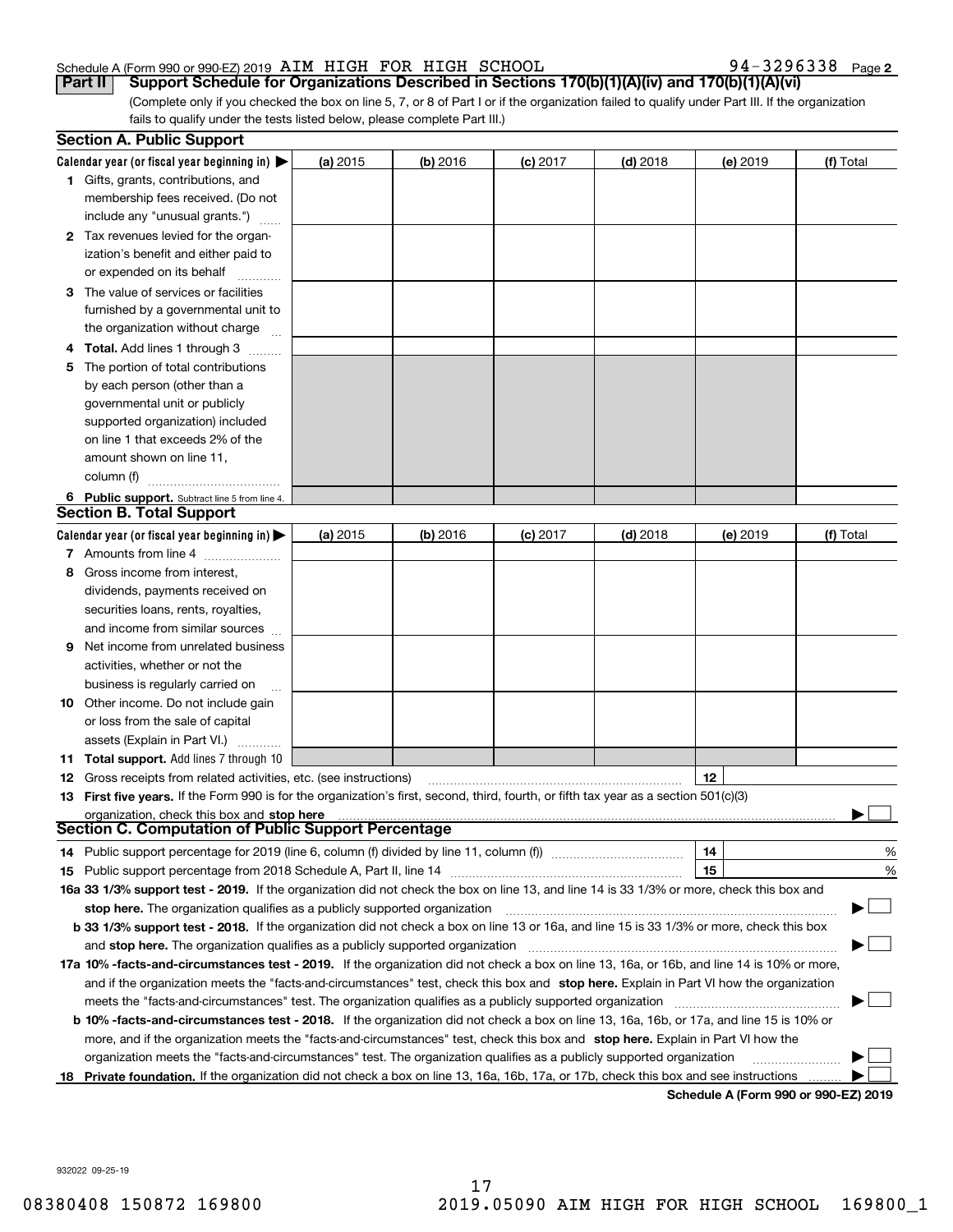Schedule A (Form 990 or 990-EZ) 2019 AIM HIGH FOR HIGH SCHOOL 94-3296338 Page 2

**Part II** **Support Schedule for Organizations Described in Sections 170(b)(1)(A)(iv) and 170(b)(1)(A)(vi)**

(Complete only if you checked the box on line 5, 7, or 8 of Part I or if the organization failed to qualify under Part III. If the organization fails to qualify under the tests listed below, please complete Part III.)

## Section A. Public Support

| Calendar year (or fiscal year beginning in) ▶ | (a) 2015 | (b) 2016 | (c) 2017 | (d) 2018 | (e) 2019 | (f) Total |
|---|---|---|---|---|---|---|
| **1** Gifts, grants, contributions, and membership fees received. (Do not include any "unusual grants.") | | | | | | |
| **2** Tax revenues levied for the organization's benefit and either paid to or expended on its behalf | | | | | | |
| **3** The value of services or facilities furnished by a governmental unit to the organization without charge | | | | | | |
| **4 Total.** Add lines 1 through 3 | | | | | | |
| **5** The portion of total contributions by each person (other than a governmental unit or publicly supported organization) included on line 1 that exceeds 2% of the amount shown on line 11, column (f) | | | | | | |
| **6 Public support.** Subtract line 5 from line 4. | | | | | | |

## Section B. Total Support

| Calendar year (or fiscal year beginning in) ▶ | (a) 2015 | (b) 2016 | (c) 2017 | (d) 2018 | (e) 2019 | (f) Total |
|---|---|---|---|---|---|---|
| **7** Amounts from line 4 | | | | | | |
| **8** Gross income from interest, dividends, payments received on securities loans, rents, royalties, and income from similar sources | | | | | | |
| **9** Net income from unrelated business activities, whether or not the business is regularly carried on | | | | | | |
| **10** Other income. Do not include gain or loss from the sale of capital assets (Explain in Part VI.) | | | | | | |
| **11 Total support.** Add lines 7 through 10 | | | | | | |

**12** Gross receipts from related activities, etc. (see instructions) | **12** |

**13 First five years.** If the Form 990 is for the organization's first, second, third, fourth, or fifth tax year as a section 501(c)(3) organization, check this box and **stop here** ▶ ☐

## Section C. Computation of Public Support Percentage

**14** Public support percentage for 2019 (line 6, column (f) divided by line 11, column (f)) | **14** | %

**15** Public support percentage from 2018 Schedule A, Part II, line 14 | **15** | %

**16a 33 1/3% support test - 2019.** If the organization did not check the box on line 13, and line 14 is 33 1/3% or more, check this box and **stop here.** The organization qualifies as a publicly supported organization ▶ ☐

**b 33 1/3% support test - 2018.** If the organization did not check a box on line 13 or 16a, and line 15 is 33 1/3% or more, check this box and **stop here.** The organization qualifies as a publicly supported organization ▶ ☐

**17a 10% -facts-and-circumstances test - 2019.** If the organization did not check a box on line 13, 16a, or 16b, and line 14 is 10% or more, and if the organization meets the "facts-and-circumstances" test, check this box and **stop here.** Explain in Part VI how the organization meets the "facts-and-circumstances" test. The organization qualifies as a publicly supported organization ▶ ☐

**b 10% -facts-and-circumstances test - 2018.** If the organization did not check a box on line 13, 16a, 16b, or 17a, and line 15 is 10% or more, and if the organization meets the "facts-and-circumstances" test, check this box and **stop here.** Explain in Part VI how the organization meets the "facts-and-circumstances" test. The organization qualifies as a publicly supported organization ▶ ☐

**18 Private foundation.** If the organization did not check a box on line 13, 16a, 16b, 17a, or 17b, check this box and see instructions ▶ ☐

**Schedule A (Form 990 or 990-EZ) 2019**

932022 09-25-19

08380408 150872 169800 2019.05090 AIM HIGH FOR HIGH SCHOOL 169800_1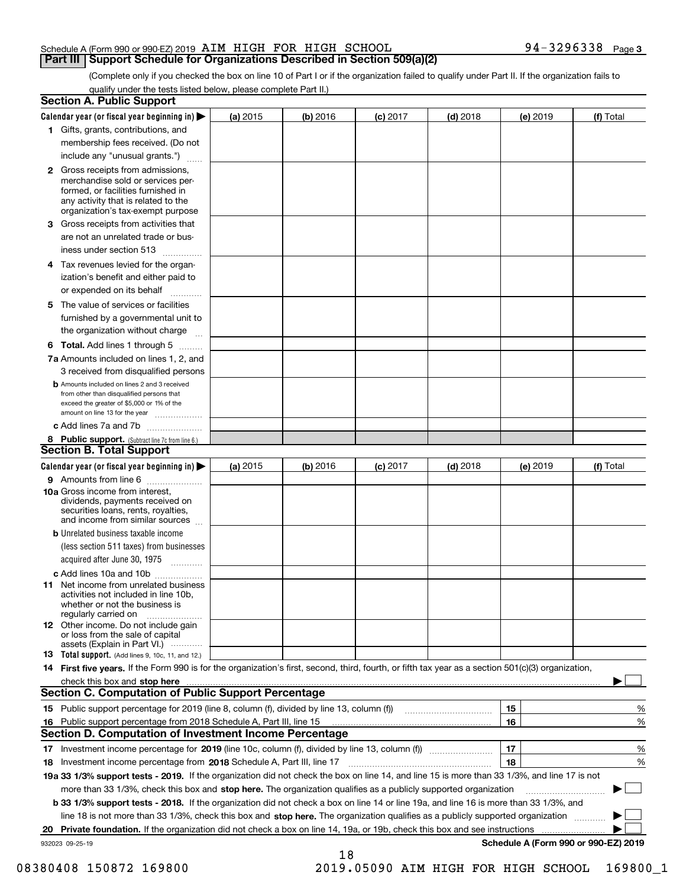Schedule A (Form 990 or 990-EZ) 2019 AIM HIGH FOR HIGH SCHOOL 94-3296338 Page **3**

## Part III Support Schedule for Organizations Described in Section 509(a)(2)

(Complete only if you checked the box on line 10 of Part I or if the organization failed to qualify under Part II. If the organization fails to qualify under the tests listed below, please complete Part II.)

### Section A. Public Support

| Calendar year (or fiscal year beginning in) ▶ | (a) 2015 | (b) 2016 | (c) 2017 | (d) 2018 | (e) 2019 | (f) Total |
|---|---|---|---|---|---|---|
| **1** Gifts, grants, contributions, and membership fees received. (Do not include any "unusual grants.") | | | | | | |
| **2** Gross receipts from admissions, merchandise sold or services performed, or facilities furnished in any activity that is related to the organization's tax-exempt purpose | | | | | | |
| **3** Gross receipts from activities that are not an unrelated trade or business under section 513 | | | | | | |
| **4** Tax revenues levied for the organization's benefit and either paid to or expended on its behalf | | | | | | |
| **5** The value of services or facilities furnished by a governmental unit to the organization without charge | | | | | | |
| **6 Total.** Add lines 1 through 5 | | | | | | |
| **7a** Amounts included on lines 1, 2, and 3 received from disqualified persons | | | | | | |
| **b** Amounts included on lines 2 and 3 received from other than disqualified persons that exceed the greater of $5,000 or 1% of the amount on line 13 for the year | | | | | | |
| **c** Add lines 7a and 7b | | | | | | |
| **8 Public support.** (Subtract line 7c from line 6.) | | | | | | |

### Section B. Total Support

| Calendar year (or fiscal year beginning in) ▶ | (a) 2015 | (b) 2016 | (c) 2017 | (d) 2018 | (e) 2019 | (f) Total |
|---|---|---|---|---|---|---|
| **9** Amounts from line 6 | | | | | | |
| **10a** Gross income from interest, dividends, payments received on securities loans, rents, royalties, and income from similar sources | | | | | | |
| **b** Unrelated business taxable income (less section 511 taxes) from businesses acquired after June 30, 1975 | | | | | | |
| **c** Add lines 10a and 10b | | | | | | |
| **11** Net income from unrelated business activities not included in line 10b, whether or not the business is regularly carried on | | | | | | |
| **12** Other income. Do not include gain or loss from the sale of capital assets (Explain in Part VI.) | | | | | | |
| **13 Total support.** (Add lines 9, 10c, 11, and 12.) | | | | | | |

**14 First five years.** If the Form 990 is for the organization's first, second, third, fourth, or fifth tax year as a section 501(c)(3) organization, check this box and **stop here** ▶ ☐

### Section C. Computation of Public Support Percentage

| | | | |
|---|---|---|---|
| **15** | Public support percentage for 2019 (line 8, column (f), divided by line 13, column (f)) | 15 | % |
| **16** | Public support percentage from 2018 Schedule A, Part III, line 15 | 16 | % |

### Section D. Computation of Investment Income Percentage

| | | | |
|---|---|---|---|
| **17** | Investment income percentage for **2019** (line 10c, column (f), divided by line 13, column (f)) | 17 | % |
| **18** | Investment income percentage from **2018** Schedule A, Part III, line 17 | 18 | % |

**19a 33 1/3% support tests - 2019.** If the organization did not check the box on line 14, and line 15 is more than 33 1/3%, and line 17 is not more than 33 1/3%, check this box and **stop here.** The organization qualifies as a publicly supported organization ▶ ☐

**b 33 1/3% support tests - 2018.** If the organization did not check a box on line 14 or line 19a, and line 16 is more than 33 1/3%, and line 18 is not more than 33 1/3%, check this box and **stop here.** The organization qualifies as a publicly supported organization ▶ ☐

**20 Private foundation.** If the organization did not check a box on line 14, 19a, or 19b, check this box and see instructions ▶ ☐

932023 09-25-19 **Schedule A (Form 990 or 990-EZ) 2019**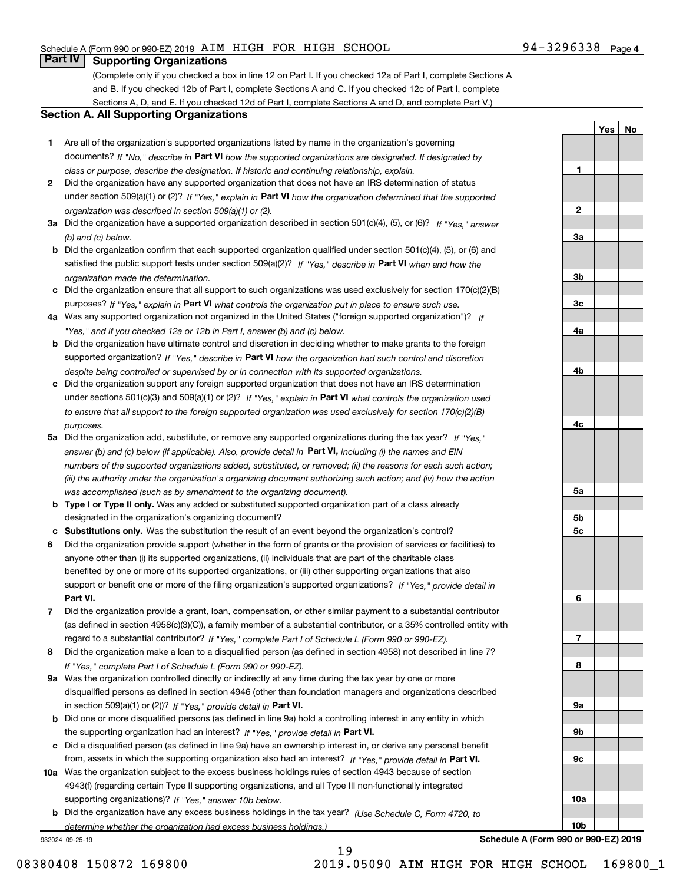Schedule A (Form 990 or 990-EZ) 2019 AIM HIGH FOR HIGH SCHOOL 94-3296338 Page 4

## Part IV Supporting Organizations

(Complete only if you checked a box in line 12 on Part I. If you checked 12a of Part I, complete Sections A and B. If you checked 12b of Part I, complete Sections A and C. If you checked 12c of Part I, complete Sections A, D, and E. If you checked 12d of Part I, complete Sections A and D, and complete Part V.)

### Section A. All Supporting Organizations

| | | Line | Yes | No |
|---|---|---|---|---|
| **1** | Are all of the organization's supported organizations listed by name in the organization's governing documents? *If "No," describe in* **Part VI** *how the supported organizations are designated. If designated by class or purpose, describe the designation. If historic and continuing relationship, explain.* | 1 | | |
| **2** | Did the organization have any supported organization that does not have an IRS determination of status under section 509(a)(1) or (2)? *If "Yes," explain in* **Part VI** *how the organization determined that the supported organization was described in section 509(a)(1) or (2).* | 2 | | |
| **3a** | Did the organization have a supported organization described in section 501(c)(4), (5), or (6)? *If "Yes," answer (b) and (c) below.* | 3a | | |
| **b** | Did the organization confirm that each supported organization qualified under section 501(c)(4), (5), or (6) and satisfied the public support tests under section 509(a)(2)? *If "Yes," describe in* **Part VI** *when and how the organization made the determination.* | 3b | | |
| **c** | Did the organization ensure that all support to such organizations was used exclusively for section 170(c)(2)(B) purposes? *If "Yes," explain in* **Part VI** *what controls the organization put in place to ensure such use.* | 3c | | |
| **4a** | Was any supported organization not organized in the United States ("foreign supported organization")? *If "Yes," and if you checked 12a or 12b in Part I, answer (b) and (c) below.* | 4a | | |
| **b** | Did the organization have ultimate control and discretion in deciding whether to make grants to the foreign supported organization? *If "Yes," describe in* **Part VI** *how the organization had such control and discretion despite being controlled or supervised by or in connection with its supported organizations.* | 4b | | |
| **c** | Did the organization support any foreign supported organization that does not have an IRS determination under sections 501(c)(3) and 509(a)(1) or (2)? *If "Yes," explain in* **Part VI** *what controls the organization used to ensure that all support to the foreign supported organization was used exclusively for section 170(c)(2)(B) purposes.* | 4c | | |
| **5a** | Did the organization add, substitute, or remove any supported organizations during the tax year? *If "Yes," answer (b) and (c) below (if applicable). Also, provide detail in* **Part VI,** *including (i) the names and EIN numbers of the supported organizations added, substituted, or removed; (ii) the reasons for each such action; (iii) the authority under the organization's organizing document authorizing such action; and (iv) how the action was accomplished (such as by amendment to the organizing document).* | 5a | | |
| **b** | **Type I or Type II only.** Was any added or substituted supported organization part of a class already designated in the organization's organizing document? | 5b | | |
| **c** | **Substitutions only.** Was the substitution the result of an event beyond the organization's control? | 5c | | |
| **6** | Did the organization provide support (whether in the form of grants or the provision of services or facilities) to anyone other than (i) its supported organizations, (ii) individuals that are part of the charitable class benefited by one or more of its supported organizations, or (iii) other supporting organizations that also support or benefit one or more of the filing organization's supported organizations? *If "Yes," provide detail in* **Part VI.** | 6 | | |
| **7** | Did the organization provide a grant, loan, compensation, or other similar payment to a substantial contributor (as defined in section 4958(c)(3)(C)), a family member of a substantial contributor, or a 35% controlled entity with regard to a substantial contributor? *If "Yes," complete Part I of Schedule L (Form 990 or 990-EZ).* | 7 | | |
| **8** | Did the organization make a loan to a disqualified person (as defined in section 4958) not described in line 7? *If "Yes," complete Part I of Schedule L (Form 990 or 990-EZ).* | 8 | | |
| **9a** | Was the organization controlled directly or indirectly at any time during the tax year by one or more disqualified persons as defined in section 4946 (other than foundation managers and organizations described in section 509(a)(1) or (2))? *If "Yes," provide detail in* **Part VI.** | 9a | | |
| **b** | Did one or more disqualified persons (as defined in line 9a) hold a controlling interest in any entity in which the supporting organization had an interest? *If "Yes," provide detail in* **Part VI.** | 9b | | |
| **c** | Did a disqualified person (as defined in line 9a) have an ownership interest in, or derive any personal benefit from, assets in which the supporting organization also had an interest? *If "Yes," provide detail in* **Part VI.** | 9c | | |
| **10a** | Was the organization subject to the excess business holdings rules of section 4943 because of section 4943(f) (regarding certain Type II supporting organizations, and all Type III non-functionally integrated supporting organizations)? *If "Yes," answer 10b below.* | 10a | | |
| **b** | Did the organization have any excess business holdings in the tax year? *(Use Schedule C, Form 4720, to determine whether the organization had excess business holdings.)* | 10b | | |

932024 09-25-19 **Schedule A (Form 990 or 990-EZ) 2019**

08380408 150872 169800 2019.05090 AIM HIGH FOR HIGH SCHOOL 169800_1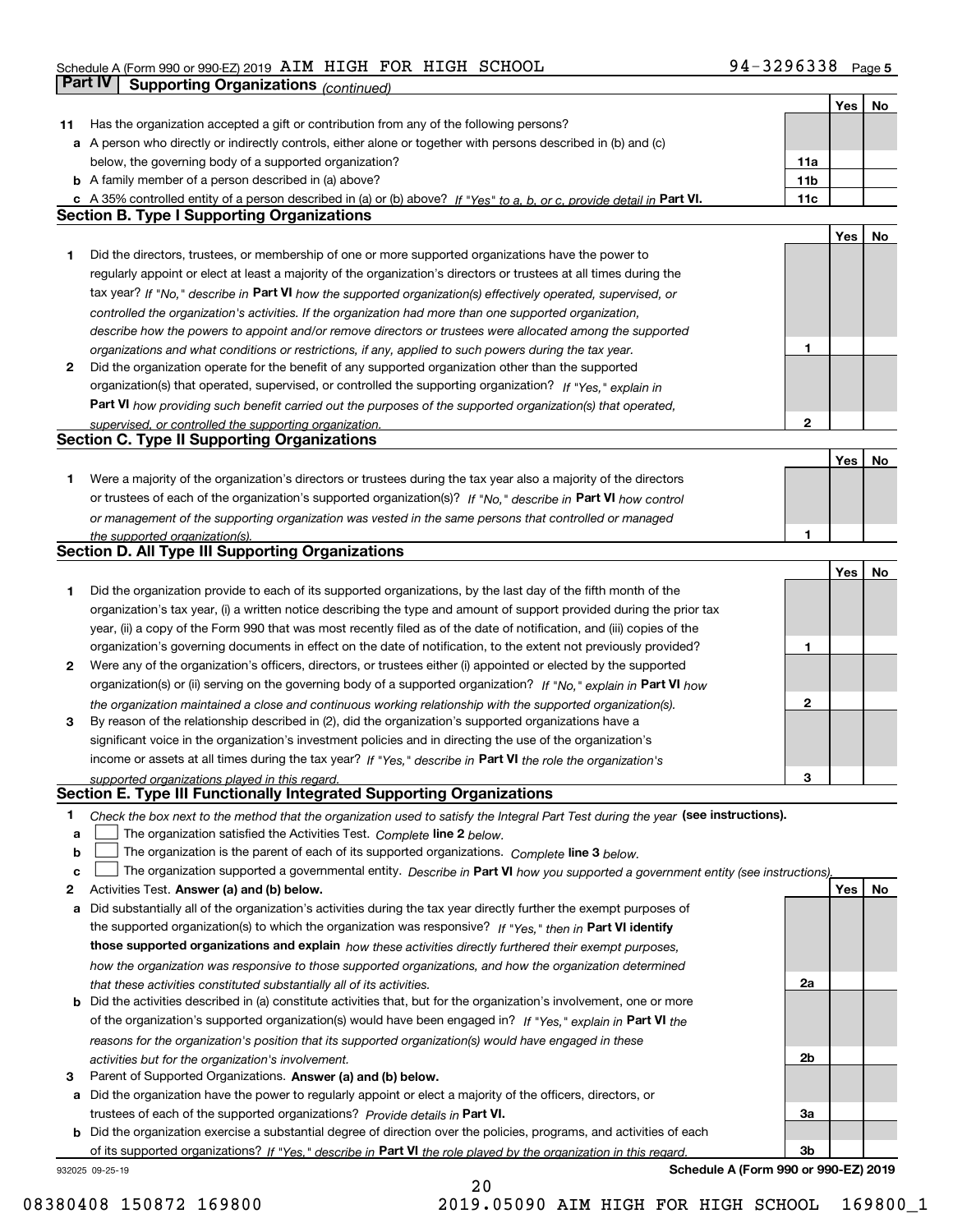Schedule A (Form 990 or 990-EZ) 2019 AIM HIGH FOR HIGH SCHOOL 94-3296338

## Part IV Supporting Organizations *(continued)*

| | | | Yes | No |
|---|---|---|---|---|
| **11** | Has the organization accepted a gift or contribution from any of the following persons? | | | |
| **a** | A person who directly or indirectly controls, either alone or together with persons described in (b) and (c) below, the governing body of a supported organization? | 11a | | |
| **b** | A family member of a person described in (a) above? | 11b | | |
| **c** | A 35% controlled entity of a person described in (a) or (b) above? *If "Yes" to a, b, or c, provide detail in* **Part VI.** | 11c | | |

### Section B. Type I Supporting Organizations

| | | | Yes | No |
|---|---|---|---|---|
| **1** | Did the directors, trustees, or membership of one or more supported organizations have the power to regularly appoint or elect at least a majority of the organization's directors or trustees at all times during the tax year? *If "No," describe in* **Part VI** *how the supported organization(s) effectively operated, supervised, or controlled the organization's activities. If the organization had more than one supported organization, describe how the powers to appoint and/or remove directors or trustees were allocated among the supported organizations and what conditions or restrictions, if any, applied to such powers during the tax year.* | 1 | | |
| **2** | Did the organization operate for the benefit of any supported organization other than the supported organization(s) that operated, supervised, or controlled the supporting organization? *If "Yes," explain in* **Part VI** *how providing such benefit carried out the purposes of the supported organization(s) that operated, supervised, or controlled the supporting organization.* | 2 | | |

### Section C. Type II Supporting Organizations

| | | | Yes | No |
|---|---|---|---|---|
| **1** | Were a majority of the organization's directors or trustees during the tax year also a majority of the directors or trustees of each of the organization's supported organization(s)? *If "No," describe in* **Part VI** *how control or management of the supporting organization was vested in the same persons that controlled or managed the supported organization(s).* | 1 | | |

### Section D. All Type III Supporting Organizations

| | | | Yes | No |
|---|---|---|---|---|
| **1** | Did the organization provide to each of its supported organizations, by the last day of the fifth month of the organization's tax year, (i) a written notice describing the type and amount of support provided during the prior tax year, (ii) a copy of the Form 990 that was most recently filed as of the date of notification, and (iii) copies of the organization's governing documents in effect on the date of notification, to the extent not previously provided? | 1 | | |
| **2** | Were any of the organization's officers, directors, or trustees either (i) appointed or elected by the supported organization(s) or (ii) serving on the governing body of a supported organization? *If "No," explain in* **Part VI** *how the organization maintained a close and continuous working relationship with the supported organization(s).* | 2 | | |
| **3** | By reason of the relationship described in (2), did the organization's supported organizations have a significant voice in the organization's investment policies and in directing the use of the organization's income or assets at all times during the tax year? *If "Yes," describe in* **Part VI** *the role the organization's supported organizations played in this regard.* | 3 | | |

### Section E. Type III Functionally Integrated Supporting Organizations

**1** *Check the box next to the method that the organization used to satisfy the Integral Part Test during the year* **(see instructions).**

- **a** ☐ The organization satisfied the Activities Test. *Complete* **line 2** *below.*
- **b** ☐ The organization is the parent of each of its supported organizations. *Complete* **line 3** *below.*
- **c** ☐ The organization supported a governmental entity. *Describe in* **Part VI** *how you supported a government entity (see instructions).*

| | | | Yes | No |
|---|---|---|---|---|
| **2** | Activities Test. **Answer (a) and (b) below.** | | | |
| **a** | Did substantially all of the organization's activities during the tax year directly further the exempt purposes of the supported organization(s) to which the organization was responsive? *If "Yes," then in* **Part VI identify those supported organizations and explain** *how these activities directly furthered their exempt purposes, how the organization was responsive to those supported organizations, and how the organization determined that these activities constituted substantially all of its activities.* | 2a | | |
| **b** | Did the activities described in (a) constitute activities that, but for the organization's involvement, one or more of the organization's supported organization(s) would have been engaged in? *If "Yes," explain in* **Part VI** *the reasons for the organization's position that its supported organization(s) would have engaged in these activities but for the organization's involvement.* | 2b | | |
| **3** | Parent of Supported Organizations. **Answer (a) and (b) below.** | | | |
| **a** | Did the organization have the power to regularly appoint or elect a majority of the officers, directors, or trustees of each of the supported organizations? *Provide details in* **Part VI.** | 3a | | |
| **b** | Did the organization exercise a substantial degree of direction over the policies, programs, and activities of each of its supported organizations? *If "Yes," describe in* **Part VI** *the role played by the organization in this regard.* | 3b | | |

932025 09-25-19 **Schedule A (Form 990 or 990-EZ) 2019**

08380408 150872 169800 2019.05090 AIM HIGH FOR HIGH SCHOOL 169800_1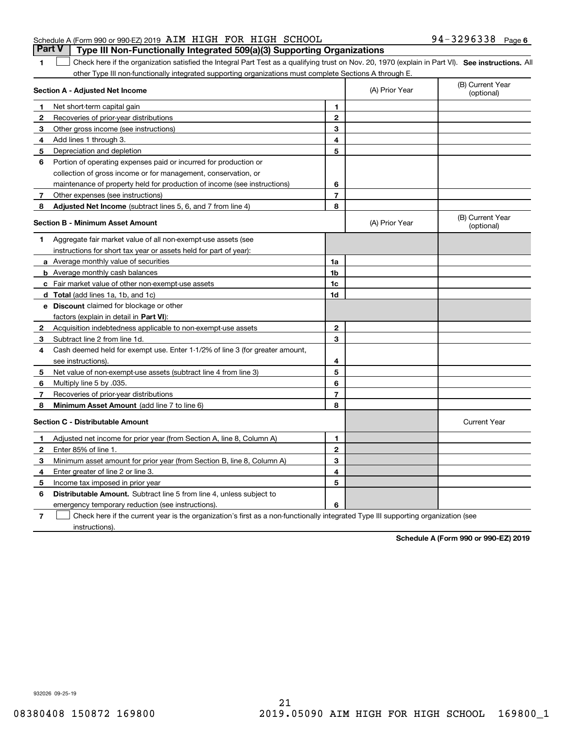Schedule A (Form 990 or 990-EZ) 2019 AIM HIGH FOR HIGH SCHOOL 94-3296338 Page 6

## Part V Type III Non-Functionally Integrated 509(a)(3) Supporting Organizations

1 ☐ Check here if the organization satisfied the Integral Part Test as a qualifying trust on Nov. 20, 1970 (explain in Part VI). **See instructions.** All other Type III non-functionally integrated supporting organizations must complete Sections A through E.

| Section A - Adjusted Net Income | | | (A) Prior Year | (B) Current Year (optional) |
|---|---|---|---|---|
| 1 | Net short-term capital gain | 1 | | |
| 2 | Recoveries of prior-year distributions | 2 | | |
| 3 | Other gross income (see instructions) | 3 | | |
| 4 | Add lines 1 through 3. | 4 | | |
| 5 | Depreciation and depletion | 5 | | |
| 6 | Portion of operating expenses paid or incurred for production or collection of gross income or for management, conservation, or maintenance of property held for production of income (see instructions) | 6 | | |
| 7 | Other expenses (see instructions) | 7 | | |
| 8 | **Adjusted Net Income** (subtract lines 5, 6, and 7 from line 4) | 8 | | |

| Section B - Minimum Asset Amount | | | (A) Prior Year | (B) Current Year (optional) |
|---|---|---|---|---|
| 1 | Aggregate fair market value of all non-exempt-use assets (see instructions for short tax year or assets held for part of year): | | | |
| a | Average monthly value of securities | 1a | | |
| b | Average monthly cash balances | 1b | | |
| c | Fair market value of other non-exempt-use assets | 1c | | |
| d | **Total** (add lines 1a, 1b, and 1c) | 1d | | |
| e | **Discount** claimed for blockage or other factors (explain in detail in **Part VI**): | | | |
| 2 | Acquisition indebtedness applicable to non-exempt-use assets | 2 | | |
| 3 | Subtract line 2 from line 1d. | 3 | | |
| 4 | Cash deemed held for exempt use. Enter 1-1/2% of line 3 (for greater amount, see instructions). | 4 | | |
| 5 | Net value of non-exempt-use assets (subtract line 4 from line 3) | 5 | | |
| 6 | Multiply line 5 by .035. | 6 | | |
| 7 | Recoveries of prior-year distributions | 7 | | |
| 8 | **Minimum Asset Amount** (add line 7 to line 6) | 8 | | |

| Section C - Distributable Amount | | | | Current Year |
|---|---|---|---|---|
| 1 | Adjusted net income for prior year (from Section A, line 8, Column A) | 1 | | |
| 2 | Enter 85% of line 1. | 2 | | |
| 3 | Minimum asset amount for prior year (from Section B, line 8, Column A) | 3 | | |
| 4 | Enter greater of line 2 or line 3. | 4 | | |
| 5 | Income tax imposed in prior year | 5 | | |
| 6 | **Distributable Amount.** Subtract line 5 from line 4, unless subject to emergency temporary reduction (see instructions). | 6 | | |

7 ☐ Check here if the current year is the organization's first as a non-functionally integrated Type III supporting organization (see instructions).

**Schedule A (Form 990 or 990-EZ) 2019**

932026 09-25-19

08380408 150872 169800 2019.05090 AIM HIGH FOR HIGH SCHOOL 169800_1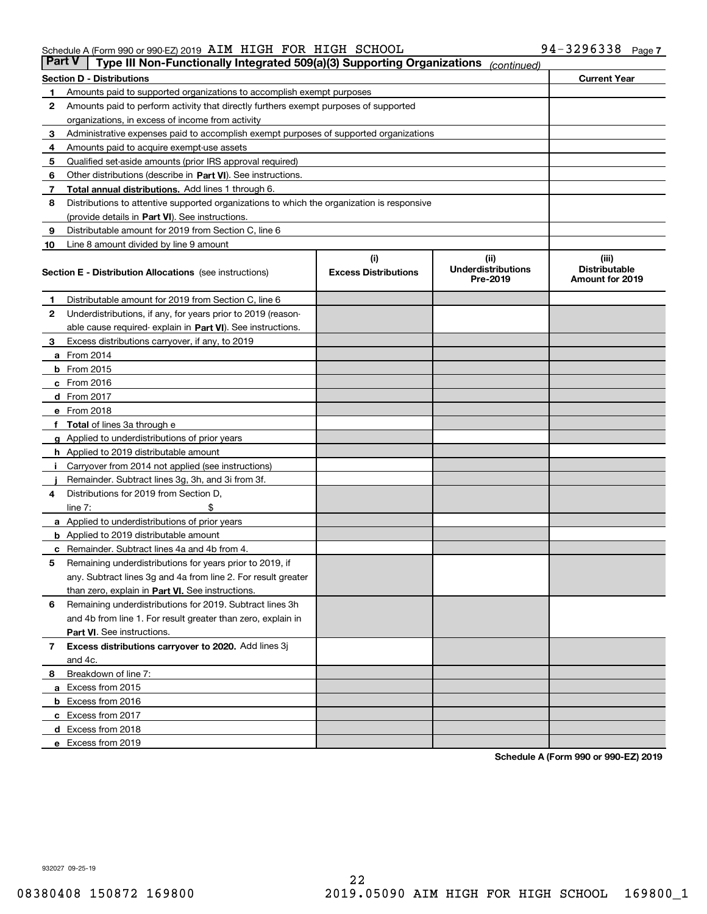Schedule A (Form 990 or 990-EZ) 2019 AIM HIGH FOR HIGH SCHOOL 94-3296338

## Part V Type III Non-Functionally Integrated 509(a)(3) Supporting Organizations *(continued)*

| Section D - Distributions | | Current Year |
|---|---|---|
| 1 | Amounts paid to supported organizations to accomplish exempt purposes | |
| 2 | Amounts paid to perform activity that directly furthers exempt purposes of supported organizations, in excess of income from activity | |
| 3 | Administrative expenses paid to accomplish exempt purposes of supported organizations | |
| 4 | Amounts paid to acquire exempt-use assets | |
| 5 | Qualified set-aside amounts (prior IRS approval required) | |
| 6 | Other distributions (describe in **Part VI**). See instructions. | |
| 7 | **Total annual distributions.** Add lines 1 through 6. | |
| 8 | Distributions to attentive supported organizations to which the organization is responsive (provide details in **Part VI**). See instructions. | |
| 9 | Distributable amount for 2019 from Section C, line 6 | |
| 10 | Line 8 amount divided by line 9 amount | |

| **Section E - Distribution Allocations** (see instructions) | (i) Excess Distributions | (ii) Underdistributions Pre-2019 | (iii) Distributable Amount for 2019 |
|---|---|---|---|
| **1** Distributable amount for 2019 from Section C, line 6 | | | |
| **2** Underdistributions, if any, for years prior to 2019 (reasonable cause required- explain in **Part VI**). See instructions. | | | |
| **3** Excess distributions carryover, if any, to 2019 | | | |
| **a** From 2014 | | | |
| **b** From 2015 | | | |
| **c** From 2016 | | | |
| **d** From 2017 | | | |
| **e** From 2018 | | | |
| **f** **Total** of lines 3a through e | | | |
| **g** Applied to underdistributions of prior years | | | |
| **h** Applied to 2019 distributable amount | | | |
| **i** Carryover from 2014 not applied (see instructions) | | | |
| **j** Remainder. Subtract lines 3g, 3h, and 3i from 3f. | | | |
| **4** Distributions for 2019 from Section D, line 7: $ | | | |
| **a** Applied to underdistributions of prior years | | | |
| **b** Applied to 2019 distributable amount | | | |
| **c** Remainder. Subtract lines 4a and 4b from 4. | | | |
| **5** Remaining underdistributions for years prior to 2019, if any. Subtract lines 3g and 4a from line 2. For result greater than zero, explain in **Part VI.** See instructions. | | | |
| **6** Remaining underdistributions for 2019. Subtract lines 3h and 4b from line 1. For result greater than zero, explain in **Part VI**. See instructions. | | | |
| **7** **Excess distributions carryover to 2020.** Add lines 3j and 4c. | | | |
| **8** Breakdown of line 7: | | | |
| **a** Excess from 2015 | | | |
| **b** Excess from 2016 | | | |
| **c** Excess from 2017 | | | |
| **d** Excess from 2018 | | | |
| **e** Excess from 2019 | | | |

**Schedule A (Form 990 or 990-EZ) 2019**

932027 09-25-19

08380408 150872 169800 2019.05090 AIM HIGH FOR HIGH SCHOOL 169800_1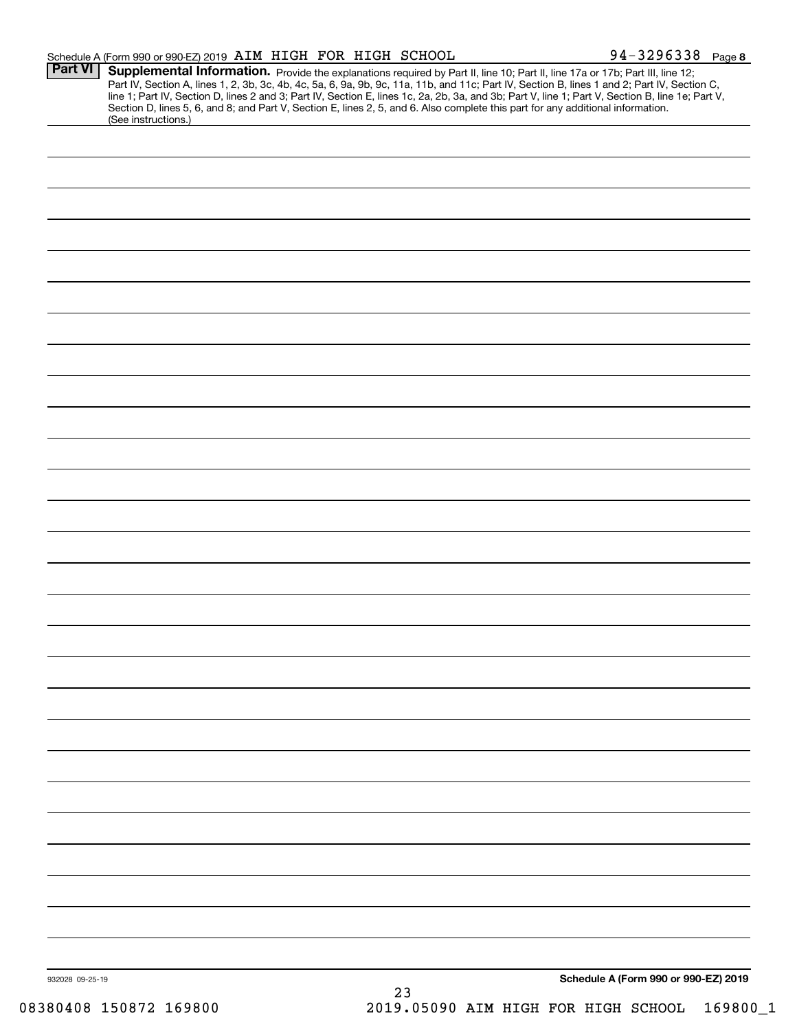## Part VI Supplemental Information.

Provide the explanations required by Part II, line 10; Part II, line 17a or 17b; Part III, line 12; Part IV, Section A, lines 1, 2, 3b, 3c, 4b, 4c, 5a, 6, 9a, 9b, 9c, 11a, 11b, and 11c; Part IV, Section B, lines 1 and 2; Part IV, Section C, line 1; Part IV, Section D, lines 2 and 3; Part IV, Section E, lines 1c, 2a, 2b, 3a, and 3b; Part V, line 1; Part V, Section B, line 1e; Part V, Section D, lines 5, 6, and 8; and Part V, Section E, lines 2, 5, and 6. Also complete this part for any additional information. (See instructions.)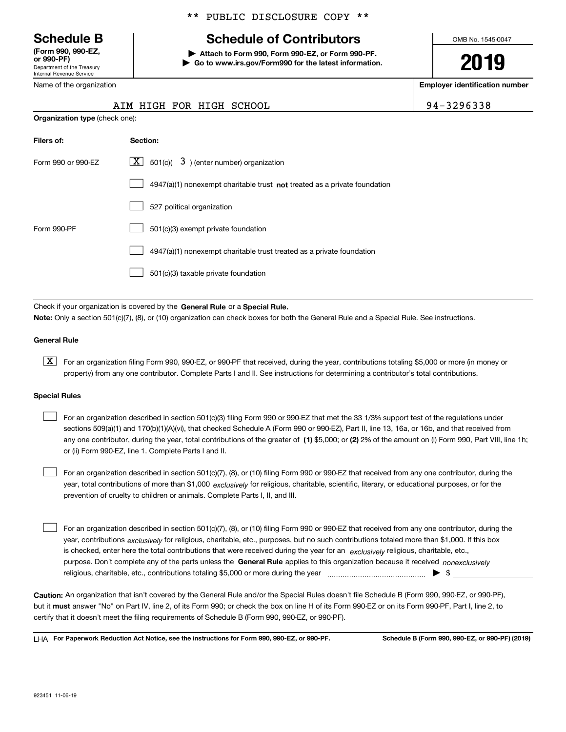\*\* PUBLIC DISCLOSURE COPY \*\*

# Schedule B

**(Form 990, 990-EZ, or 990-PF)**
Department of the Treasury
Internal Revenue Service

## Schedule of Contributors

▶ **Attach to Form 990, Form 990-EZ, or Form 990-PF.**
▶ **Go to www.irs.gov/Form990 for the latest information.**

OMB No. 1545-0047

**2019**

| Name of the organization | Employer identification number |
|---|---|
| AIM HIGH FOR HIGH SCHOOL | 94-3296338 |

**Organization type** (check one):

| Filers of: | Section: |
|---|---|
| Form 990 or 990-EZ | [X] 501(c)( 3 ) (enter number) organization |
| | [ ] 4947(a)(1) nonexempt charitable trust **not** treated as a private foundation |
| | [ ] 527 political organization |
| Form 990-PF | [ ] 501(c)(3) exempt private foundation |
| | [ ] 4947(a)(1) nonexempt charitable trust treated as a private foundation |
| | [ ] 501(c)(3) taxable private foundation |

Check if your organization is covered by the **General Rule** or a **Special Rule.**
**Note:** Only a section 501(c)(7), (8), or (10) organization can check boxes for both the General Rule and a Special Rule. See instructions.

**General Rule**

[X] For an organization filing Form 990, 990-EZ, or 990-PF that received, during the year, contributions totaling $5,000 or more (in money or property) from any one contributor. Complete Parts I and II. See instructions for determining a contributor's total contributions.

**Special Rules**

[ ] For an organization described in section 501(c)(3) filing Form 990 or 990-EZ that met the 33 1/3% support test of the regulations under sections 509(a)(1) and 170(b)(1)(A)(vi), that checked Schedule A (Form 990 or 990-EZ), Part II, line 13, 16a, or 16b, and that received from any one contributor, during the year, total contributions of the greater of **(1)** $5,000; or **(2)** 2% of the amount on (i) Form 990, Part VIII, line 1h; or (ii) Form 990-EZ, line 1. Complete Parts I and II.

[ ] For an organization described in section 501(c)(7), (8), or (10) filing Form 990 or 990-EZ that received from any one contributor, during the year, total contributions of more than $1,000 *exclusively* for religious, charitable, scientific, literary, or educational purposes, or for the prevention of cruelty to children or animals. Complete Parts I, II, and III.

[ ] For an organization described in section 501(c)(7), (8), or (10) filing Form 990 or 990-EZ that received from any one contributor, during the year, contributions *exclusively* for religious, charitable, etc., purposes, but no such contributions totaled more than $1,000. If this box is checked, enter here the total contributions that were received during the year for an *exclusively* religious, charitable, etc., purpose. Don't complete any of the parts unless the **General Rule** applies to this organization because it received *nonexclusively* religious, charitable, etc., contributions totaling $5,000 or more during the year ▶ $ ____________

**Caution:** An organization that isn't covered by the General Rule and/or the Special Rules doesn't file Schedule B (Form 990, 990-EZ, or 990-PF), but it **must** answer "No" on Part IV, line 2, of its Form 990; or check the box on line H of its Form 990-EZ or on its Form 990-PF, Part I, line 2, to certify that it doesn't meet the filing requirements of Schedule B (Form 990, 990-EZ, or 990-PF).

LHA **For Paperwork Reduction Act Notice, see the instructions for Form 990, 990-EZ, or 990-PF.** **Schedule B (Form 990, 990-EZ, or 990-PF) (2019)**

923451 11-06-19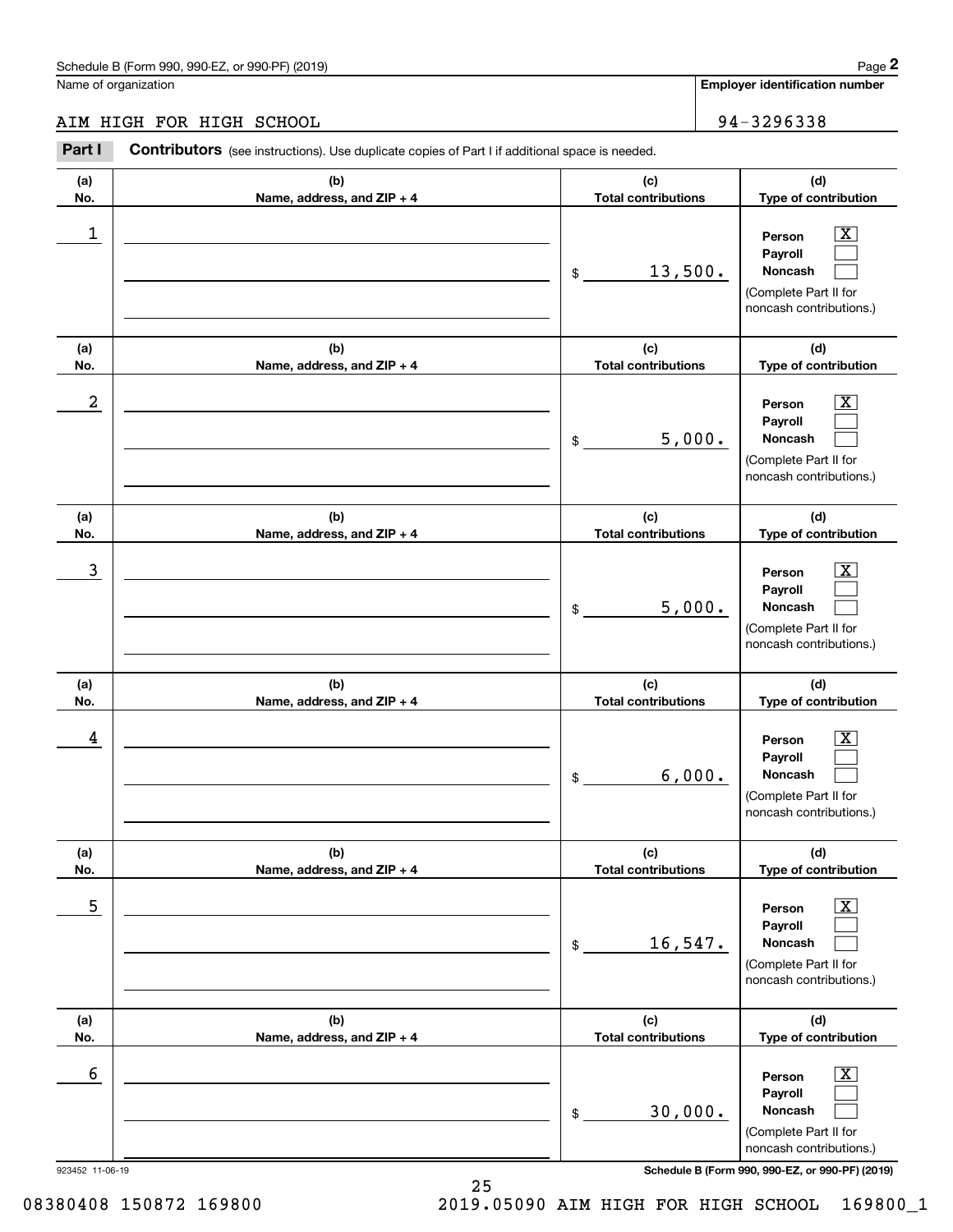Schedule B (Form 990, 990-EZ, or 990-PF) (2019)

Name of organization: AIM HIGH FOR HIGH SCHOOL

**Employer identification number:** 94-3296338

**Part I** **Contributors** (see instructions). Use duplicate copies of Part I if additional space is needed.

| (a) No. | (b) Name, address, and ZIP + 4 | (c) Total contributions | (d) Type of contribution |
|---|---|---|---|
| 1 | | $ 13,500. | Person [X] Payroll [ ] Noncash [ ] (Complete Part II for noncash contributions.) |
| 2 | | $ 5,000. | Person [X] Payroll [ ] Noncash [ ] (Complete Part II for noncash contributions.) |
| 3 | | $ 5,000. | Person [X] Payroll [ ] Noncash [ ] (Complete Part II for noncash contributions.) |
| 4 | | $ 6,000. | Person [X] Payroll [ ] Noncash [ ] (Complete Part II for noncash contributions.) |
| 5 | | $ 16,547. | Person [X] Payroll [ ] Noncash [ ] (Complete Part II for noncash contributions.) |
| 6 | | $ 30,000. | Person [X] Payroll [ ] Noncash [ ] (Complete Part II for noncash contributions.) |

923452 11-06-19

08380408 150872 169800 2019.05090 AIM HIGH FOR HIGH SCHOOL 169800_1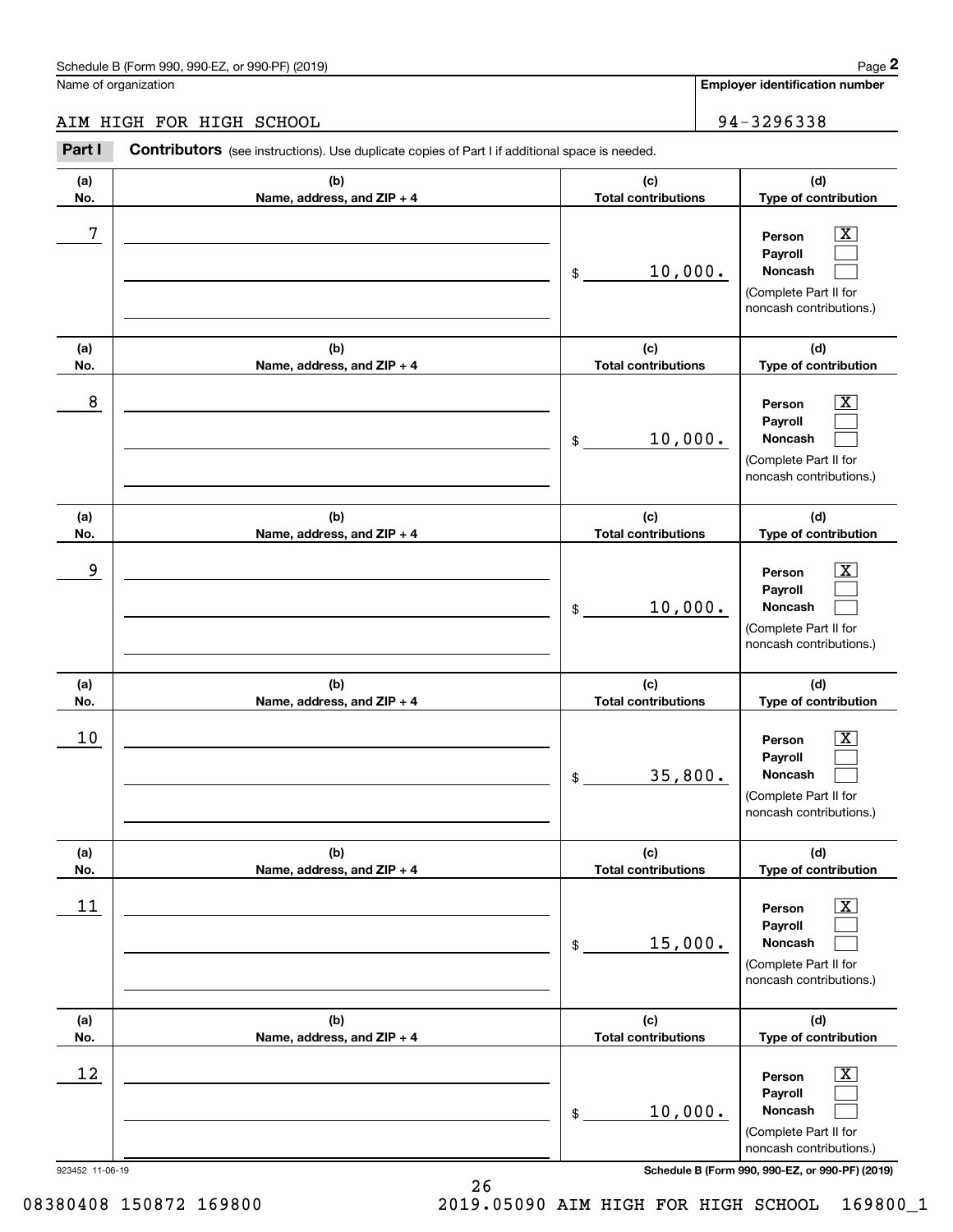Name of organization

**Employer identification number**

AIM HIGH FOR HIGH SCHOOL

94-3296338

**Part I** **Contributors** (see instructions). Use duplicate copies of Part I if additional space is needed.

| (a) No. | (b) Name, address, and ZIP + 4 | (c) Total contributions | (d) Type of contribution |
|---|---|---|---|
| 7 | | $ 10,000. | Person [X] Payroll [ ] Noncash [ ] (Complete Part II for noncash contributions.) |
| 8 | | $ 10,000. | Person [X] Payroll [ ] Noncash [ ] (Complete Part II for noncash contributions.) |
| 9 | | $ 10,000. | Person [X] Payroll [ ] Noncash [ ] (Complete Part II for noncash contributions.) |
| 10 | | $ 35,800. | Person [X] Payroll [ ] Noncash [ ] (Complete Part II for noncash contributions.) |
| 11 | | $ 15,000. | Person [X] Payroll [ ] Noncash [ ] (Complete Part II for noncash contributions.) |
| 12 | | $ 10,000. | Person [X] Payroll [ ] Noncash [ ] (Complete Part II for noncash contributions.) |

923452 11-06-19

**Schedule B (Form 990, 990-EZ, or 990-PF) (2019)**

08380408 150872 169800 2019.05090 AIM HIGH FOR HIGH SCHOOL 169800_1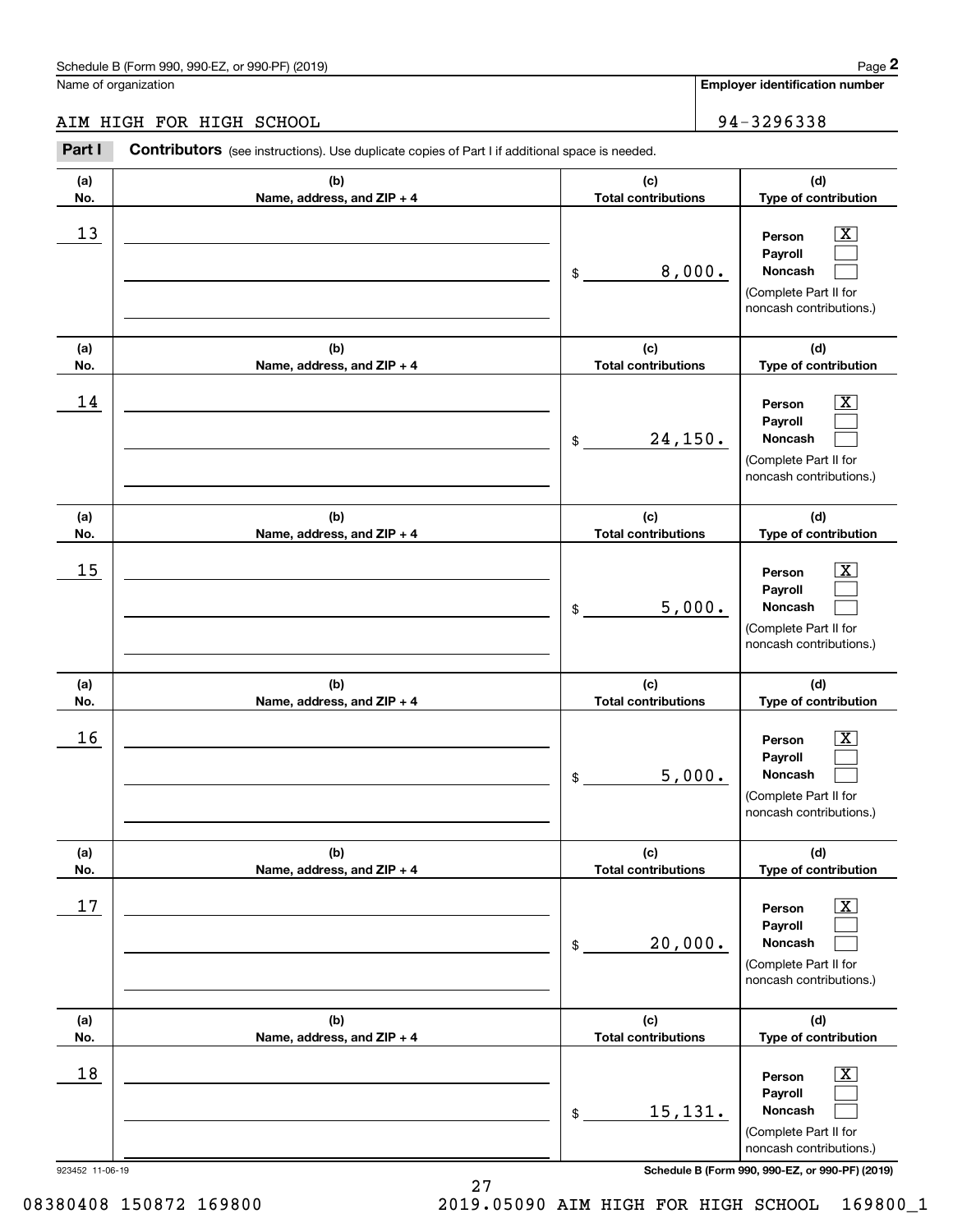Schedule B (Form 990, 990-EZ, or 990-PF) (2019)

Name of organization: AIM HIGH FOR HIGH SCHOOL

Employer identification number: 94-3296338

## Part I Contributors (see instructions). Use duplicate copies of Part I if additional space is needed.

| (a) No. | (b) Name, address, and ZIP + 4 | (c) Total contributions | (d) Type of contribution |
|---|---|---|---|
| 13 | | $ 8,000. | Person [X] Payroll [ ] Noncash [ ] (Complete Part II for noncash contributions.) |
| 14 | | $ 24,150. | Person [X] Payroll [ ] Noncash [ ] (Complete Part II for noncash contributions.) |
| 15 | | $ 5,000. | Person [X] Payroll [ ] Noncash [ ] (Complete Part II for noncash contributions.) |
| 16 | | $ 5,000. | Person [X] Payroll [ ] Noncash [ ] (Complete Part II for noncash contributions.) |
| 17 | | $ 20,000. | Person [X] Payroll [ ] Noncash [ ] (Complete Part II for noncash contributions.) |
| 18 | | $ 15,131. | Person [X] Payroll [ ] Noncash [ ] (Complete Part II for noncash contributions.) |

923452 11-06-19

Schedule B (Form 990, 990-EZ, or 990-PF) (2019)

08380408 150872 169800 2019.05090 AIM HIGH FOR HIGH SCHOOL 169800_1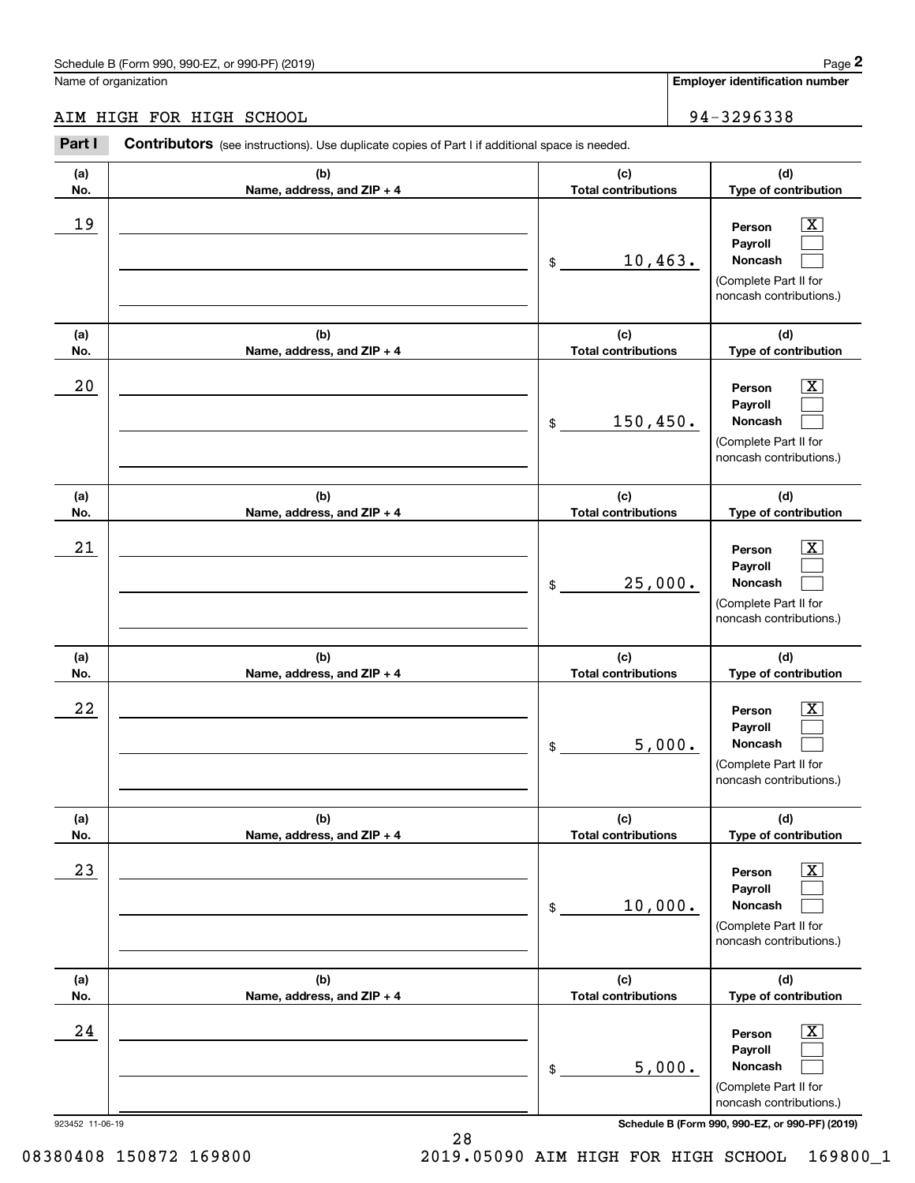Schedule B (Form 990, 990-EZ, or 990-PF) (2019)

Name of organization: AIM HIGH FOR HIGH SCHOOL

Employer identification number: 94-3296338

**Part I** **Contributors** (see instructions). Use duplicate copies of Part I if additional space is needed.

| (a) No. | (b) Name, address, and ZIP + 4 | (c) Total contributions | (d) Type of contribution |
|---|---|---|---|
| 19 | | $ 10,463. | Person [X] Payroll [ ] Noncash [ ] (Complete Part II for noncash contributions.) |
| 20 | | $ 150,450. | Person [X] Payroll [ ] Noncash [ ] (Complete Part II for noncash contributions.) |
| 21 | | $ 25,000. | Person [X] Payroll [ ] Noncash [ ] (Complete Part II for noncash contributions.) |
| 22 | | $ 5,000. | Person [X] Payroll [ ] Noncash [ ] (Complete Part II for noncash contributions.) |
| 23 | | $ 10,000. | Person [X] Payroll [ ] Noncash [ ] (Complete Part II for noncash contributions.) |
| 24 | | $ 5,000. | Person [X] Payroll [ ] Noncash [ ] (Complete Part II for noncash contributions.) |

923452 11-06-19

08380408 150872 169800 2019.05090 AIM HIGH FOR HIGH SCHOOL 169800_1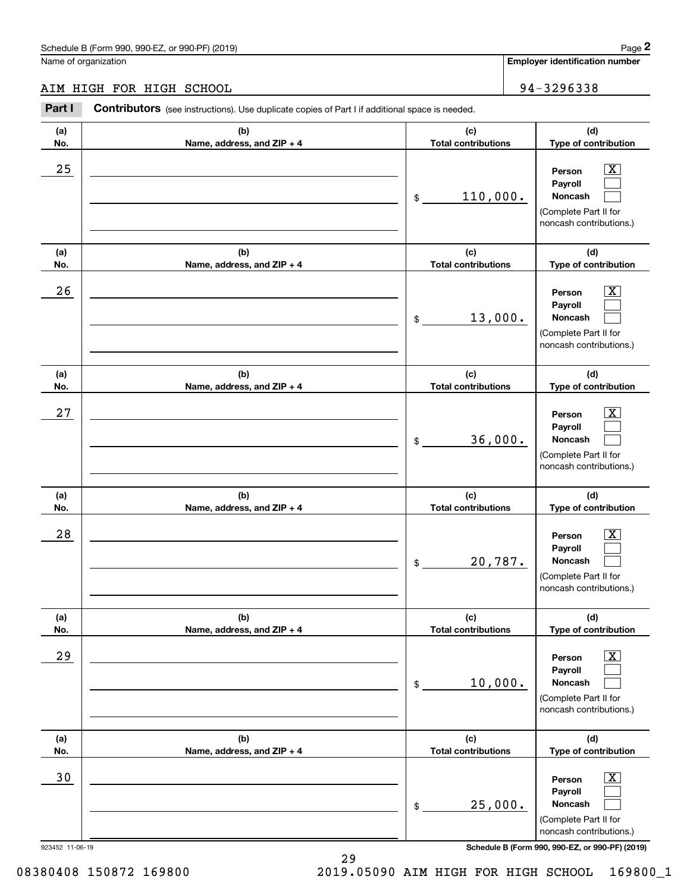Schedule B (Form 990, 990-EZ, or 990-PF) (2019)

Name of organization: AIM HIGH FOR HIGH SCHOOL

Employer identification number: 94-3296338

**Part I** **Contributors** (see instructions). Use duplicate copies of Part I if additional space is needed.

| (a) No. | (b) Name, address, and ZIP + 4 | (c) Total contributions | (d) Type of contribution |
|---|---|---|---|
| 25 | | $ 110,000. | Person [X] Payroll [ ] Noncash [ ] (Complete Part II for noncash contributions.) |
| 26 | | $ 13,000. | Person [X] Payroll [ ] Noncash [ ] (Complete Part II for noncash contributions.) |
| 27 | | $ 36,000. | Person [X] Payroll [ ] Noncash [ ] (Complete Part II for noncash contributions.) |
| 28 | | $ 20,787. | Person [X] Payroll [ ] Noncash [ ] (Complete Part II for noncash contributions.) |
| 29 | | $ 10,000. | Person [X] Payroll [ ] Noncash [ ] (Complete Part II for noncash contributions.) |
| 30 | | $ 25,000. | Person [X] Payroll [ ] Noncash [ ] (Complete Part II for noncash contributions.) |

923452 11-06-19

Schedule B (Form 990, 990-EZ, or 990-PF) (2019)

08380408 150872 169800 2019.05090 AIM HIGH FOR HIGH SCHOOL 169800_1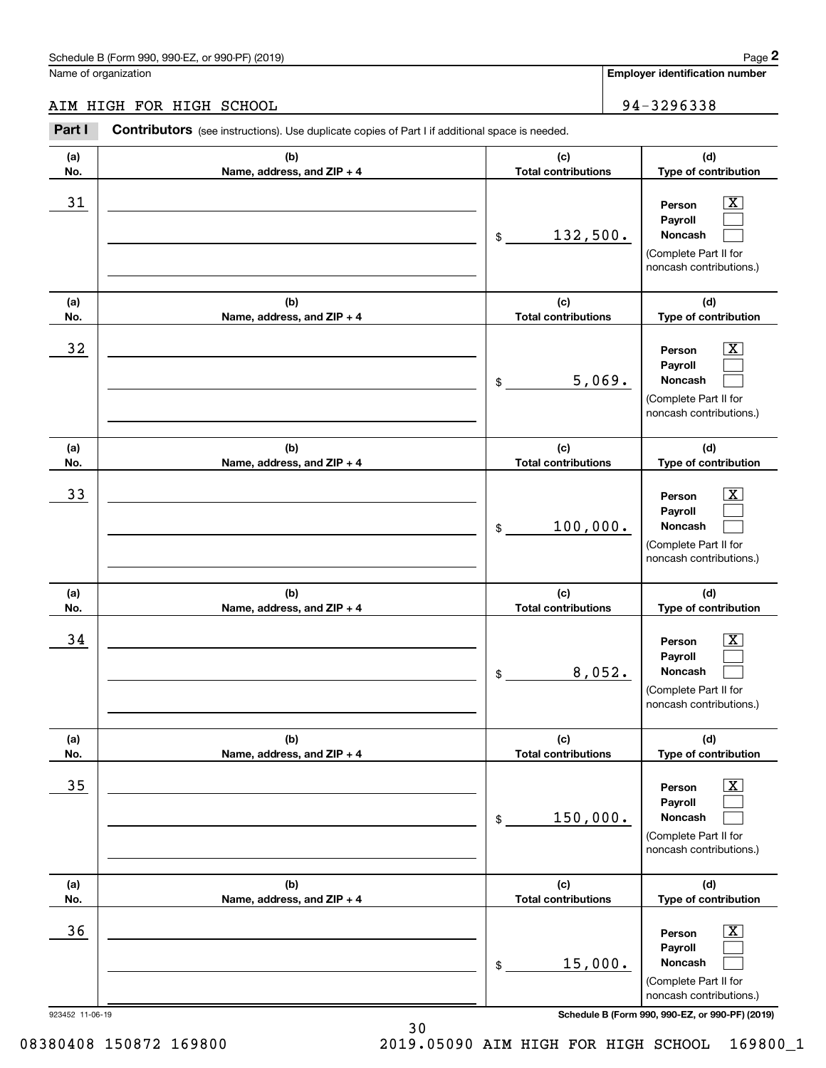Name of organization

AIM HIGH FOR HIGH SCHOOL

**Employer identification number**

94-3296338

**Part I** **Contributors** (see instructions). Use duplicate copies of Part I if additional space is needed.

| (a) No. | (b) Name, address, and ZIP + 4 | (c) Total contributions | (d) Type of contribution |
|---|---|---|---|
| 31 | | $ 132,500. | Person [X] Payroll [ ] Noncash [ ] (Complete Part II for noncash contributions.) |
| 32 | | $ 5,069. | Person [X] Payroll [ ] Noncash [ ] (Complete Part II for noncash contributions.) |
| 33 | | $ 100,000. | Person [X] Payroll [ ] Noncash [ ] (Complete Part II for noncash contributions.) |
| 34 | | $ 8,052. | Person [X] Payroll [ ] Noncash [ ] (Complete Part II for noncash contributions.) |
| 35 | | $ 150,000. | Person [X] Payroll [ ] Noncash [ ] (Complete Part II for noncash contributions.) |
| 36 | | $ 15,000. | Person [X] Payroll [ ] Noncash [ ] (Complete Part II for noncash contributions.) |

923452 11-06-19

08380408 150872 169800 2019.05090 AIM HIGH FOR HIGH SCHOOL 169800_1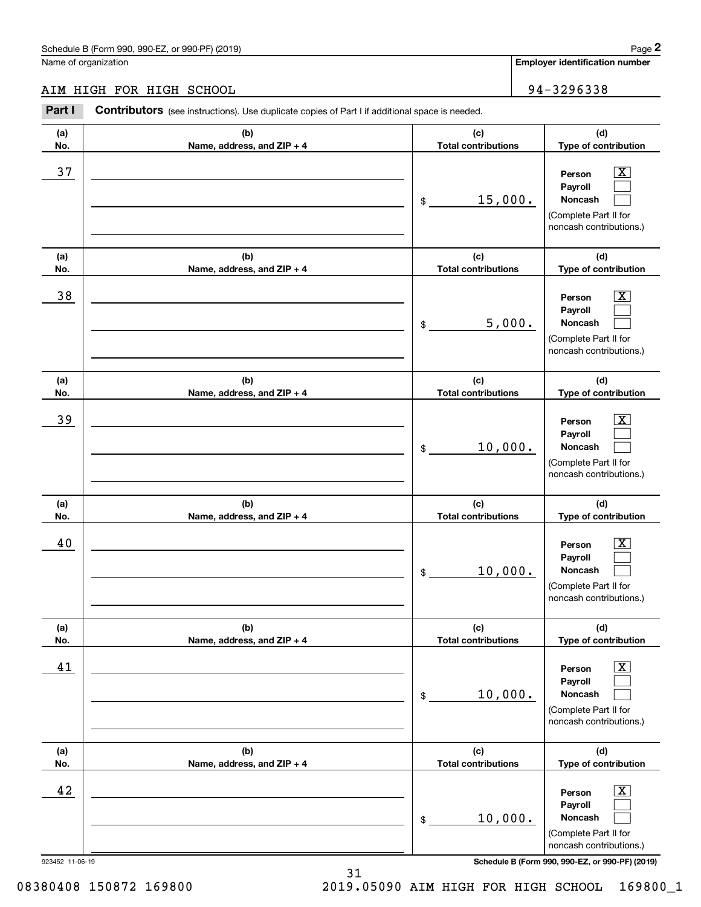Schedule B (Form 990, 990-EZ, or 990-PF) (2019)

Name of organization: AIM HIGH FOR HIGH SCHOOL

Employer identification number: 94-3296338

**Part I** **Contributors** (see instructions). Use duplicate copies of Part I if additional space is needed.

| (a) No. | (b) Name, address, and ZIP + 4 | (c) Total contributions | (d) Type of contribution |
|---|---|---|---|
| 37 | | $ 15,000. | Person [X] Payroll [ ] Noncash [ ] (Complete Part II for noncash contributions.) |
| 38 | | $ 5,000. | Person [X] Payroll [ ] Noncash [ ] (Complete Part II for noncash contributions.) |
| 39 | | $ 10,000. | Person [X] Payroll [ ] Noncash [ ] (Complete Part II for noncash contributions.) |
| 40 | | $ 10,000. | Person [X] Payroll [ ] Noncash [ ] (Complete Part II for noncash contributions.) |
| 41 | | $ 10,000. | Person [X] Payroll [ ] Noncash [ ] (Complete Part II for noncash contributions.) |
| 42 | | $ 10,000. | Person [X] Payroll [ ] Noncash [ ] (Complete Part II for noncash contributions.) |

923452 11-06-19

Schedule B (Form 990, 990-EZ, or 990-PF) (2019)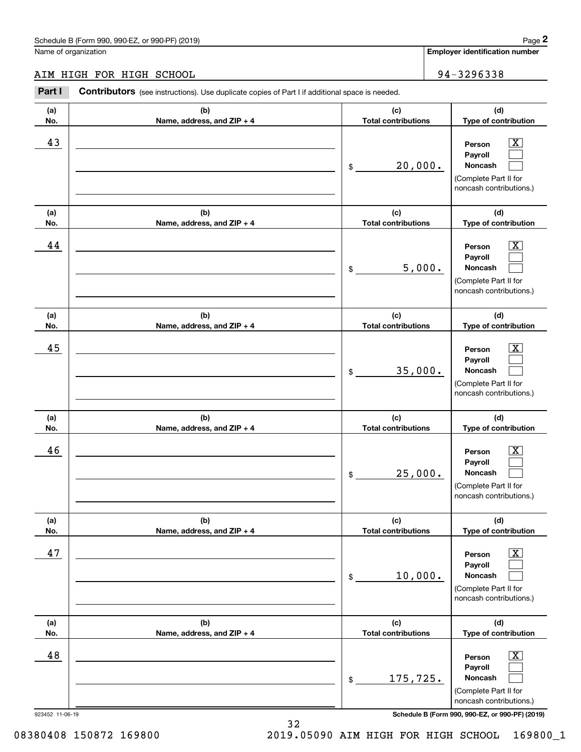Name of organization

AIM HIGH FOR HIGH SCHOOL

**Employer identification number**

94-3296338

**Part I** **Contributors** (see instructions). Use duplicate copies of Part I if additional space is needed.

| (a) No. | (b) Name, address, and ZIP + 4 | (c) Total contributions | (d) Type of contribution |
|---|---|---|---|
| 43 | | $ 20,000. | Person [X] Payroll [ ] Noncash [ ] (Complete Part II for noncash contributions.) |
| 44 | | $ 5,000. | Person [X] Payroll [ ] Noncash [ ] (Complete Part II for noncash contributions.) |
| 45 | | $ 35,000. | Person [X] Payroll [ ] Noncash [ ] (Complete Part II for noncash contributions.) |
| 46 | | $ 25,000. | Person [X] Payroll [ ] Noncash [ ] (Complete Part II for noncash contributions.) |
| 47 | | $ 10,000. | Person [X] Payroll [ ] Noncash [ ] (Complete Part II for noncash contributions.) |
| 48 | | $ 175,725. | Person [X] Payroll [ ] Noncash [ ] (Complete Part II for noncash contributions.) |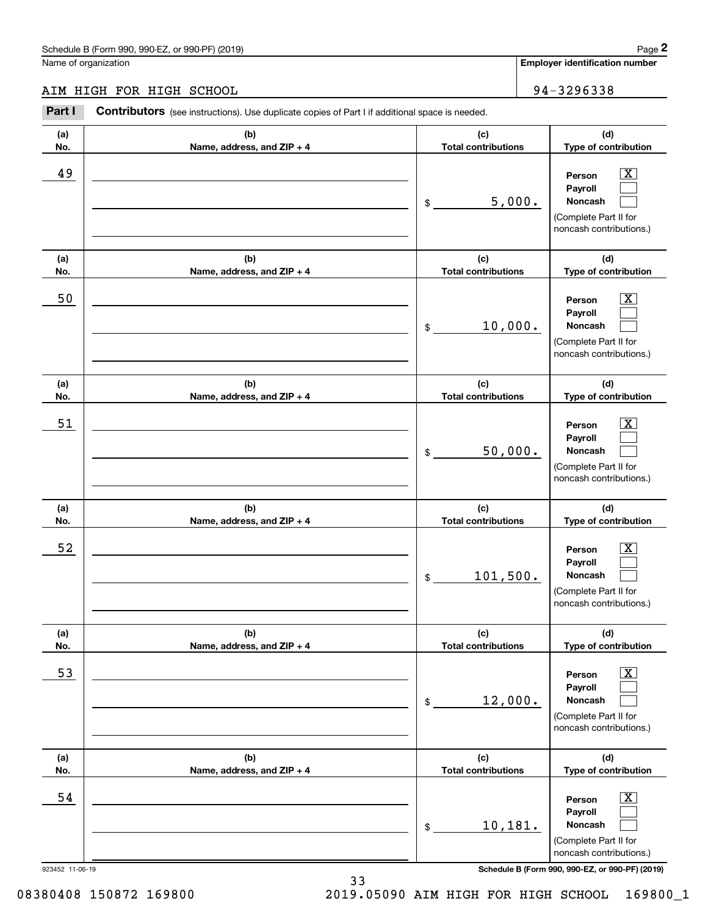Schedule B (Form 990, 990-EZ, or 990-PF) (2019)

Name of organization: AIM HIGH FOR HIGH SCHOOL

Employer identification number: 94-3296338

**Part I** **Contributors** (see instructions). Use duplicate copies of Part I if additional space is needed.

| (a) No. | (b) Name, address, and ZIP + 4 | (c) Total contributions | (d) Type of contribution |
|---|---|---|---|
| 49 | | $ 5,000. | Person [X] Payroll [ ] Noncash [ ] (Complete Part II for noncash contributions.) |
| 50 | | $ 10,000. | Person [X] Payroll [ ] Noncash [ ] (Complete Part II for noncash contributions.) |
| 51 | | $ 50,000. | Person [X] Payroll [ ] Noncash [ ] (Complete Part II for noncash contributions.) |
| 52 | | $ 101,500. | Person [X] Payroll [ ] Noncash [ ] (Complete Part II for noncash contributions.) |
| 53 | | $ 12,000. | Person [X] Payroll [ ] Noncash [ ] (Complete Part II for noncash contributions.) |
| 54 | | $ 10,181. | Person [X] Payroll [ ] Noncash [ ] (Complete Part II for noncash contributions.) |

923452 11-06-19

08380408 150872 169800 2019.05090 AIM HIGH FOR HIGH SCHOOL 169800_1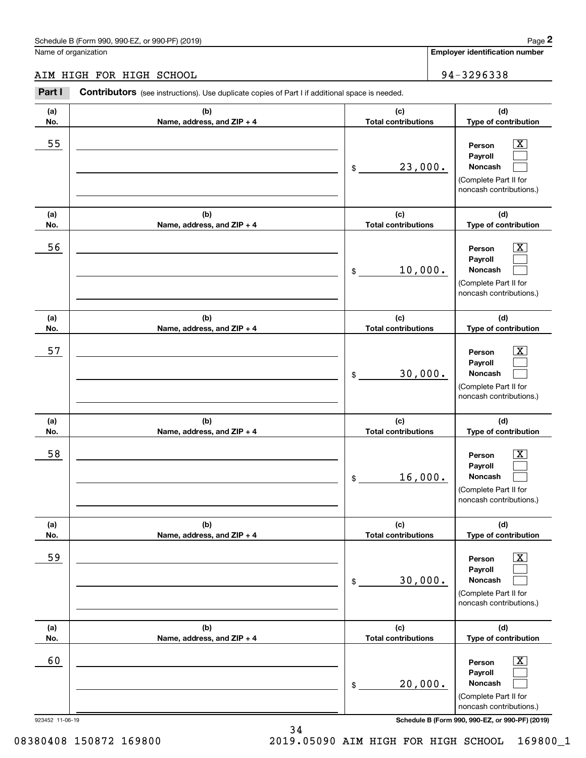Schedule B (Form 990, 990-EZ, or 990-PF) (2019)

Name of organization: AIM HIGH FOR HIGH SCHOOL

**Employer identification number:** 94-3296338

## Part I Contributors

(see instructions). Use duplicate copies of Part I if additional space is needed.

| (a) No. | (b) Name, address, and ZIP + 4 | (c) Total contributions | (d) Type of contribution |
|---|---|---|---|
| 55 | | $ 23,000. | Person [X] Payroll [ ] Noncash [ ] (Complete Part II for noncash contributions.) |
| 56 | | $ 10,000. | Person [X] Payroll [ ] Noncash [ ] (Complete Part II for noncash contributions.) |
| 57 | | $ 30,000. | Person [X] Payroll [ ] Noncash [ ] (Complete Part II for noncash contributions.) |
| 58 | | $ 16,000. | Person [X] Payroll [ ] Noncash [ ] (Complete Part II for noncash contributions.) |
| 59 | | $ 30,000. | Person [X] Payroll [ ] Noncash [ ] (Complete Part II for noncash contributions.) |
| 60 | | $ 20,000. | Person [X] Payroll [ ] Noncash [ ] (Complete Part II for noncash contributions.) |

923452 11-06-19

Schedule B (Form 990, 990-EZ, or 990-PF) (2019)

08380408 150872 169800 2019.05090 AIM HIGH FOR HIGH SCHOOL 169800_1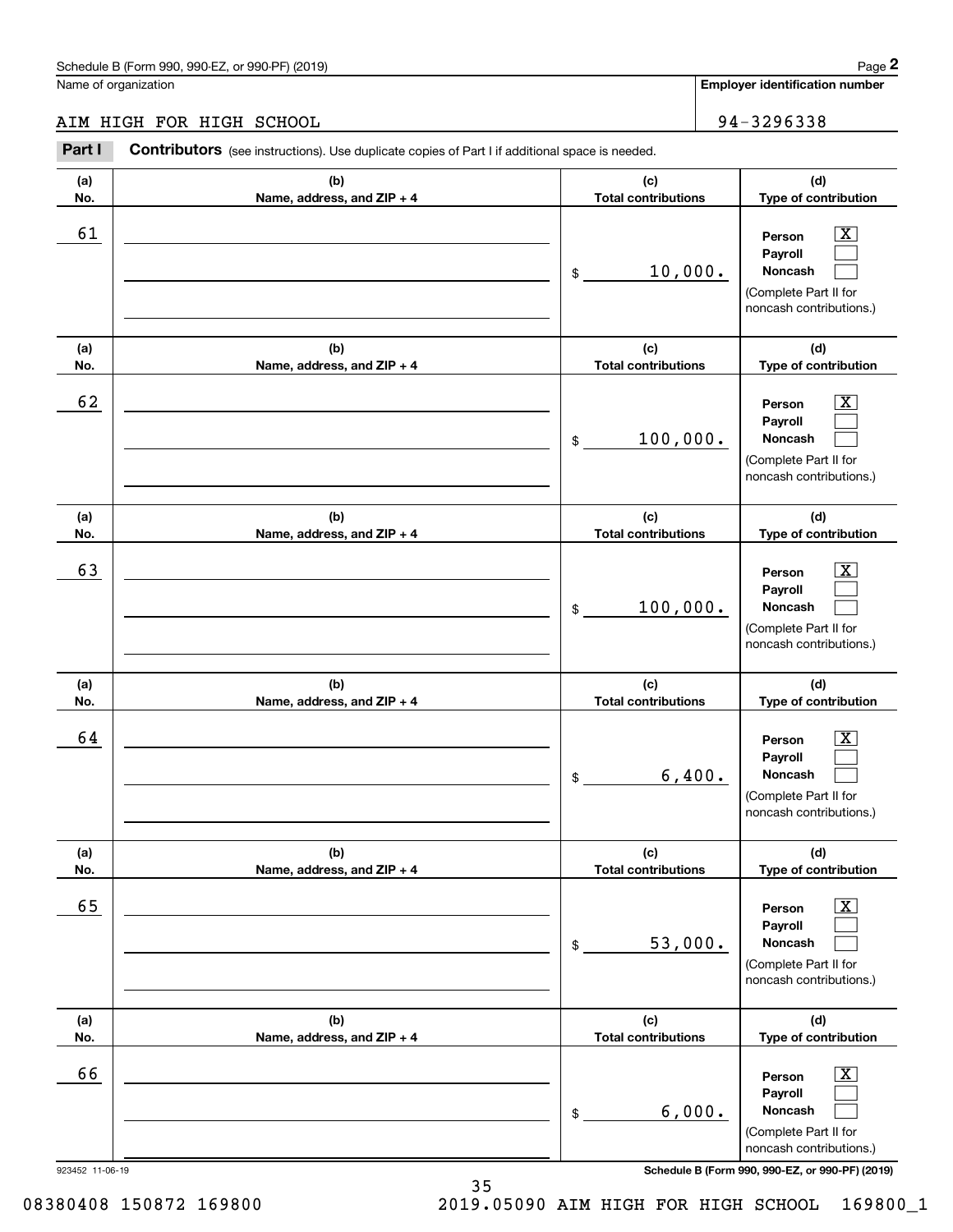Schedule B (Form 990, 990-EZ, or 990-PF) (2019)

Name of organization: AIM HIGH FOR HIGH SCHOOL

Employer identification number: 94-3296338

**Part I** **Contributors** (see instructions). Use duplicate copies of Part I if additional space is needed.

| (a) No. | (b) Name, address, and ZIP + 4 | (c) Total contributions | (d) Type of contribution |
|---|---|---|---|
| 61 | | $ 10,000. | Person [X] Payroll [ ] Noncash [ ] (Complete Part II for noncash contributions.) |
| 62 | | $ 100,000. | Person [X] Payroll [ ] Noncash [ ] (Complete Part II for noncash contributions.) |
| 63 | | $ 100,000. | Person [X] Payroll [ ] Noncash [ ] (Complete Part II for noncash contributions.) |
| 64 | | $ 6,400. | Person [X] Payroll [ ] Noncash [ ] (Complete Part II for noncash contributions.) |
| 65 | | $ 53,000. | Person [X] Payroll [ ] Noncash [ ] (Complete Part II for noncash contributions.) |
| 66 | | $ 6,000. | Person [X] Payroll [ ] Noncash [ ] (Complete Part II for noncash contributions.) |

923452 11-06-19

08380408 150872 169800 2019.05090 AIM HIGH FOR HIGH SCHOOL 169800_1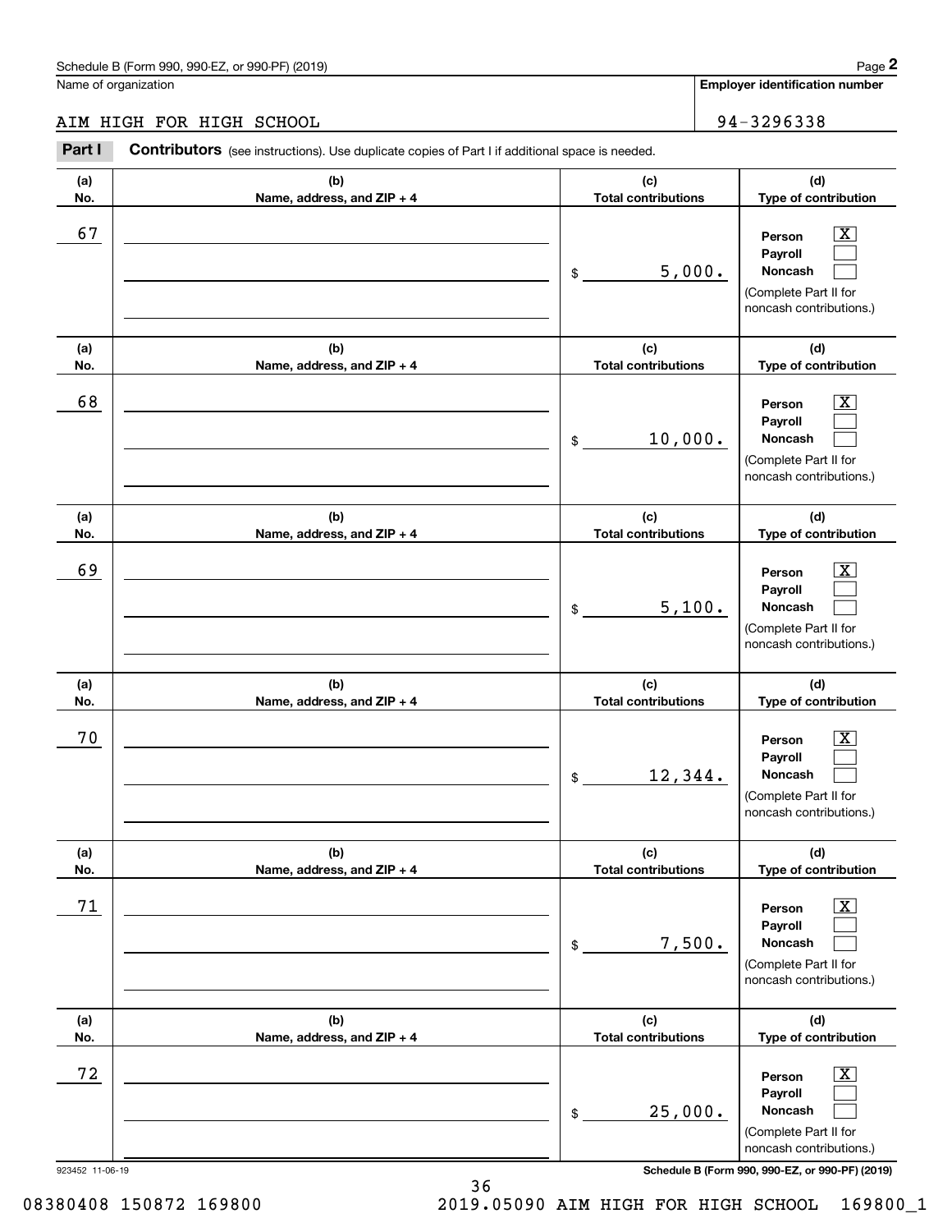Schedule B (Form 990, 990-EZ, or 990-PF) (2019)

Name of organization: AIM HIGH FOR HIGH SCHOOL

Employer identification number: 94-3296338

**Part I** **Contributors** (see instructions). Use duplicate copies of Part I if additional space is needed.

| (a) No. | (b) Name, address, and ZIP + 4 | (c) Total contributions | (d) Type of contribution |
|---|---|---|---|
| 67 | | $ 5,000. | Person [X] Payroll [ ] Noncash [ ] (Complete Part II for noncash contributions.) |
| 68 | | $ 10,000. | Person [X] Payroll [ ] Noncash [ ] (Complete Part II for noncash contributions.) |
| 69 | | $ 5,100. | Person [X] Payroll [ ] Noncash [ ] (Complete Part II for noncash contributions.) |
| 70 | | $ 12,344. | Person [X] Payroll [ ] Noncash [ ] (Complete Part II for noncash contributions.) |
| 71 | | $ 7,500. | Person [X] Payroll [ ] Noncash [ ] (Complete Part II for noncash contributions.) |
| 72 | | $ 25,000. | Person [X] Payroll [ ] Noncash [ ] (Complete Part II for noncash contributions.) |

923452 11-06-19

08380408 150872 169800 2019.05090 AIM HIGH FOR HIGH SCHOOL 169800_1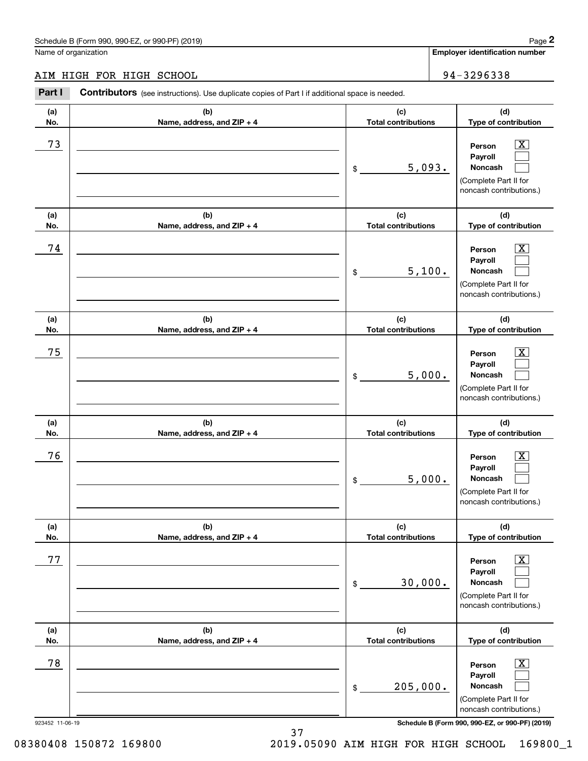Schedule B (Form 990, 990-EZ, or 990-PF) (2019)

Name of organization: AIM HIGH FOR HIGH SCHOOL

Employer identification number: 94-3296338

**Part I** **Contributors** (see instructions). Use duplicate copies of Part I if additional space is needed.

| (a) No. | (b) Name, address, and ZIP + 4 | (c) Total contributions | (d) Type of contribution |
|---|---|---|---|
| 73 | | $ 5,093. | Person [X] Payroll [ ] Noncash [ ] (Complete Part II for noncash contributions.) |
| 74 | | $ 5,100. | Person [X] Payroll [ ] Noncash [ ] (Complete Part II for noncash contributions.) |
| 75 | | $ 5,000. | Person [X] Payroll [ ] Noncash [ ] (Complete Part II for noncash contributions.) |
| 76 | | $ 5,000. | Person [X] Payroll [ ] Noncash [ ] (Complete Part II for noncash contributions.) |
| 77 | | $ 30,000. | Person [X] Payroll [ ] Noncash [ ] (Complete Part II for noncash contributions.) |
| 78 | | $ 205,000. | Person [X] Payroll [ ] Noncash [ ] (Complete Part II for noncash contributions.) |

923452 11-06-19

Schedule B (Form 990, 990-EZ, or 990-PF) (2019)

08380408 150872 169800 2019.05090 AIM HIGH FOR HIGH SCHOOL 169800_1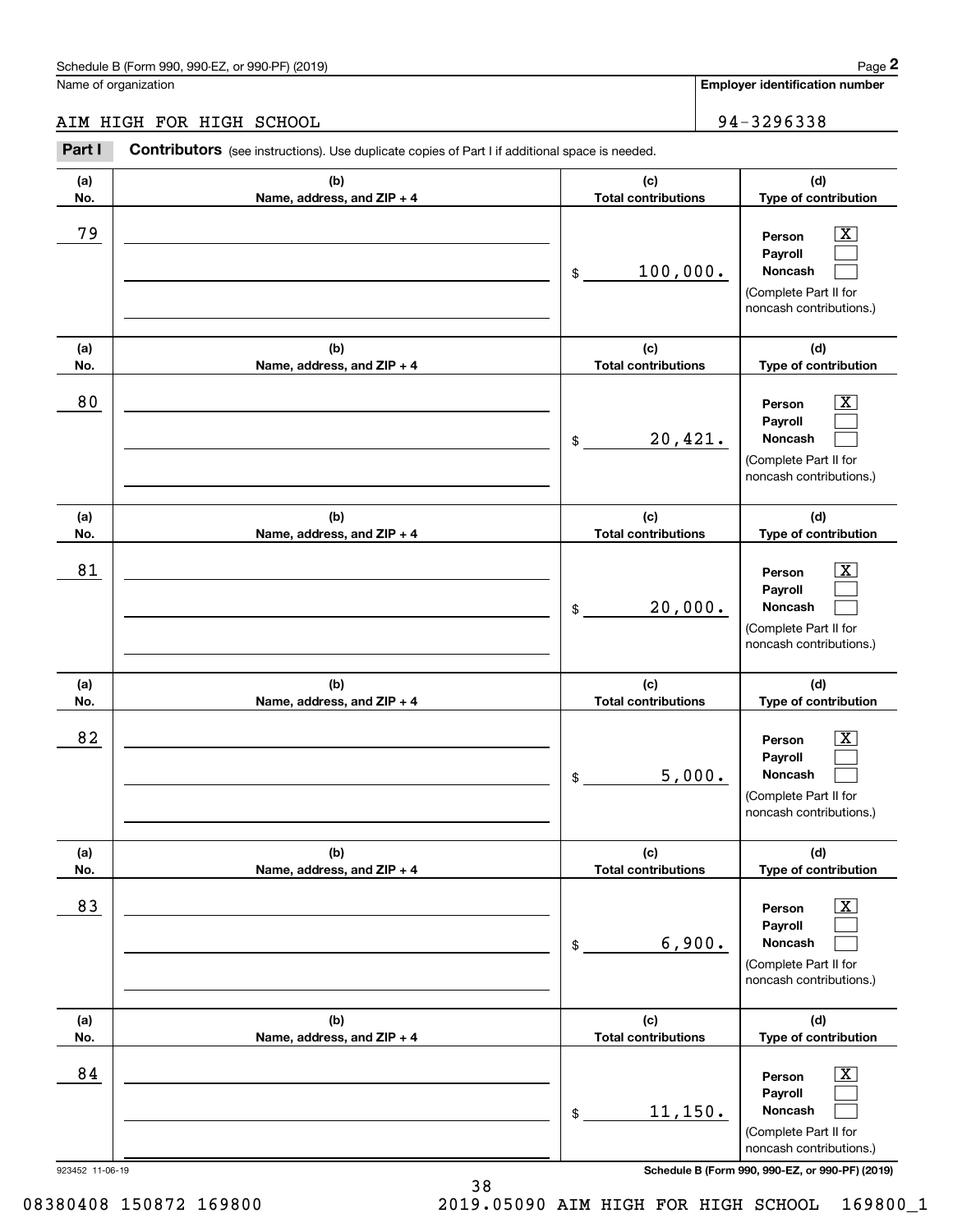Schedule B (Form 990, 990-EZ, or 990-PF) (2019)

Name of organization: AIM HIGH FOR HIGH SCHOOL

Employer identification number: 94-3296338

**Part I** **Contributors** (see instructions). Use duplicate copies of Part I if additional space is needed.

| (a) No. | (b) Name, address, and ZIP + 4 | (c) Total contributions | (d) Type of contribution |
|---|---|---|---|
| 79 | | $ 100,000. | Person [X] Payroll [ ] Noncash [ ] (Complete Part II for noncash contributions.) |
| 80 | | $ 20,421. | Person [X] Payroll [ ] Noncash [ ] (Complete Part II for noncash contributions.) |
| 81 | | $ 20,000. | Person [X] Payroll [ ] Noncash [ ] (Complete Part II for noncash contributions.) |
| 82 | | $ 5,000. | Person [X] Payroll [ ] Noncash [ ] (Complete Part II for noncash contributions.) |
| 83 | | $ 6,900. | Person [X] Payroll [ ] Noncash [ ] (Complete Part II for noncash contributions.) |
| 84 | | $ 11,150. | Person [X] Payroll [ ] Noncash [ ] (Complete Part II for noncash contributions.) |

923452 11-06-19

Schedule B (Form 990, 990-EZ, or 990-PF) (2019)

08380408 150872 169800 2019.05090 AIM HIGH FOR HIGH SCHOOL 169800_1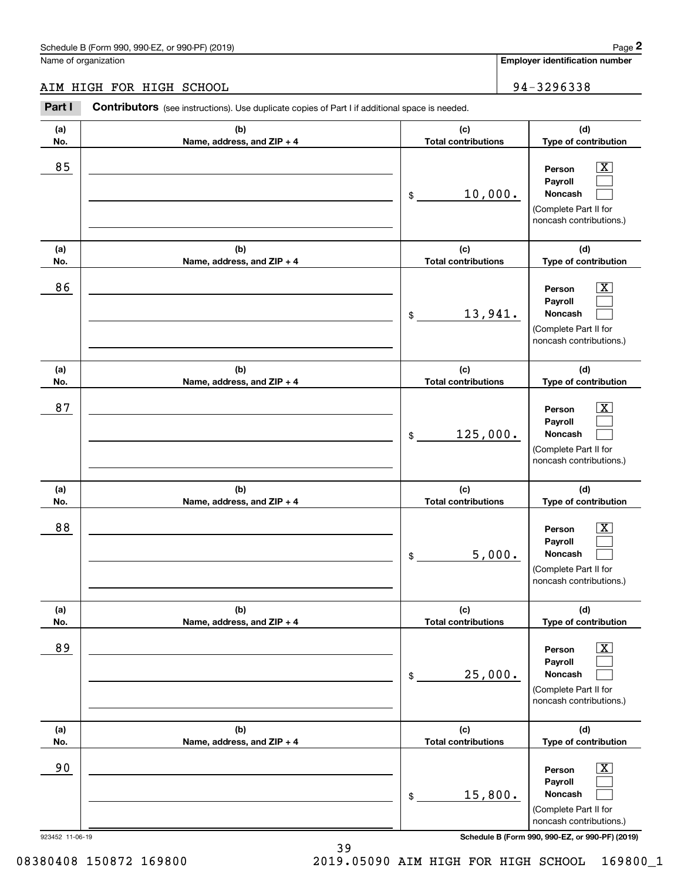Name of organization

AIM HIGH FOR HIGH SCHOOL

**Employer identification number**

94-3296338

**Part I** **Contributors** (see instructions). Use duplicate copies of Part I if additional space is needed.

| (a) No. | (b) Name, address, and ZIP + 4 | (c) Total contributions | (d) Type of contribution |
|---|---|---|---|
| 85 | | $ 10,000. | Person [X] Payroll [ ] Noncash [ ] (Complete Part II for noncash contributions.) |
| 86 | | $ 13,941. | Person [X] Payroll [ ] Noncash [ ] (Complete Part II for noncash contributions.) |
| 87 | | $ 125,000. | Person [X] Payroll [ ] Noncash [ ] (Complete Part II for noncash contributions.) |
| 88 | | $ 5,000. | Person [X] Payroll [ ] Noncash [ ] (Complete Part II for noncash contributions.) |
| 89 | | $ 25,000. | Person [X] Payroll [ ] Noncash [ ] (Complete Part II for noncash contributions.) |
| 90 | | $ 15,800. | Person [X] Payroll [ ] Noncash [ ] (Complete Part II for noncash contributions.) |

923452 11-06-19

**Schedule B (Form 990, 990-EZ, or 990-PF) (2019)**

08380408 150872 169800 2019.05090 AIM HIGH FOR HIGH SCHOOL 169800_1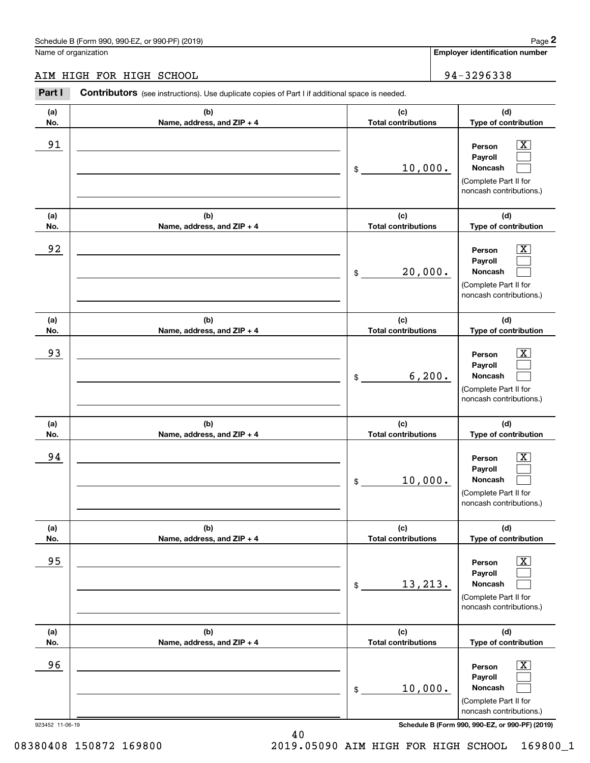Schedule B (Form 990, 990-EZ, or 990-PF) (2019)

Name of organization: AIM HIGH FOR HIGH SCHOOL

Employer identification number: 94-3296338

**Part I** **Contributors** (see instructions). Use duplicate copies of Part I if additional space is needed.

| (a) No. | (b) Name, address, and ZIP + 4 | (c) Total contributions | (d) Type of contribution |
|---|---|---|---|
| 91 | | $ 10,000. | Person [X] Payroll [ ] Noncash [ ] (Complete Part II for noncash contributions.) |
| 92 | | $ 20,000. | Person [X] Payroll [ ] Noncash [ ] (Complete Part II for noncash contributions.) |
| 93 | | $ 6,200. | Person [X] Payroll [ ] Noncash [ ] (Complete Part II for noncash contributions.) |
| 94 | | $ 10,000. | Person [X] Payroll [ ] Noncash [ ] (Complete Part II for noncash contributions.) |
| 95 | | $ 13,213. | Person [X] Payroll [ ] Noncash [ ] (Complete Part II for noncash contributions.) |
| 96 | | $ 10,000. | Person [X] Payroll [ ] Noncash [ ] (Complete Part II for noncash contributions.) |

923452 11-06-19

Schedule B (Form 990, 990-EZ, or 990-PF) (2019)

08380408 150872 169800 2019.05090 AIM HIGH FOR HIGH SCHOOL 169800_1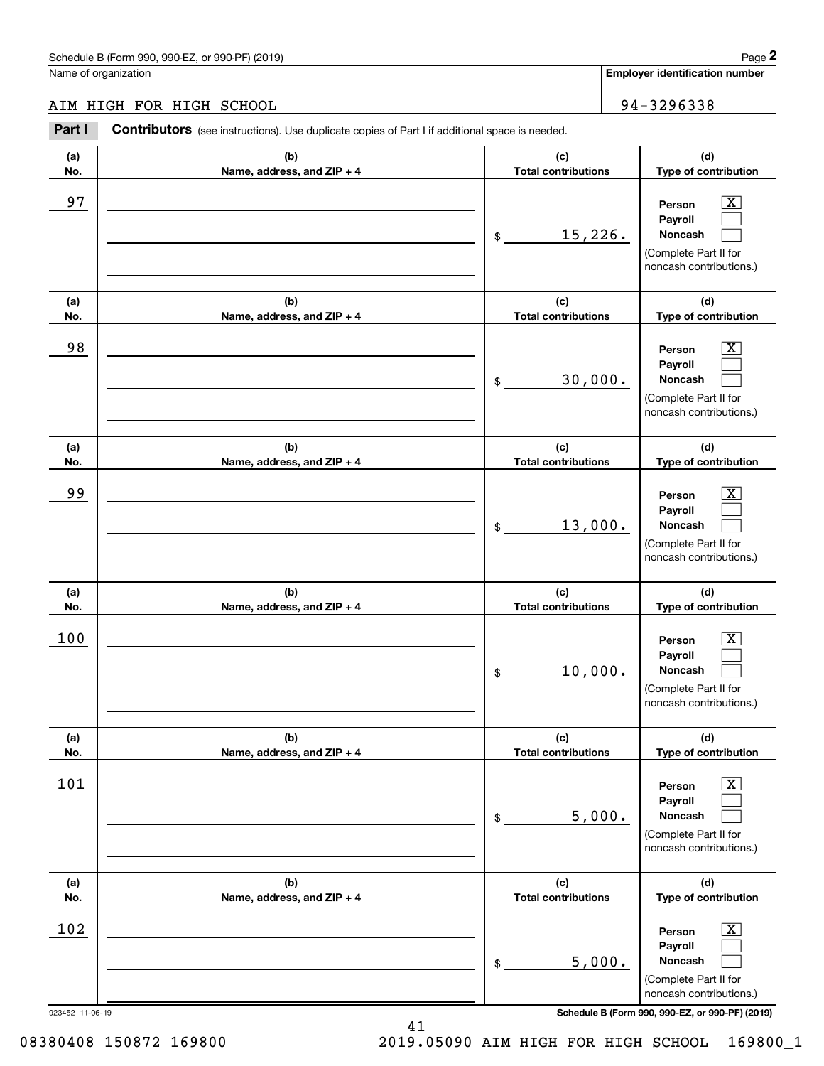Schedule B (Form 990, 990-EZ, or 990-PF) (2019)

Name of organization: AIM HIGH FOR HIGH SCHOOL

**Employer identification number:** 94-3296338

## Part I Contributors (see instructions). Use duplicate copies of Part I if additional space is needed.

| (a) No. | (b) Name, address, and ZIP + 4 | (c) Total contributions | (d) Type of contribution |
|---|---|---|---|
| 97 | | $ 15,226. | Person [X] Payroll [ ] Noncash [ ] (Complete Part II for noncash contributions.) |
| 98 | | $ 30,000. | Person [X] Payroll [ ] Noncash [ ] (Complete Part II for noncash contributions.) |
| 99 | | $ 13,000. | Person [X] Payroll [ ] Noncash [ ] (Complete Part II for noncash contributions.) |
| 100 | | $ 10,000. | Person [X] Payroll [ ] Noncash [ ] (Complete Part II for noncash contributions.) |
| 101 | | $ 5,000. | Person [X] Payroll [ ] Noncash [ ] (Complete Part II for noncash contributions.) |
| 102 | | $ 5,000. | Person [X] Payroll [ ] Noncash [ ] (Complete Part II for noncash contributions.) |

923452 11-06-19

Schedule B (Form 990, 990-EZ, or 990-PF) (2019)

08380408 150872 169800 2019.05090 AIM HIGH FOR HIGH SCHOOL 169800_1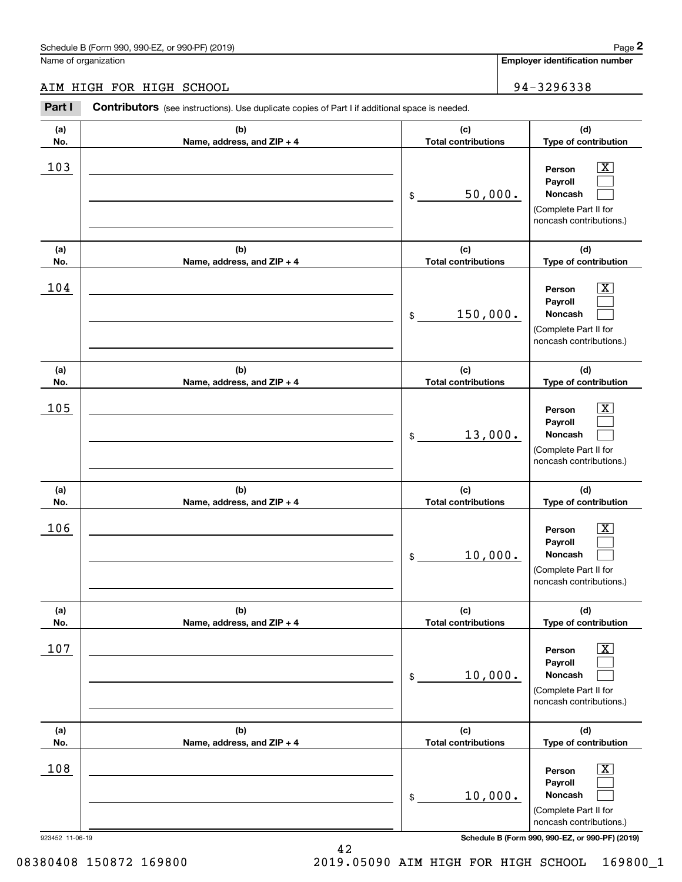Schedule B (Form 990, 990-EZ, or 990-PF) (2019)

Name of organization: AIM HIGH FOR HIGH SCHOOL

Employer identification number: 94-3296338

**Part I** **Contributors** (see instructions). Use duplicate copies of Part I if additional space is needed.

| (a) No. | (b) Name, address, and ZIP + 4 | (c) Total contributions | (d) Type of contribution |
|---|---|---|---|
| 103 | | $ 50,000. | Person [X] Payroll [ ] Noncash [ ] (Complete Part II for noncash contributions.) |
| 104 | | $ 150,000. | Person [X] Payroll [ ] Noncash [ ] (Complete Part II for noncash contributions.) |
| 105 | | $ 13,000. | Person [X] Payroll [ ] Noncash [ ] (Complete Part II for noncash contributions.) |
| 106 | | $ 10,000. | Person [X] Payroll [ ] Noncash [ ] (Complete Part II for noncash contributions.) |
| 107 | | $ 10,000. | Person [X] Payroll [ ] Noncash [ ] (Complete Part II for noncash contributions.) |
| 108 | | $ 10,000. | Person [X] Payroll [ ] Noncash [ ] (Complete Part II for noncash contributions.) |

923452 11-06-19

Schedule B (Form 990, 990-EZ, or 990-PF) (2019)

08380408 150872 169800 2019.05090 AIM HIGH FOR HIGH SCHOOL 169800_1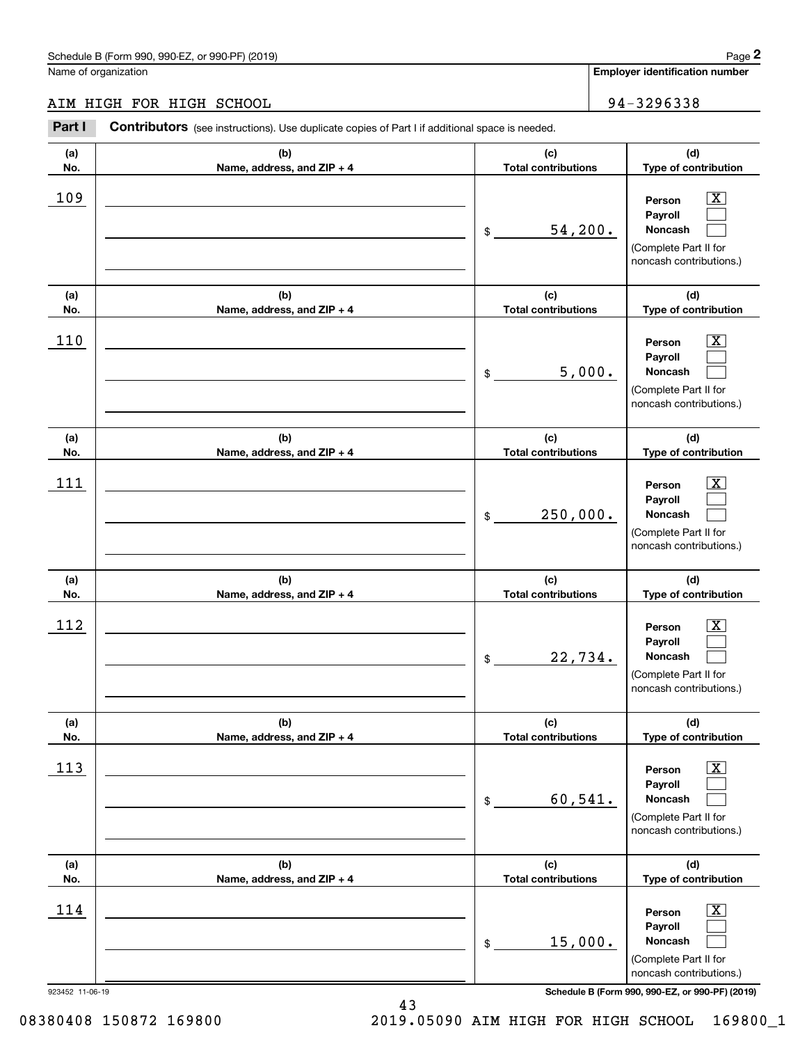Name of organization

**Employer identification number**

AIM HIGH FOR HIGH SCHOOL 94-3296338

**Part I** **Contributors** (see instructions). Use duplicate copies of Part I if additional space is needed.

| (a) No. | (b) Name, address, and ZIP + 4 | (c) Total contributions | (d) Type of contribution |
|---|---|---|---|
| 109 | | $ 54,200. | Person [X] Payroll [ ] Noncash [ ] (Complete Part II for noncash contributions.) |
| 110 | | $ 5,000. | Person [X] Payroll [ ] Noncash [ ] (Complete Part II for noncash contributions.) |
| 111 | | $ 250,000. | Person [X] Payroll [ ] Noncash [ ] (Complete Part II for noncash contributions.) |
| 112 | | $ 22,734. | Person [X] Payroll [ ] Noncash [ ] (Complete Part II for noncash contributions.) |
| 113 | | $ 60,541. | Person [X] Payroll [ ] Noncash [ ] (Complete Part II for noncash contributions.) |
| 114 | | $ 15,000. | Person [X] Payroll [ ] Noncash [ ] (Complete Part II for noncash contributions.) |

923452 11-06-19 **Schedule B (Form 990, 990-EZ, or 990-PF) (2019)**

08380408 150872 169800 2019.05090 AIM HIGH FOR HIGH SCHOOL 169800_1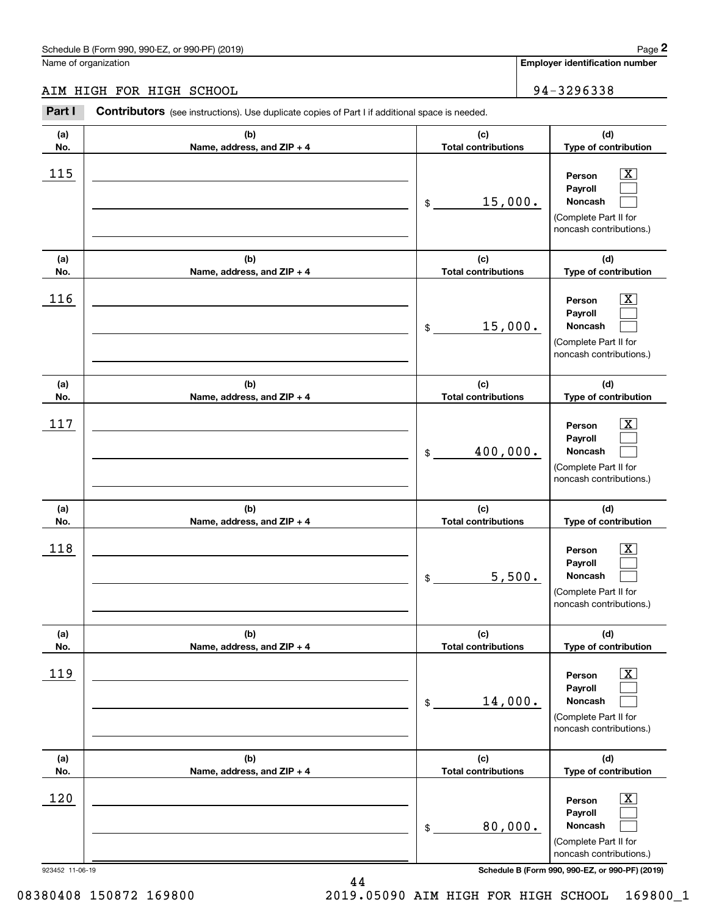Schedule B (Form 990, 990-EZ, or 990-PF) (2019)

Name of organization: AIM HIGH FOR HIGH SCHOOL

Employer identification number: 94-3296338

**Part I** **Contributors** (see instructions). Use duplicate copies of Part I if additional space is needed.

| (a) No. | (b) Name, address, and ZIP + 4 | (c) Total contributions | (d) Type of contribution |
|---|---|---|---|
| 115 | | $ 15,000. | Person [X] Payroll [ ] Noncash [ ] (Complete Part II for noncash contributions.) |
| 116 | | $ 15,000. | Person [X] Payroll [ ] Noncash [ ] (Complete Part II for noncash contributions.) |
| 117 | | $ 400,000. | Person [X] Payroll [ ] Noncash [ ] (Complete Part II for noncash contributions.) |
| 118 | | $ 5,500. | Person [X] Payroll [ ] Noncash [ ] (Complete Part II for noncash contributions.) |
| 119 | | $ 14,000. | Person [X] Payroll [ ] Noncash [ ] (Complete Part II for noncash contributions.) |
| 120 | | $ 80,000. | Person [X] Payroll [ ] Noncash [ ] (Complete Part II for noncash contributions.) |

923452 11-06-19

Schedule B (Form 990, 990-EZ, or 990-PF) (2019)

08380408 150872 169800 2019.05090 AIM HIGH FOR HIGH SCHOOL 169800_1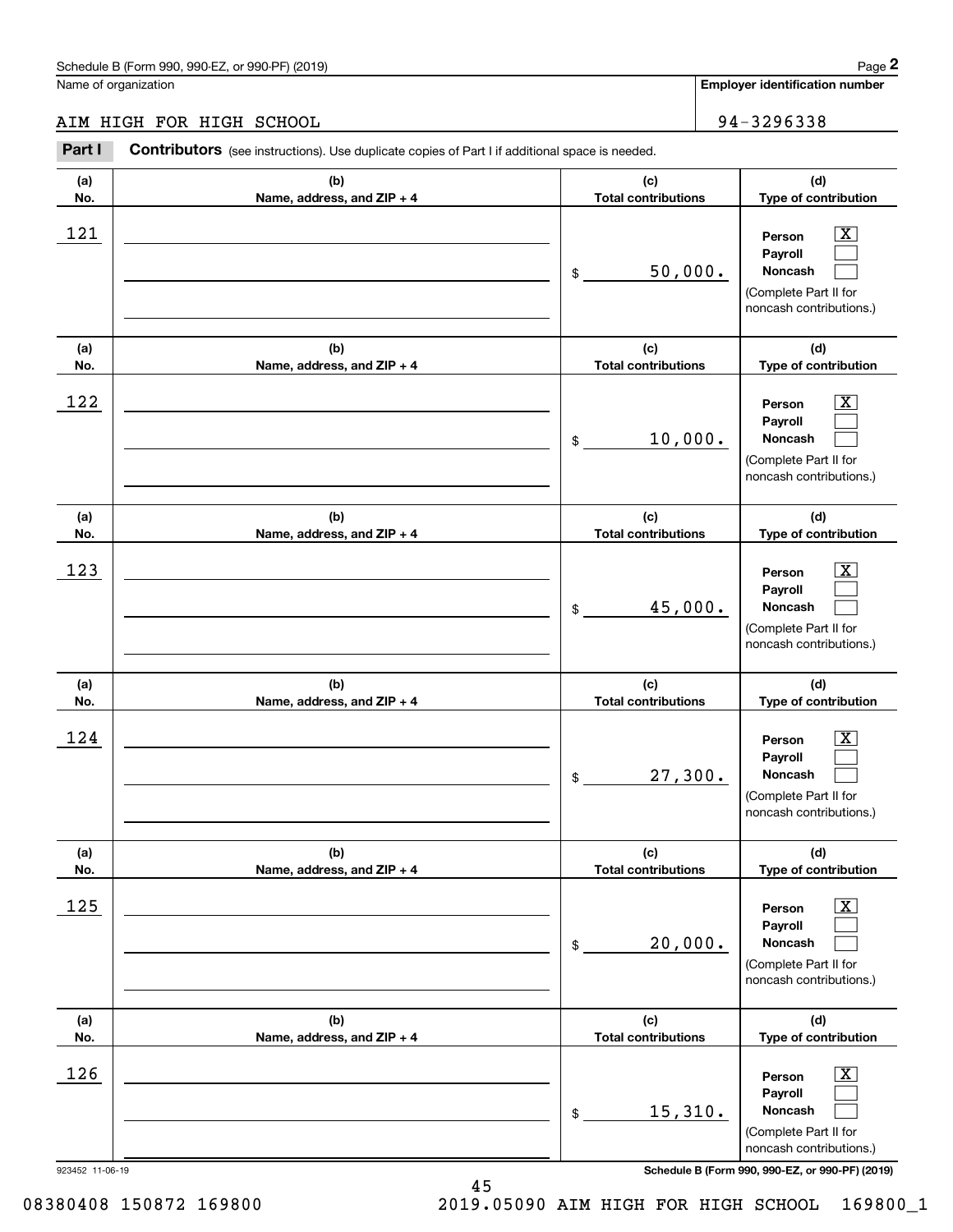Schedule B (Form 990, 990-EZ, or 990-PF) (2019)

Name of organization: AIM HIGH FOR HIGH SCHOOL

Employer identification number: 94-3296338

**Part I** **Contributors** (see instructions). Use duplicate copies of Part I if additional space is needed.

| (a) No. | (b) Name, address, and ZIP + 4 | (c) Total contributions | (d) Type of contribution |
|---|---|---|---|
| 121 | | $ 50,000. | Person [X] Payroll [ ] Noncash [ ] (Complete Part II for noncash contributions.) |
| 122 | | $ 10,000. | Person [X] Payroll [ ] Noncash [ ] (Complete Part II for noncash contributions.) |
| 123 | | $ 45,000. | Person [X] Payroll [ ] Noncash [ ] (Complete Part II for noncash contributions.) |
| 124 | | $ 27,300. | Person [X] Payroll [ ] Noncash [ ] (Complete Part II for noncash contributions.) |
| 125 | | $ 20,000. | Person [X] Payroll [ ] Noncash [ ] (Complete Part II for noncash contributions.) |
| 126 | | $ 15,310. | Person [X] Payroll [ ] Noncash [ ] (Complete Part II for noncash contributions.) |

923452 11-06-19 Schedule B (Form 990, 990-EZ, or 990-PF) (2019)

08380408 150872 169800 2019.05090 AIM HIGH FOR HIGH SCHOOL 169800_1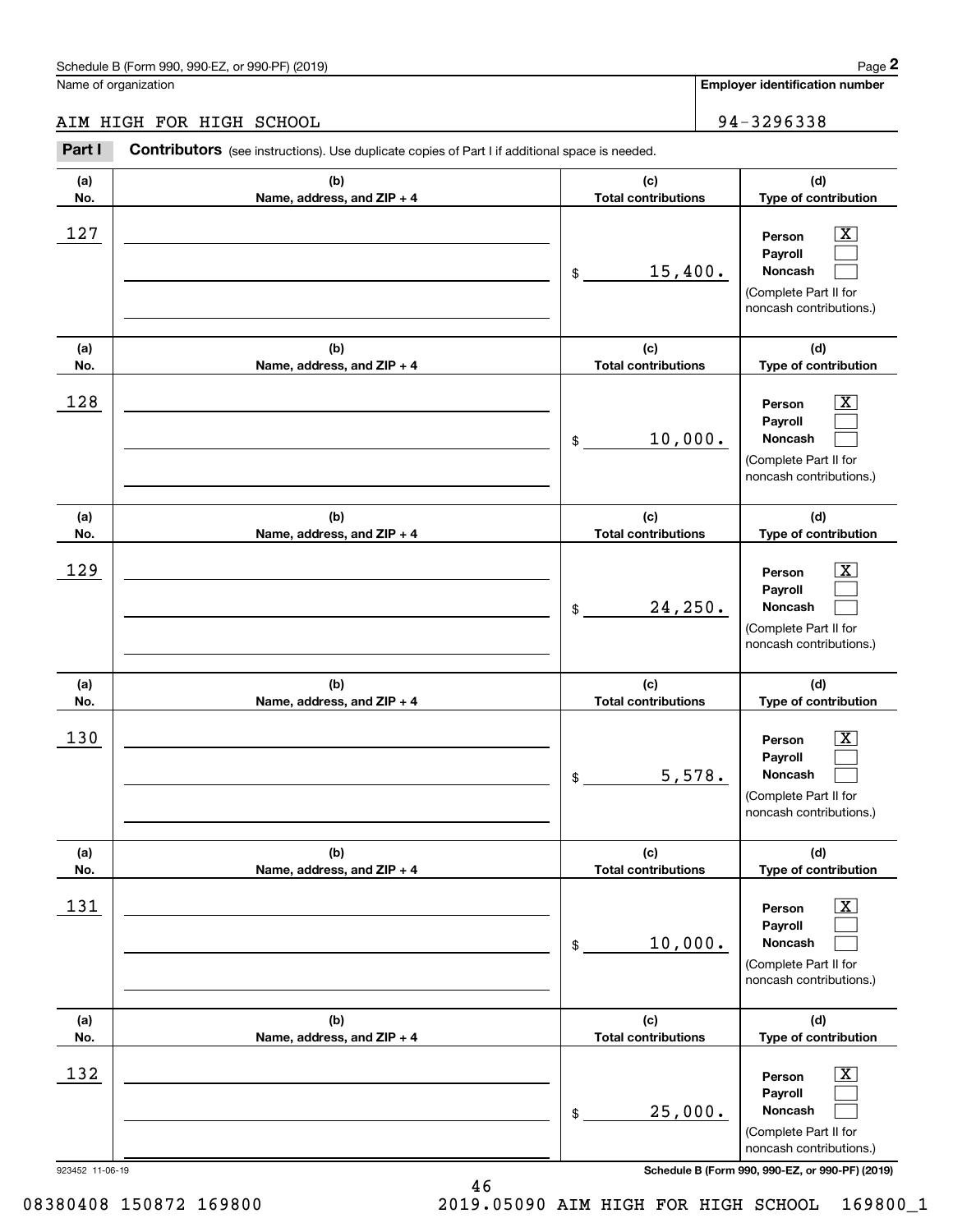Schedule B (Form 990, 990-EZ, or 990-PF) (2019)

Name of organization: AIM HIGH FOR HIGH SCHOOL

**Employer identification number:** 94-3296338

## Part I Contributors (see instructions). Use duplicate copies of Part I if additional space is needed.

| (a) No. | (b) Name, address, and ZIP + 4 | (c) Total contributions | (d) Type of contribution |
|---|---|---|---|
| 127 | | $ 15,400. | Person [X] Payroll [ ] Noncash [ ] (Complete Part II for noncash contributions.) |
| 128 | | $ 10,000. | Person [X] Payroll [ ] Noncash [ ] (Complete Part II for noncash contributions.) |
| 129 | | $ 24,250. | Person [X] Payroll [ ] Noncash [ ] (Complete Part II for noncash contributions.) |
| 130 | | $ 5,578. | Person [X] Payroll [ ] Noncash [ ] (Complete Part II for noncash contributions.) |
| 131 | | $ 10,000. | Person [X] Payroll [ ] Noncash [ ] (Complete Part II for noncash contributions.) |
| 132 | | $ 25,000. | Person [X] Payroll [ ] Noncash [ ] (Complete Part II for noncash contributions.) |

923452 11-06-19

Schedule B (Form 990, 990-EZ, or 990-PF) (2019)

08380408 150872 169800 2019.05090 AIM HIGH FOR HIGH SCHOOL 169800_1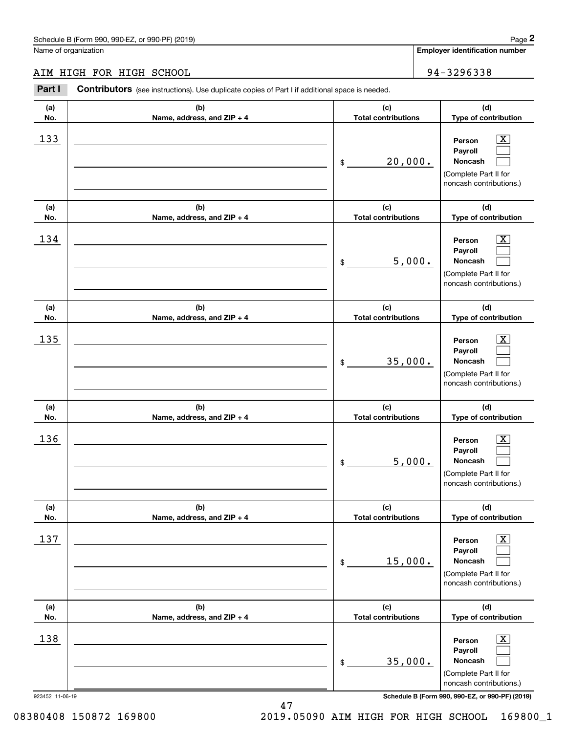Schedule B (Form 990, 990-EZ, or 990-PF) (2019)

Name of organization: AIM HIGH FOR HIGH SCHOOL

**Employer identification number:** 94-3296338

**Part I** **Contributors** (see instructions). Use duplicate copies of Part I if additional space is needed.

| (a) No. | (b) Name, address, and ZIP + 4 | (c) Total contributions | (d) Type of contribution |
|---|---|---|---|
| 133 | | $ 20,000. | Person [X] Payroll [ ] Noncash [ ] (Complete Part II for noncash contributions.) |
| 134 | | $ 5,000. | Person [X] Payroll [ ] Noncash [ ] (Complete Part II for noncash contributions.) |
| 135 | | $ 35,000. | Person [X] Payroll [ ] Noncash [ ] (Complete Part II for noncash contributions.) |
| 136 | | $ 5,000. | Person [X] Payroll [ ] Noncash [ ] (Complete Part II for noncash contributions.) |
| 137 | | $ 15,000. | Person [X] Payroll [ ] Noncash [ ] (Complete Part II for noncash contributions.) |
| 138 | | $ 35,000. | Person [X] Payroll [ ] Noncash [ ] (Complete Part II for noncash contributions.) |

923452 11-06-19

Schedule B (Form 990, 990-EZ, or 990-PF) (2019)

08380408 150872 169800 2019.05090 AIM HIGH FOR HIGH SCHOOL 169800_1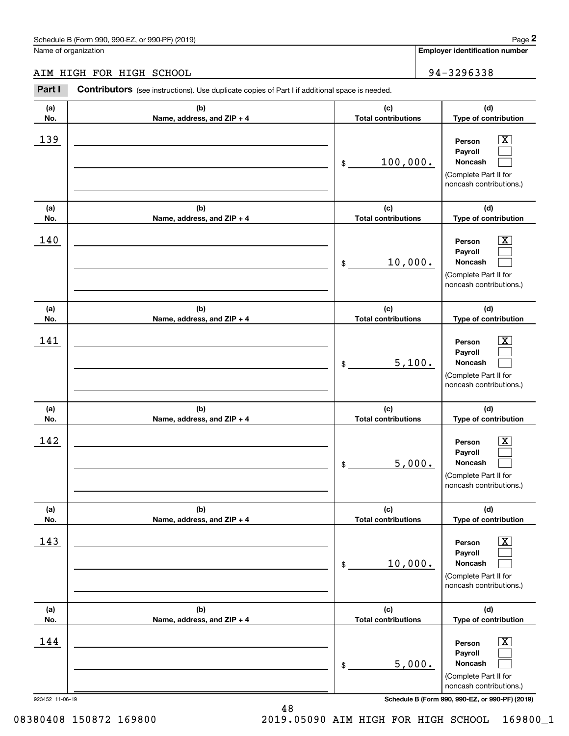Schedule B (Form 990, 990-EZ, or 990-PF) (2019)

Name of organization: AIM HIGH FOR HIGH SCHOOL

Employer identification number: 94-3296338

**Part I** **Contributors** (see instructions). Use duplicate copies of Part I if additional space is needed.

| (a) No. | (b) Name, address, and ZIP + 4 | (c) Total contributions | (d) Type of contribution |
|---|---|---|---|
| 139 | | $ 100,000. | Person [X] Payroll [ ] Noncash [ ] (Complete Part II for noncash contributions.) |
| 140 | | $ 10,000. | Person [X] Payroll [ ] Noncash [ ] (Complete Part II for noncash contributions.) |
| 141 | | $ 5,100. | Person [X] Payroll [ ] Noncash [ ] (Complete Part II for noncash contributions.) |
| 142 | | $ 5,000. | Person [X] Payroll [ ] Noncash [ ] (Complete Part II for noncash contributions.) |
| 143 | | $ 10,000. | Person [X] Payroll [ ] Noncash [ ] (Complete Part II for noncash contributions.) |
| 144 | | $ 5,000. | Person [X] Payroll [ ] Noncash [ ] (Complete Part II for noncash contributions.) |

923452 11-06-19

Schedule B (Form 990, 990-EZ, or 990-PF) (2019)

08380408 150872 169800 2019.05090 AIM HIGH FOR HIGH SCHOOL 169800_1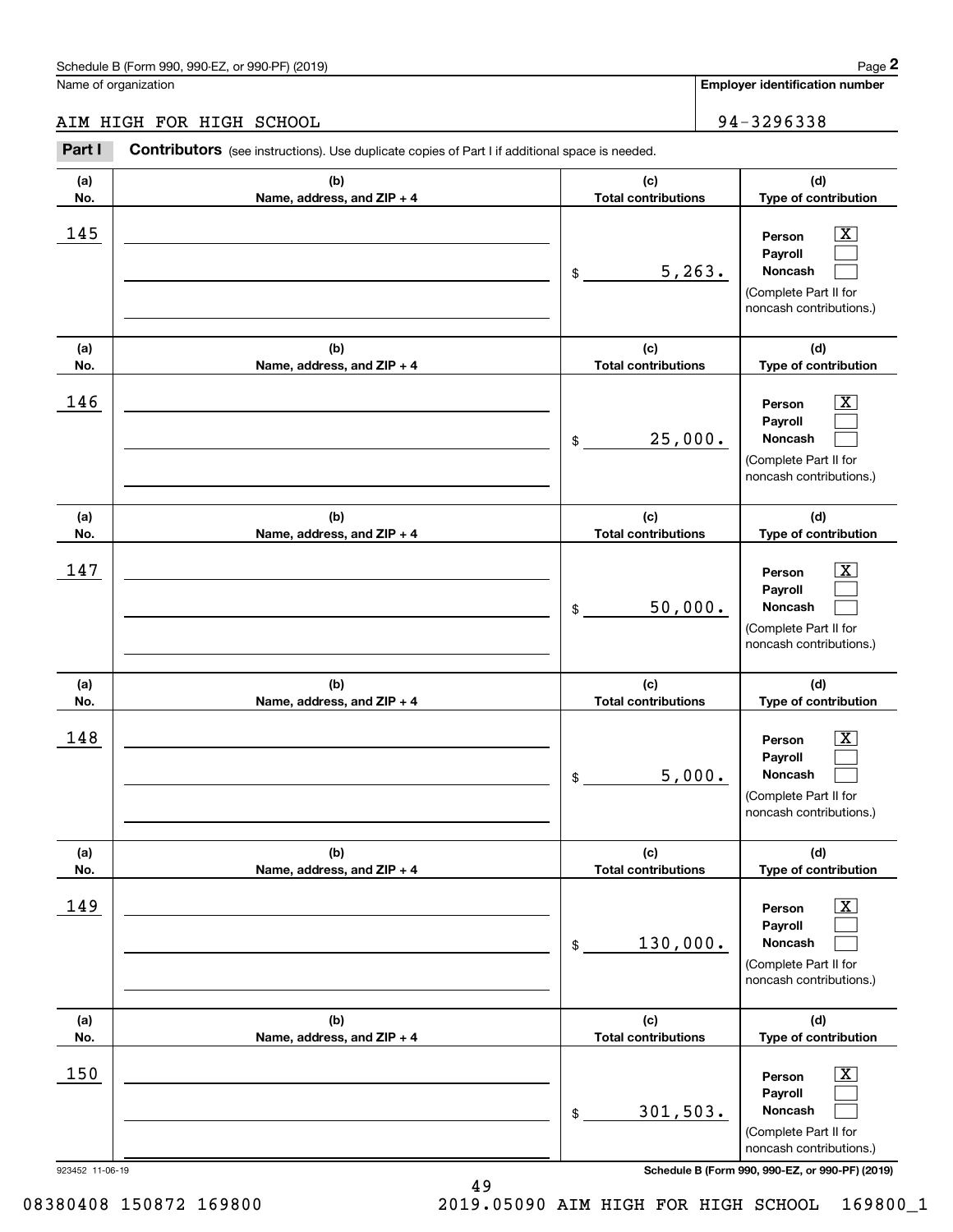Schedule B (Form 990, 990-EZ, or 990-PF) (2019)

Name of organization: AIM HIGH FOR HIGH SCHOOL

Employer identification number: 94-3296338

**Part I** **Contributors** (see instructions). Use duplicate copies of Part I if additional space is needed.

| (a) No. | (b) Name, address, and ZIP + 4 | (c) Total contributions | (d) Type of contribution |
|---|---|---|---|
| 145 | | $ 5,263. | Person [X] Payroll [ ] Noncash [ ] (Complete Part II for noncash contributions.) |
| 146 | | $ 25,000. | Person [X] Payroll [ ] Noncash [ ] (Complete Part II for noncash contributions.) |
| 147 | | $ 50,000. | Person [X] Payroll [ ] Noncash [ ] (Complete Part II for noncash contributions.) |
| 148 | | $ 5,000. | Person [X] Payroll [ ] Noncash [ ] (Complete Part II for noncash contributions.) |
| 149 | | $ 130,000. | Person [X] Payroll [ ] Noncash [ ] (Complete Part II for noncash contributions.) |
| 150 | | $ 301,503. | Person [X] Payroll [ ] Noncash [ ] (Complete Part II for noncash contributions.) |

923452 11-06-19

Schedule B (Form 990, 990-EZ, or 990-PF) (2019)

08380408 150872 169800 2019.05090 AIM HIGH FOR HIGH SCHOOL 169800_1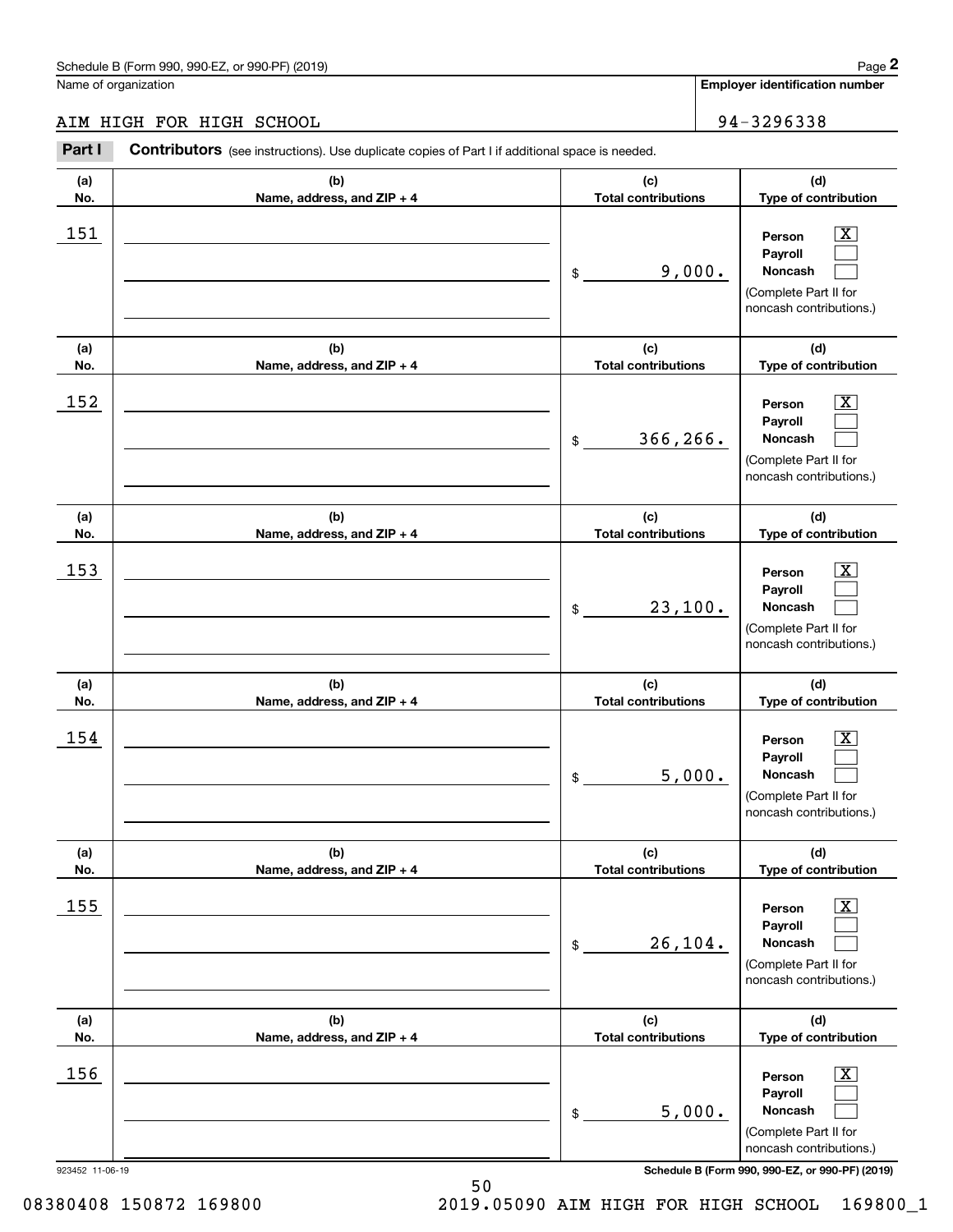Schedule B (Form 990, 990-EZ, or 990-PF) (2019)

Name of organization: AIM HIGH FOR HIGH SCHOOL

Employer identification number: 94-3296338

**Part I** **Contributors** (see instructions). Use duplicate copies of Part I if additional space is needed.

| (a) No. | (b) Name, address, and ZIP + 4 | (c) Total contributions | (d) Type of contribution |
|---|---|---|---|
| 151 | | $ 9,000. | Person [X] Payroll [ ] Noncash [ ] (Complete Part II for noncash contributions.) |
| 152 | | $ 366,266. | Person [X] Payroll [ ] Noncash [ ] (Complete Part II for noncash contributions.) |
| 153 | | $ 23,100. | Person [X] Payroll [ ] Noncash [ ] (Complete Part II for noncash contributions.) |
| 154 | | $ 5,000. | Person [X] Payroll [ ] Noncash [ ] (Complete Part II for noncash contributions.) |
| 155 | | $ 26,104. | Person [X] Payroll [ ] Noncash [ ] (Complete Part II for noncash contributions.) |
| 156 | | $ 5,000. | Person [X] Payroll [ ] Noncash [ ] (Complete Part II for noncash contributions.) |

923452 11-06-19

Schedule B (Form 990, 990-EZ, or 990-PF) (2019)

08380408 150872 169800 2019.05090 AIM HIGH FOR HIGH SCHOOL 169800_1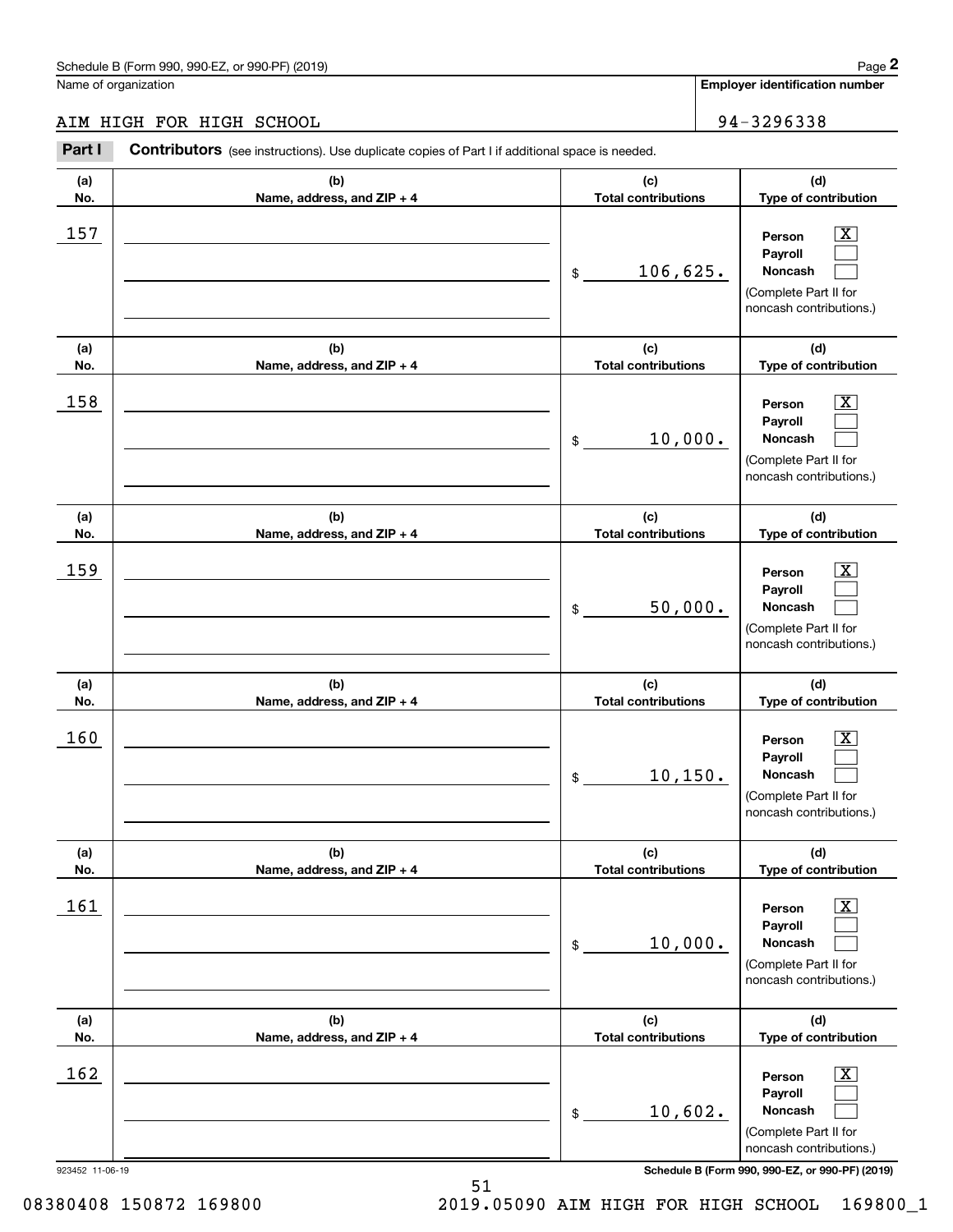Schedule B (Form 990, 990-EZ, or 990-PF) (2019)

Name of organization: AIM HIGH FOR HIGH SCHOOL

Employer identification number: 94-3296338

## Part I Contributors (see instructions). Use duplicate copies of Part I if additional space is needed.

| (a) No. | (b) Name, address, and ZIP + 4 | (c) Total contributions | (d) Type of contribution |
|---|---|---|---|
| 157 | | $ 106,625. | Person [X] Payroll [ ] Noncash [ ] (Complete Part II for noncash contributions.) |
| 158 | | $ 10,000. | Person [X] Payroll [ ] Noncash [ ] (Complete Part II for noncash contributions.) |
| 159 | | $ 50,000. | Person [X] Payroll [ ] Noncash [ ] (Complete Part II for noncash contributions.) |
| 160 | | $ 10,150. | Person [X] Payroll [ ] Noncash [ ] (Complete Part II for noncash contributions.) |
| 161 | | $ 10,000. | Person [X] Payroll [ ] Noncash [ ] (Complete Part II for noncash contributions.) |
| 162 | | $ 10,602. | Person [X] Payroll [ ] Noncash [ ] (Complete Part II for noncash contributions.) |

923452 11-06-19

Schedule B (Form 990, 990-EZ, or 990-PF) (2019)

08380408 150872 169800 2019.05090 AIM HIGH FOR HIGH SCHOOL 169800_1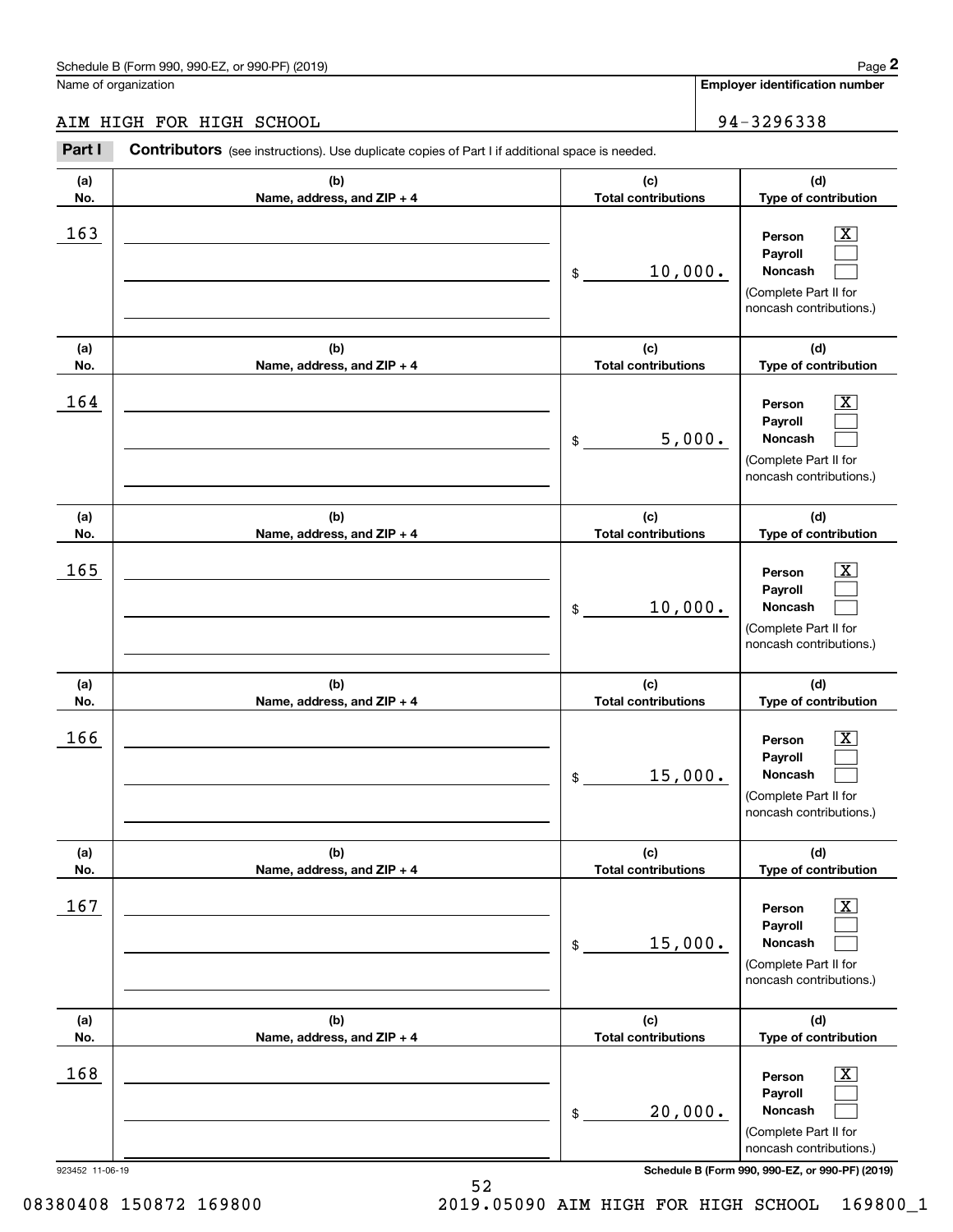Schedule B (Form 990, 990-EZ, or 990-PF) (2019)

Name of organization: AIM HIGH FOR HIGH SCHOOL

Employer identification number: 94-3296338

**Part I** **Contributors** (see instructions). Use duplicate copies of Part I if additional space is needed.

| (a) No. | (b) Name, address, and ZIP + 4 | (c) Total contributions | (d) Type of contribution |
|---|---|---|---|
| 163 | | $ 10,000. | Person [X] Payroll [ ] Noncash [ ] (Complete Part II for noncash contributions.) |
| 164 | | $ 5,000. | Person [X] Payroll [ ] Noncash [ ] (Complete Part II for noncash contributions.) |
| 165 | | $ 10,000. | Person [X] Payroll [ ] Noncash [ ] (Complete Part II for noncash contributions.) |
| 166 | | $ 15,000. | Person [X] Payroll [ ] Noncash [ ] (Complete Part II for noncash contributions.) |
| 167 | | $ 15,000. | Person [X] Payroll [ ] Noncash [ ] (Complete Part II for noncash contributions.) |
| 168 | | $ 20,000. | Person [X] Payroll [ ] Noncash [ ] (Complete Part II for noncash contributions.) |

923452 11-06-19

Schedule B (Form 990, 990-EZ, or 990-PF) (2019)

08380408 150872 169800 2019.05090 AIM HIGH FOR HIGH SCHOOL 169800_1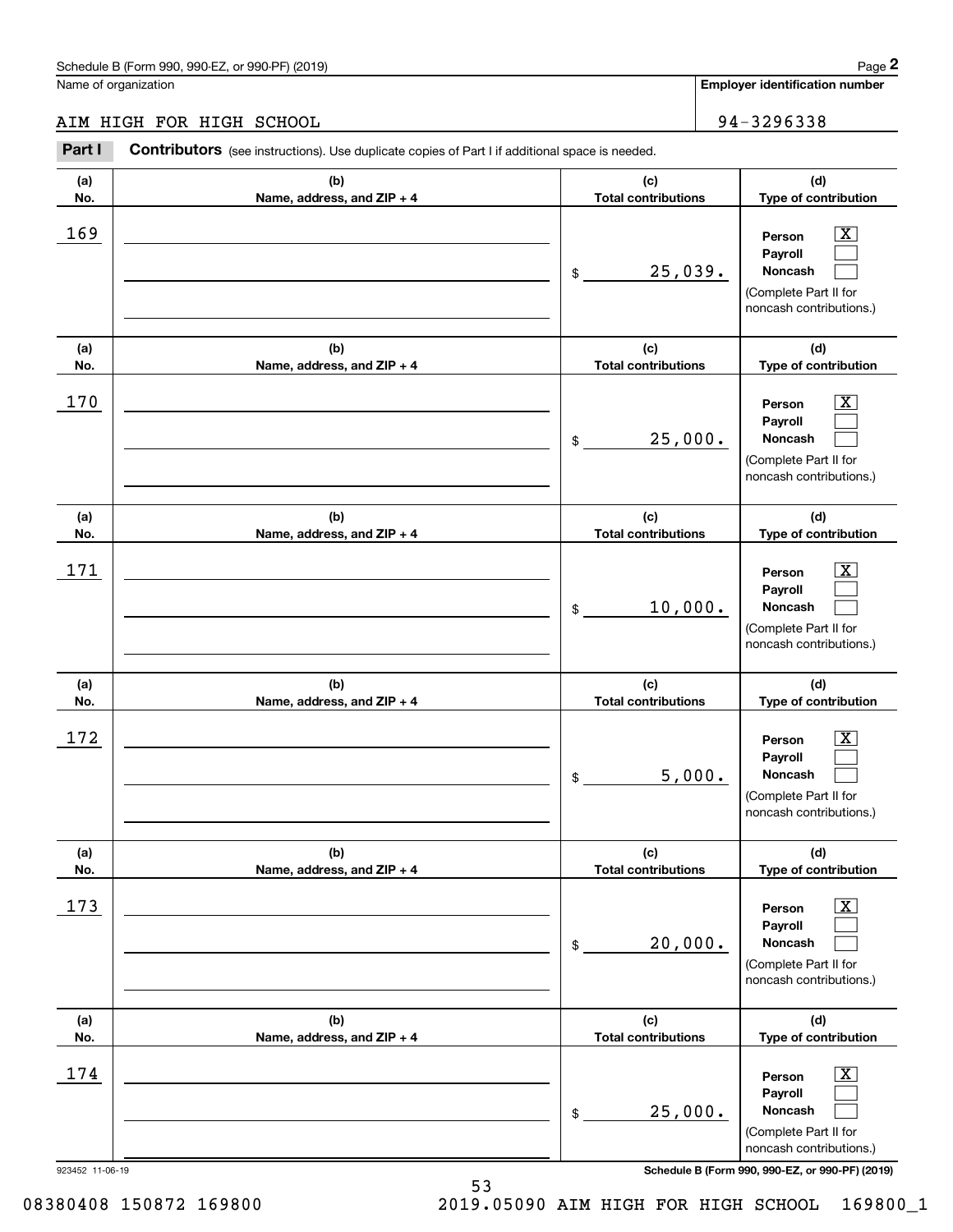Schedule B (Form 990, 990-EZ, or 990-PF) (2019)

Name of organization: AIM HIGH FOR HIGH SCHOOL

Employer identification number: 94-3296338

**Part I** **Contributors** (see instructions). Use duplicate copies of Part I if additional space is needed.

| (a) No. | (b) Name, address, and ZIP + 4 | (c) Total contributions | (d) Type of contribution |
|---|---|---|---|
| 169 | | $ 25,039. | Person [X] Payroll [ ] Noncash [ ] (Complete Part II for noncash contributions.) |
| 170 | | $ 25,000. | Person [X] Payroll [ ] Noncash [ ] (Complete Part II for noncash contributions.) |
| 171 | | $ 10,000. | Person [X] Payroll [ ] Noncash [ ] (Complete Part II for noncash contributions.) |
| 172 | | $ 5,000. | Person [X] Payroll [ ] Noncash [ ] (Complete Part II for noncash contributions.) |
| 173 | | $ 20,000. | Person [X] Payroll [ ] Noncash [ ] (Complete Part II for noncash contributions.) |
| 174 | | $ 25,000. | Person [X] Payroll [ ] Noncash [ ] (Complete Part II for noncash contributions.) |

923452 11-06-19

Schedule B (Form 990, 990-EZ, or 990-PF) (2019)

08380408 150872 169800 2019.05090 AIM HIGH FOR HIGH SCHOOL 169800_1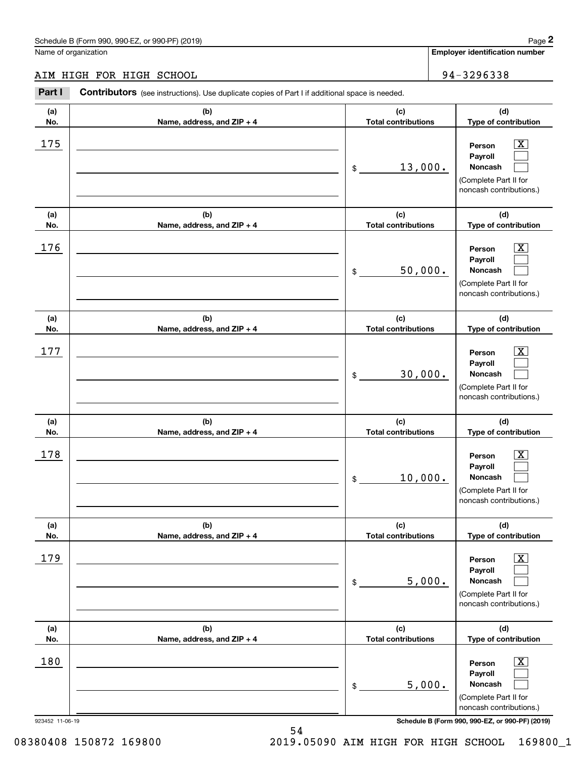Schedule B (Form 990, 990-EZ, or 990-PF) (2019)

Name of organization: AIM HIGH FOR HIGH SCHOOL

Employer identification number: 94-3296338

**Part I** **Contributors** (see instructions). Use duplicate copies of Part I if additional space is needed.

| (a) No. | (b) Name, address, and ZIP + 4 | (c) Total contributions | (d) Type of contribution |
|---|---|---|---|
| 175 | | $ 13,000. | Person [X] Payroll [ ] Noncash [ ] (Complete Part II for noncash contributions.) |
| 176 | | $ 50,000. | Person [X] Payroll [ ] Noncash [ ] (Complete Part II for noncash contributions.) |
| 177 | | $ 30,000. | Person [X] Payroll [ ] Noncash [ ] (Complete Part II for noncash contributions.) |
| 178 | | $ 10,000. | Person [X] Payroll [ ] Noncash [ ] (Complete Part II for noncash contributions.) |
| 179 | | $ 5,000. | Person [X] Payroll [ ] Noncash [ ] (Complete Part II for noncash contributions.) |
| 180 | | $ 5,000. | Person [X] Payroll [ ] Noncash [ ] (Complete Part II for noncash contributions.) |

923452 11-06-19

Schedule B (Form 990, 990-EZ, or 990-PF) (2019)

08380408 150872 169800    2019.05090 AIM HIGH FOR HIGH SCHOOL    169800_1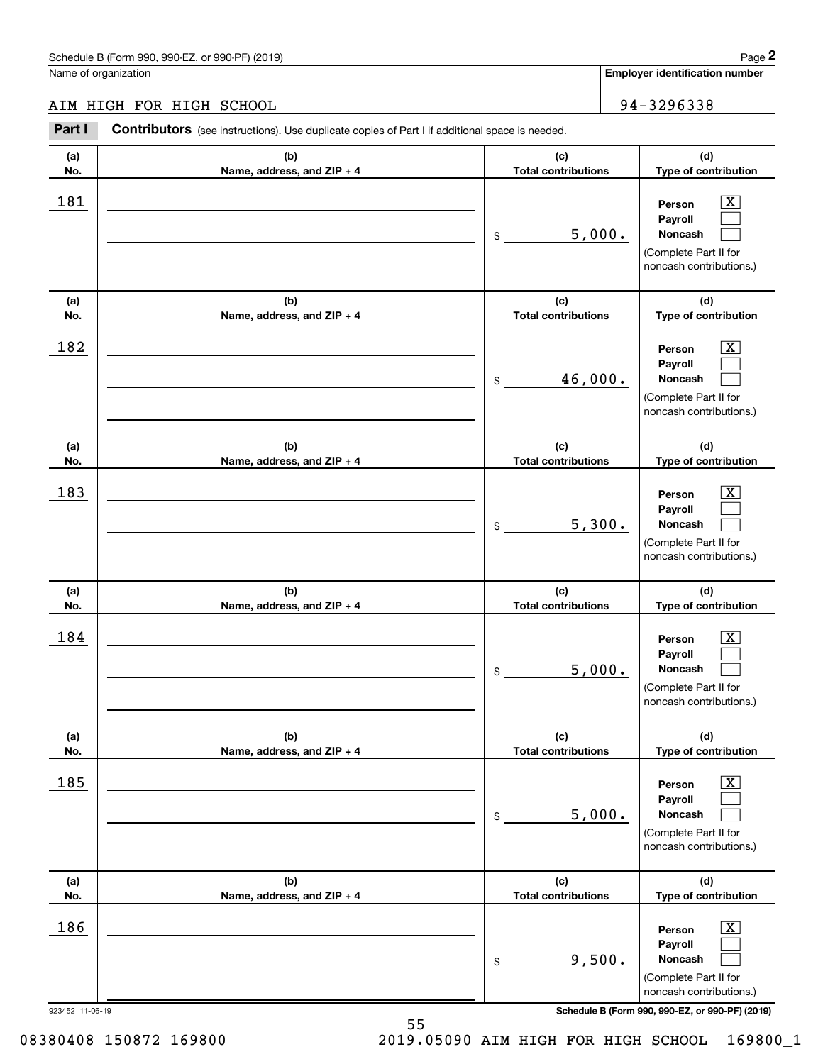Schedule B (Form 990, 990-EZ, or 990-PF) (2019)

Name of organization: AIM HIGH FOR HIGH SCHOOL

Employer identification number: 94-3296338

## Part I Contributors (see instructions). Use duplicate copies of Part I if additional space is needed.

| (a) No. | (b) Name, address, and ZIP + 4 | (c) Total contributions | (d) Type of contribution |
|---|---|---|---|
| 181 | | $ 5,000. | Person [X] Payroll [ ] Noncash [ ] (Complete Part II for noncash contributions.) |
| 182 | | $ 46,000. | Person [X] Payroll [ ] Noncash [ ] (Complete Part II for noncash contributions.) |
| 183 | | $ 5,300. | Person [X] Payroll [ ] Noncash [ ] (Complete Part II for noncash contributions.) |
| 184 | | $ 5,000. | Person [X] Payroll [ ] Noncash [ ] (Complete Part II for noncash contributions.) |
| 185 | | $ 5,000. | Person [X] Payroll [ ] Noncash [ ] (Complete Part II for noncash contributions.) |
| 186 | | $ 9,500. | Person [X] Payroll [ ] Noncash [ ] (Complete Part II for noncash contributions.) |

923452 11-06-19

Schedule B (Form 990, 990-EZ, or 990-PF) (2019)

08380408 150872 169800 2019.05090 AIM HIGH FOR HIGH SCHOOL 169800_1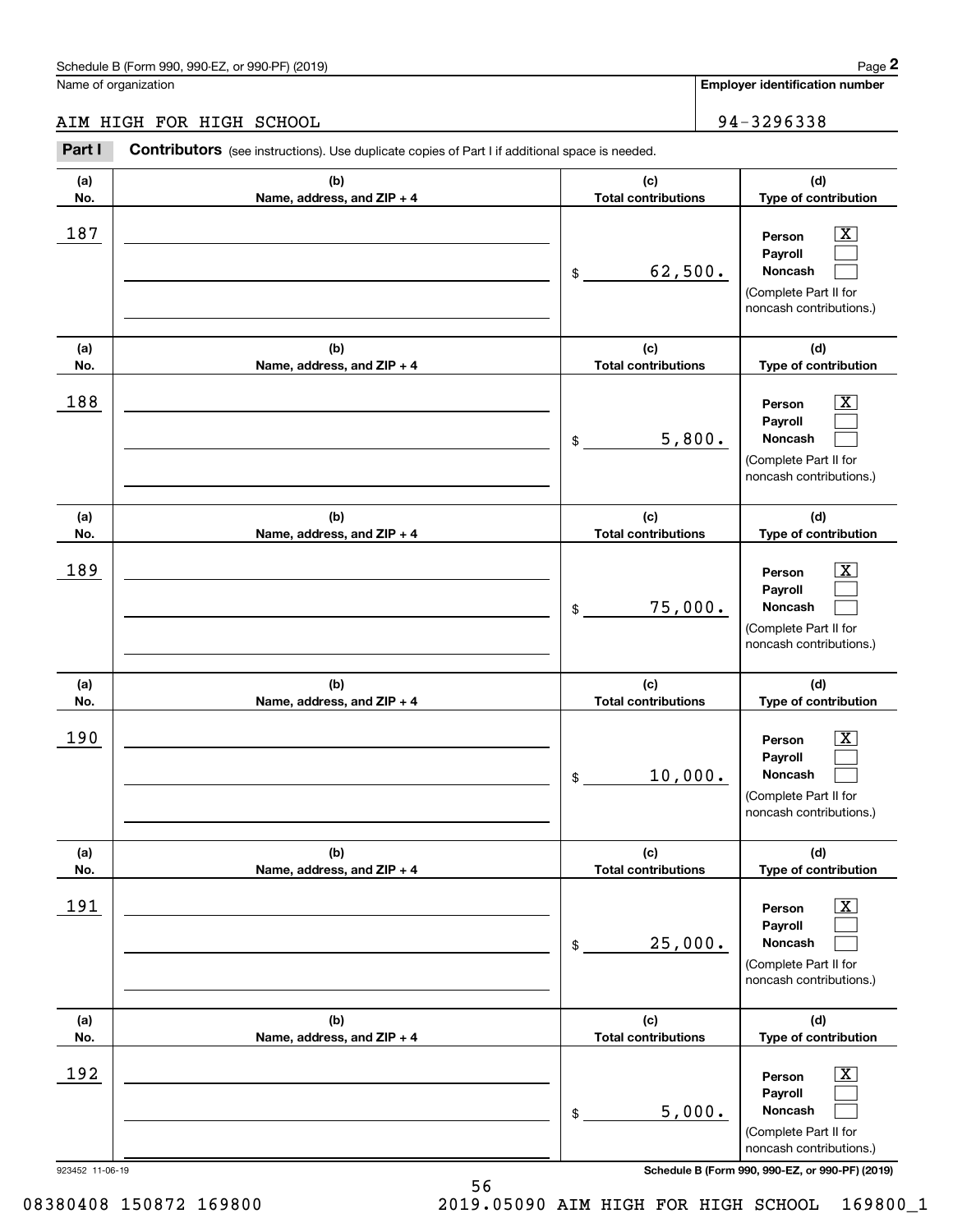Schedule B (Form 990, 990-EZ, or 990-PF) (2019)

Name of organization: AIM HIGH FOR HIGH SCHOOL

**Employer identification number:** 94-3296338

## Part I Contributors (see instructions). Use duplicate copies of Part I if additional space is needed.

| (a) No. | (b) Name, address, and ZIP + 4 | (c) Total contributions | (d) Type of contribution |
|---|---|---|---|
| 187 | | $ 62,500. | Person [X] Payroll [ ] Noncash [ ] (Complete Part II for noncash contributions.) |
| 188 | | $ 5,800. | Person [X] Payroll [ ] Noncash [ ] (Complete Part II for noncash contributions.) |
| 189 | | $ 75,000. | Person [X] Payroll [ ] Noncash [ ] (Complete Part II for noncash contributions.) |
| 190 | | $ 10,000. | Person [X] Payroll [ ] Noncash [ ] (Complete Part II for noncash contributions.) |
| 191 | | $ 25,000. | Person [X] Payroll [ ] Noncash [ ] (Complete Part II for noncash contributions.) |
| 192 | | $ 5,000. | Person [X] Payroll [ ] Noncash [ ] (Complete Part II for noncash contributions.) |

923452 11-06-19

Schedule B (Form 990, 990-EZ, or 990-PF) (2019)

08380408 150872 169800 2019.05090 AIM HIGH FOR HIGH SCHOOL 169800_1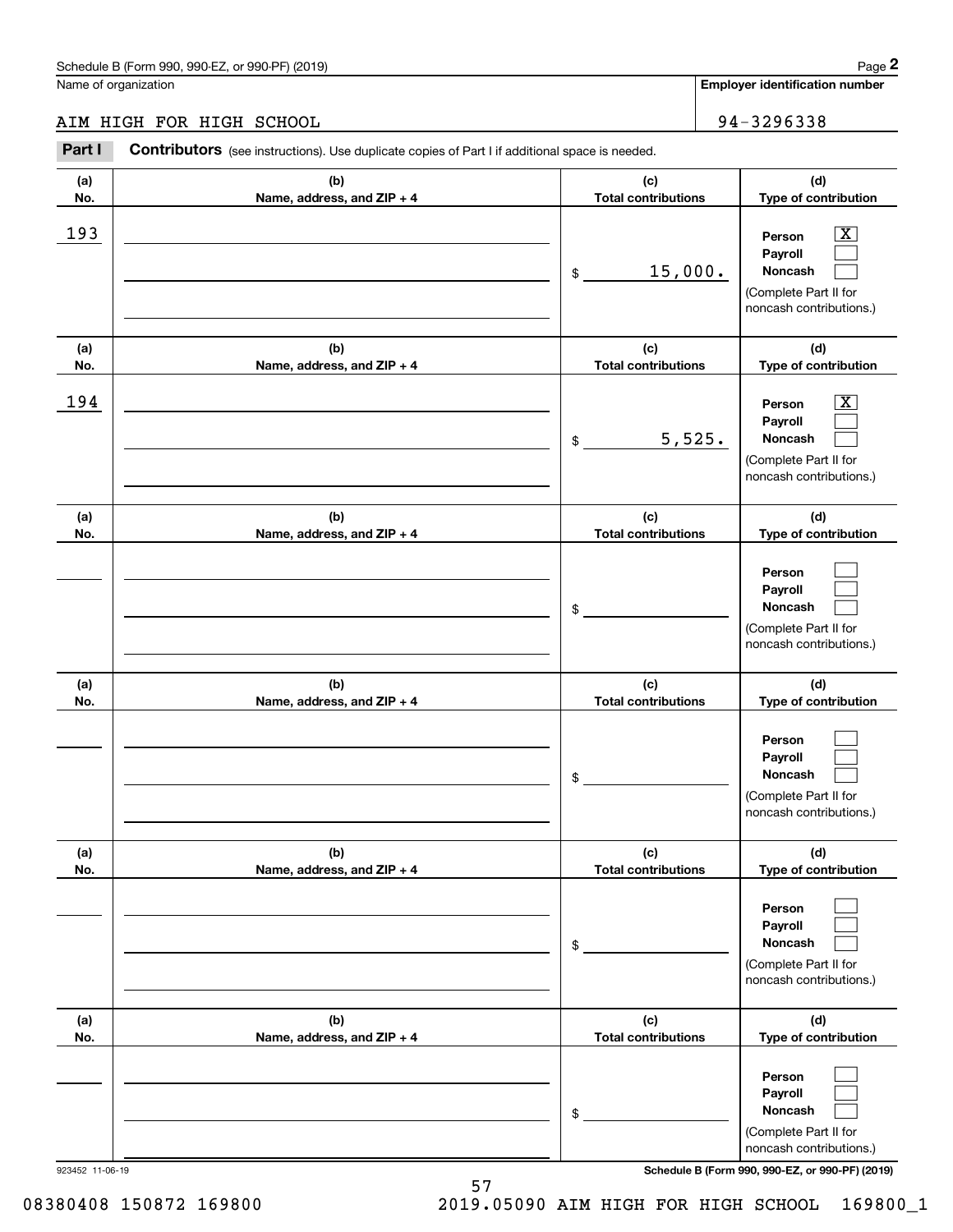Schedule B (Form 990, 990-EZ, or 990-PF) (2019)

Name of organization: AIM HIGH FOR HIGH SCHOOL

Employer identification number: 94-3296338

**Part I** **Contributors** (see instructions). Use duplicate copies of Part I if additional space is needed.

| (a) No. | (b) Name, address, and ZIP + 4 | (c) Total contributions | (d) Type of contribution |
|---|---|---|---|
| 193 | | $ 15,000. | Person [X] Payroll [ ] Noncash [ ] (Complete Part II for noncash contributions.) |
| 194 | | $ 5,525. | Person [X] Payroll [ ] Noncash [ ] (Complete Part II for noncash contributions.) |
| | | $ | Person [ ] Payroll [ ] Noncash [ ] (Complete Part II for noncash contributions.) |
| | | $ | Person [ ] Payroll [ ] Noncash [ ] (Complete Part II for noncash contributions.) |
| | | $ | Person [ ] Payroll [ ] Noncash [ ] (Complete Part II for noncash contributions.) |
| | | $ | Person [ ] Payroll [ ] Noncash [ ] (Complete Part II for noncash contributions.) |

923452 11-06-19

Schedule B (Form 990, 990-EZ, or 990-PF) (2019)

08380408 150872 169800 2019.05090 AIM HIGH FOR HIGH SCHOOL 169800_1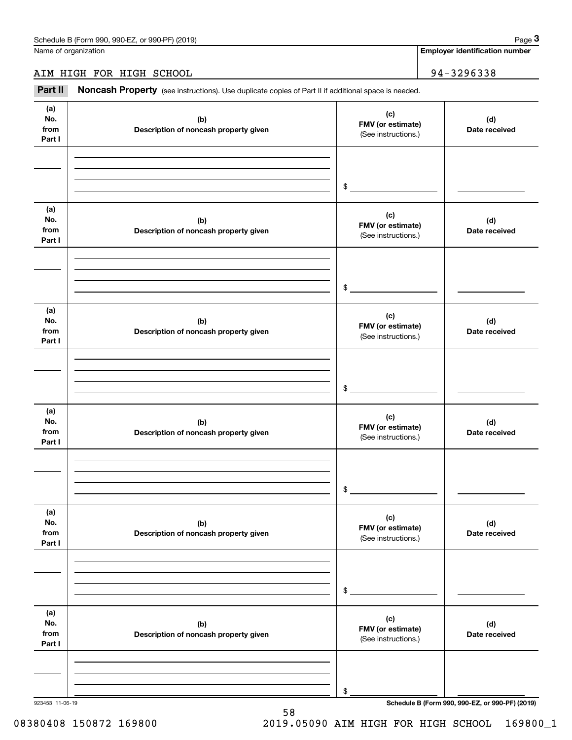Name of organization

**Employer identification number**

AIM HIGH FOR HIGH SCHOOL

94-3296338

**Part II** **Noncash Property** (see instructions). Use duplicate copies of Part II if additional space is needed.

| (a) No. from Part I | (b) Description of noncash property given | (c) FMV (or estimate) (See instructions.) | (d) Date received |
|---|---|---|---|
| | | $ | |

| (a) No. from Part I | (b) Description of noncash property given | (c) FMV (or estimate) (See instructions.) | (d) Date received |
|---|---|---|---|
| | | $ | |

| (a) No. from Part I | (b) Description of noncash property given | (c) FMV (or estimate) (See instructions.) | (d) Date received |
|---|---|---|---|
| | | $ | |

| (a) No. from Part I | (b) Description of noncash property given | (c) FMV (or estimate) (See instructions.) | (d) Date received |
|---|---|---|---|
| | | $ | |

| (a) No. from Part I | (b) Description of noncash property given | (c) FMV (or estimate) (See instructions.) | (d) Date received |
|---|---|---|---|
| | | $ | |

| (a) No. from Part I | (b) Description of noncash property given | (c) FMV (or estimate) (See instructions.) | (d) Date received |
|---|---|---|---|
| | | $ | |

923453 11-06-19

08380408 150872 169800 2019.05090 AIM HIGH FOR HIGH SCHOOL 169800_1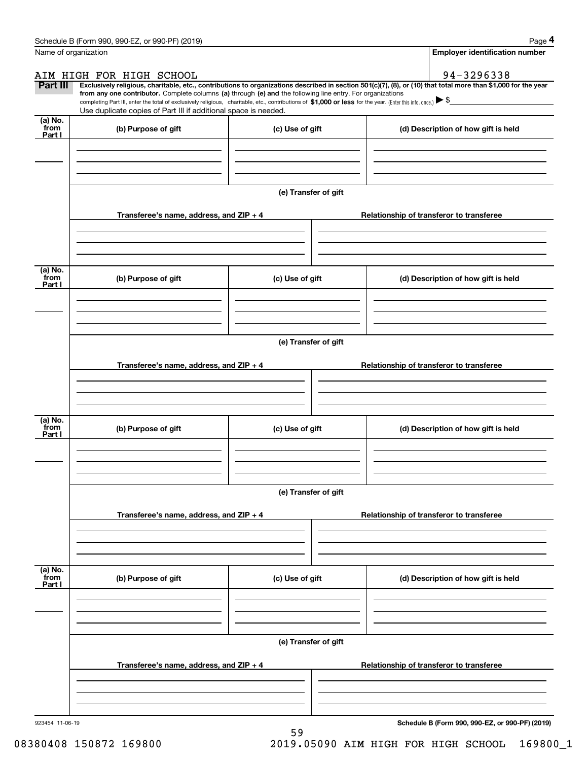Name of organization

AIM HIGH FOR HIGH SCHOOL

**Employer identification number**

94-3296338

**Part III** **Exclusively religious, charitable, etc., contributions to organizations described in section 501(c)(7), (8), or (10) that total more than $1,000 for the year from any one contributor.** Complete columns **(a)** through **(e) and** the following line entry. For organizations completing Part III, enter the total of exclusively religious, charitable, etc., contributions of **$1,000 or less** for the year. (Enter this info. once.) ▶ $

Use duplicate copies of Part III if additional space is needed.

| (a) No. from Part I | (b) Purpose of gift | (c) Use of gift | (d) Description of how gift is held |
|---|---|---|---|
| | | | |

**(e) Transfer of gift**

| Transferee's name, address, and ZIP + 4 | Relationship of transferor to transferee |
|---|---|
| | |

| (a) No. from Part I | (b) Purpose of gift | (c) Use of gift | (d) Description of how gift is held |
|---|---|---|---|
| | | | |

**(e) Transfer of gift**

| Transferee's name, address, and ZIP + 4 | Relationship of transferor to transferee |
|---|---|
| | |

| (a) No. from Part I | (b) Purpose of gift | (c) Use of gift | (d) Description of how gift is held |
|---|---|---|---|
| | | | |

**(e) Transfer of gift**

| Transferee's name, address, and ZIP + 4 | Relationship of transferor to transferee |
|---|---|
| | |

| (a) No. from Part I | (b) Purpose of gift | (c) Use of gift | (d) Description of how gift is held |
|---|---|---|---|
| | | | |

**(e) Transfer of gift**

| Transferee's name, address, and ZIP + 4 | Relationship of transferor to transferee |
|---|---|
| | |

923454 11-06-19

**Schedule B (Form 990, 990-EZ, or 990-PF) (2019)**

08380408 150872 169800 2019.05090 AIM HIGH FOR HIGH SCHOOL 169800_1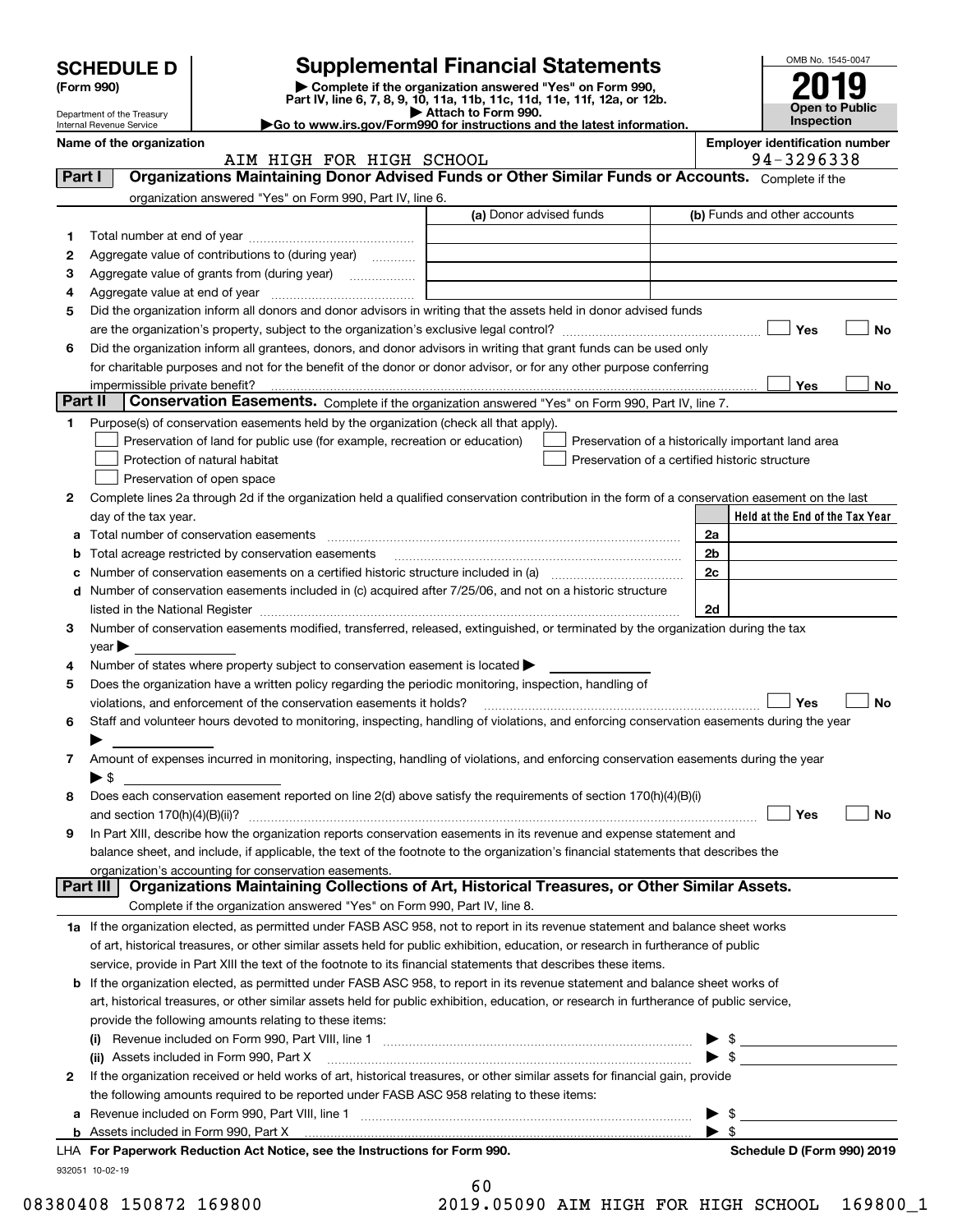# SCHEDULE D (Form 990)

Department of the Treasury
Internal Revenue Service

## Supplemental Financial Statements

▶ Complete if the organization answered "Yes" on Form 990, Part IV, line 6, 7, 8, 9, 10, 11a, 11b, 11c, 11d, 11e, 11f, 12a, or 12b.
▶ Attach to Form 990.
▶Go to www.irs.gov/Form990 for instructions and the latest information.

OMB No. 1545-0047

**2019**

**Open to Public Inspection**

**Name of the organization**
AIM HIGH FOR HIGH SCHOOL

**Employer identification number**
94-3296338

## Part I — Organizations Maintaining Donor Advised Funds or Other Similar Funds or Accounts.

Complete if the organization answered "Yes" on Form 990, Part IV, line 6.

| | | (a) Donor advised funds | (b) Funds and other accounts |
|---|---|---|---|
| 1 | Total number at end of year | | |
| 2 | Aggregate value of contributions to (during year) | | |
| 3 | Aggregate value of grants from (during year) | | |
| 4 | Aggregate value at end of year | | |

5 Did the organization inform all donors and donor advisors in writing that the assets held in donor advised funds are the organization's property, subject to the organization's exclusive legal control? ☐ Yes ☐ No

6 Did the organization inform all grantees, donors, and donor advisors in writing that grant funds can be used only for charitable purposes and not for the benefit of the donor or donor advisor, or for any other purpose conferring impermissible private benefit? ☐ Yes ☐ No

## Part II — Conservation Easements.

Complete if the organization answered "Yes" on Form 990, Part IV, line 7.

1 Purpose(s) of conservation easements held by the organization (check all that apply).

- ☐ Preservation of land for public use (for example, recreation or education)
- ☐ Protection of natural habitat
- ☐ Preservation of open space
- ☐ Preservation of a historically important land area
- ☐ Preservation of a certified historic structure

2 Complete lines 2a through 2d if the organization held a qualified conservation contribution in the form of a conservation easement on the last day of the tax year.

| | | | Held at the End of the Tax Year |
|---|---|---|---|
| a | Total number of conservation easements | 2a | |
| b | Total acreage restricted by conservation easements | 2b | |
| c | Number of conservation easements on a certified historic structure included in (a) | 2c | |
| d | Number of conservation easements included in (c) acquired after 7/25/06, and not on a historic structure listed in the National Register | 2d | |

3 Number of conservation easements modified, transferred, released, extinguished, or terminated by the organization during the tax year ▶

4 Number of states where property subject to conservation easement is located ▶

5 Does the organization have a written policy regarding the periodic monitoring, inspection, handling of violations, and enforcement of the conservation easements it holds? ☐ Yes ☐ No

6 Staff and volunteer hours devoted to monitoring, inspecting, handling of violations, and enforcing conservation easements during the year ▶

7 Amount of expenses incurred in monitoring, inspecting, handling of violations, and enforcing conservation easements during the year ▶ $

8 Does each conservation easement reported on line 2(d) above satisfy the requirements of section 170(h)(4)(B)(i) and section 170(h)(4)(B)(ii)? ☐ Yes ☐ No

9 In Part XIII, describe how the organization reports conservation easements in its revenue and expense statement and balance sheet, and include, if applicable, the text of the footnote to the organization's financial statements that describes the organization's accounting for conservation easements.

## Part III — Organizations Maintaining Collections of Art, Historical Treasures, or Other Similar Assets.

Complete if the organization answered "Yes" on Form 990, Part IV, line 8.

1a If the organization elected, as permitted under FASB ASC 958, not to report in its revenue statement and balance sheet works of art, historical treasures, or other similar assets held for public exhibition, education, or research in furtherance of public service, provide in Part XIII the text of the footnote to its financial statements that describes these items.

b If the organization elected, as permitted under FASB ASC 958, to report in its revenue statement and balance sheet works of art, historical treasures, or other similar assets held for public exhibition, education, or research in furtherance of public service, provide the following amounts relating to these items:

(i) Revenue included on Form 990, Part VIII, line 1 ▶ $

(ii) Assets included in Form 990, Part X ▶ $

2 If the organization received or held works of art, historical treasures, or other similar assets for financial gain, provide the following amounts required to be reported under FASB ASC 958 relating to these items:

a Revenue included on Form 990, Part VIII, line 1 ▶ $

b Assets included in Form 990, Part X ▶ $

LHA **For Paperwork Reduction Act Notice, see the Instructions for Form 990.** **Schedule D (Form 990) 2019**

932051 10-02-19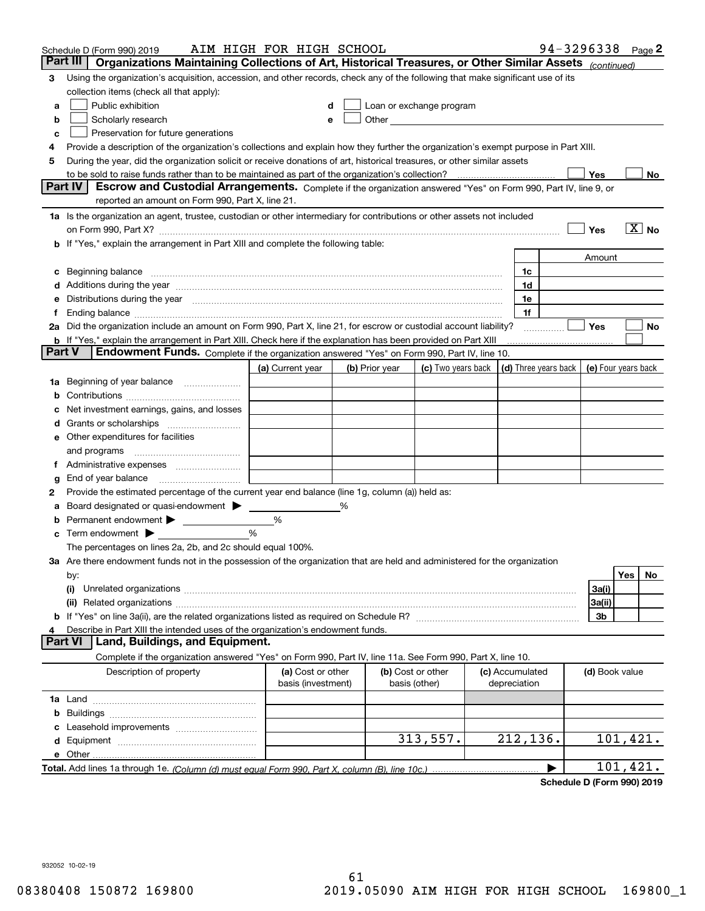Schedule D (Form 990) 2019 AIM HIGH FOR HIGH SCHOOL 94-3296338 Page 2

## Part III Organizations Maintaining Collections of Art, Historical Treasures, or Other Similar Assets *(continued)*

3 Using the organization's acquisition, accession, and other records, check any of the following that make significant use of its collection items (check all that apply):

- a ☐ Public exhibition
- b ☐ Scholarly research
- c ☐ Preservation for future generations
- d ☐ Loan or exchange program
- e ☐ Other

4 Provide a description of the organization's collections and explain how they further the organization's exempt purpose in Part XIII.

5 During the year, did the organization solicit or receive donations of art, historical treasures, or other similar assets to be sold to raise funds rather than to be maintained as part of the organization's collection? ☐ Yes ☐ No

## Part IV Escrow and Custodial Arrangements.

Complete if the organization answered "Yes" on Form 990, Part IV, line 9, or reported an amount on Form 990, Part X, line 21.

1a Is the organization an agent, trustee, custodian or other intermediary for contributions or other assets not included on Form 990, Part X? ☐ Yes ☒ No

b If "Yes," explain the arrangement in Part XIII and complete the following table:

| | | Amount |
|---|---|---|
| c Beginning balance | 1c | |
| d Additions during the year | 1d | |
| e Distributions during the year | 1e | |
| f Ending balance | 1f | |

2a Did the organization include an amount on Form 990, Part X, line 21, for escrow or custodial account liability? ☐ Yes ☐ No

b If "Yes," explain the arrangement in Part XIII. Check here if the explanation has been provided on Part XIII ☐

## Part V Endowment Funds.

Complete if the organization answered "Yes" on Form 990, Part IV, line 10.

| | (a) Current year | (b) Prior year | (c) Two years back | (d) Three years back | (e) Four years back |
|---|---|---|---|---|---|
| 1a Beginning of year balance | | | | | |
| b Contributions | | | | | |
| c Net investment earnings, gains, and losses | | | | | |
| d Grants or scholarships | | | | | |
| e Other expenditures for facilities and programs | | | | | |
| f Administrative expenses | | | | | |
| g End of year balance | | | | | |

2 Provide the estimated percentage of the current year end balance (line 1g, column (a)) held as:

a Board designated or quasi-endowment ▶ ______ %

b Permanent endowment ▶ ______ %

c Term endowment ▶ ______ %

The percentages on lines 2a, 2b, and 2c should equal 100%.

3a Are there endowment funds not in the possession of the organization that are held and administered for the organization by:

| | | Yes | No |
|---|---|---|---|
| (i) Unrelated organizations | 3a(i) | | |
| (ii) Related organizations | 3a(ii) | | |
| b If "Yes" on line 3a(ii), are the related organizations listed as required on Schedule R? | 3b | | |

4 Describe in Part XIII the intended uses of the organization's endowment funds.

## Part VI Land, Buildings, and Equipment.

Complete if the organization answered "Yes" on Form 990, Part IV, line 11a. See Form 990, Part X, line 10.

| Description of property | (a) Cost or other basis (investment) | (b) Cost or other basis (other) | (c) Accumulated depreciation | (d) Book value |
|---|---|---|---|---|
| 1a Land | | | | |
| b Buildings | | | | |
| c Leasehold improvements | | | | |
| d Equipment | | 313,557. | 212,136. | 101,421. |
| e Other | | | | |

**Total.** Add lines 1a through 1e. *(Column (d) must equal Form 990, Part X, column (B), line 10c.)* ▶ 101,421.

**Schedule D (Form 990) 2019**

932052 10-02-19

08380408 150872 169800 2019.05090 AIM HIGH FOR HIGH SCHOOL 169800_1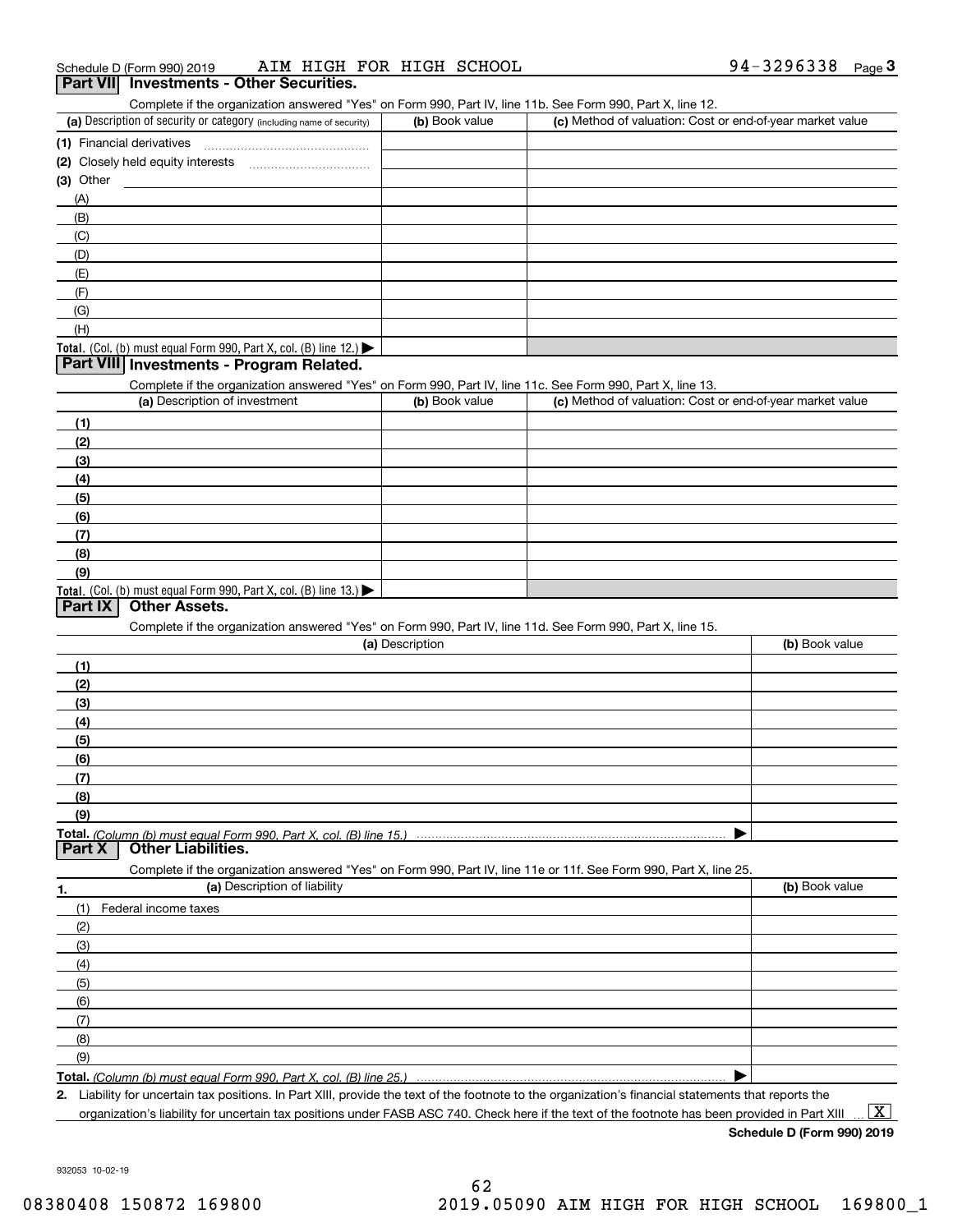Schedule D (Form 990) 2019 AIM HIGH FOR HIGH SCHOOL 94-3296338 Page 3

## Part VII Investments - Other Securities.

Complete if the organization answered "Yes" on Form 990, Part IV, line 11b. See Form 990, Part X, line 12.

| (a) Description of security or category (including name of security) | (b) Book value | (c) Method of valuation: Cost or end-of-year market value |
|---|---|---|
| (1) Financial derivatives | | |
| (2) Closely held equity interests | | |
| (3) Other | | |
| (A) | | |
| (B) | | |
| (C) | | |
| (D) | | |
| (E) | | |
| (F) | | |
| (G) | | |
| (H) | | |
| **Total.** (Col. (b) must equal Form 990, Part X, col. (B) line 12.) ▶ | | |

## Part VIII Investments - Program Related.

Complete if the organization answered "Yes" on Form 990, Part IV, line 11c. See Form 990, Part X, line 13.

| (a) Description of investment | (b) Book value | (c) Method of valuation: Cost or end-of-year market value |
|---|---|---|
| (1) | | |
| (2) | | |
| (3) | | |
| (4) | | |
| (5) | | |
| (6) | | |
| (7) | | |
| (8) | | |
| (9) | | |
| **Total.** (Col. (b) must equal Form 990, Part X, col. (B) line 13.) ▶ | | |

## Part IX Other Assets.

Complete if the organization answered "Yes" on Form 990, Part IV, line 11d. See Form 990, Part X, line 15.

| (a) Description | (b) Book value |
|---|---|
| (1) | |
| (2) | |
| (3) | |
| (4) | |
| (5) | |
| (6) | |
| (7) | |
| (8) | |
| (9) | |
| **Total.** *(Column (b) must equal Form 990, Part X, col. (B) line 15.)* ▶ | |

## Part X Other Liabilities.

Complete if the organization answered "Yes" on Form 990, Part IV, line 11e or 11f. See Form 990, Part X, line 25.

| 1. (a) Description of liability | (b) Book value |
|---|---|
| (1) Federal income taxes | |
| (2) | |
| (3) | |
| (4) | |
| (5) | |
| (6) | |
| (7) | |
| (8) | |
| (9) | |
| **Total.** *(Column (b) must equal Form 990, Part X, col. (B) line 25.)* ▶ | |

**2.** Liability for uncertain tax positions. In Part XIII, provide the text of the footnote to the organization's financial statements that reports the organization's liability for uncertain tax positions under FASB ASC 740. Check here if the text of the footnote has been provided in Part XIII ... [X]

**Schedule D (Form 990) 2019**

932053 10-02-19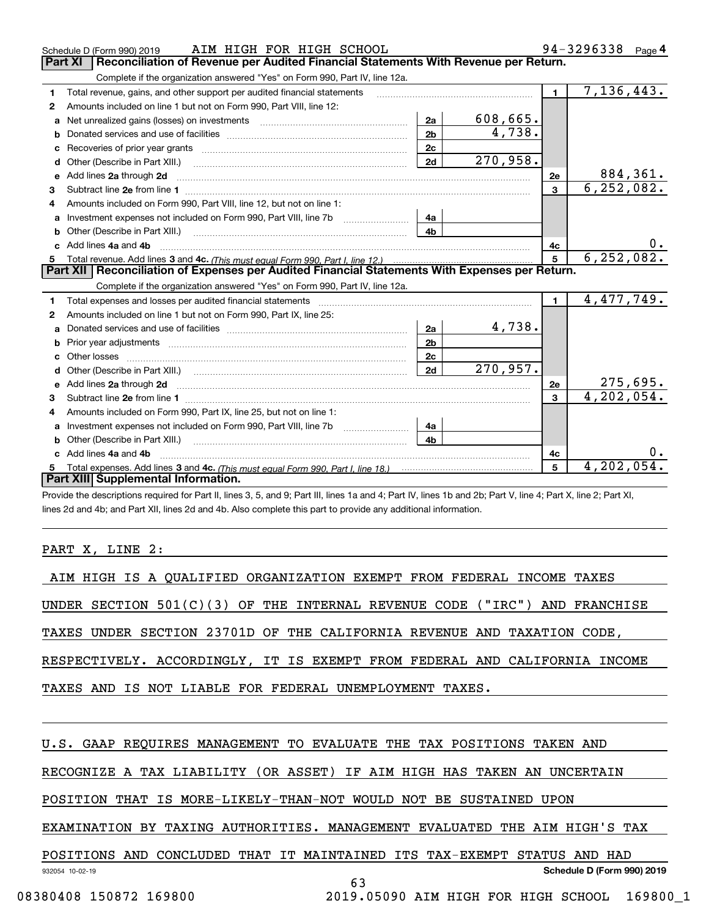Schedule D (Form 990) 2019 AIM HIGH FOR HIGH SCHOOL 94-3296338 Page 4

## Part XI Reconciliation of Revenue per Audited Financial Statements With Revenue per Return.

Complete if the organization answered "Yes" on Form 990, Part IV, line 12a.

| | | | | | |
|---|---|---|---|---|---|
| 1 | Total revenue, gains, and other support per audited financial statements | | | 1 | 7,136,443. |
| 2 | Amounts included on line 1 but not on Form 990, Part VIII, line 12: | | | | |
| a | Net unrealized gains (losses) on investments | 2a | 608,665. | | |
| b | Donated services and use of facilities | 2b | 4,738. | | |
| c | Recoveries of prior year grants | 2c | | | |
| d | Other (Describe in Part XIII.) | 2d | 270,958. | | |
| e | Add lines 2a through 2d | | | 2e | 884,361. |
| 3 | Subtract line 2e from line 1 | | | 3 | 6,252,082. |
| 4 | Amounts included on Form 990, Part VIII, line 12, but not on line 1: | | | | |
| a | Investment expenses not included on Form 990, Part VIII, line 7b | 4a | | | |
| b | Other (Describe in Part XIII.) | 4b | | | |
| c | Add lines 4a and 4b | | | 4c | 0. |
| 5 | Total revenue. Add lines 3 and 4c. *(This must equal Form 990, Part I, line 12.)* | | | 5 | 6,252,082. |

## Part XII Reconciliation of Expenses per Audited Financial Statements With Expenses per Return.

Complete if the organization answered "Yes" on Form 990, Part IV, line 12a.

| | | | | | |
|---|---|---|---|---|---|
| 1 | Total expenses and losses per audited financial statements | | | 1 | 4,477,749. |
| 2 | Amounts included on line 1 but not on Form 990, Part IX, line 25: | | | | |
| a | Donated services and use of facilities | 2a | 4,738. | | |
| b | Prior year adjustments | 2b | | | |
| c | Other losses | 2c | | | |
| d | Other (Describe in Part XIII.) | 2d | 270,957. | | |
| e | Add lines 2a through 2d | | | 2e | 275,695. |
| 3 | Subtract line 2e from line 1 | | | 3 | 4,202,054. |
| 4 | Amounts included on Form 990, Part IX, line 25, but not on line 1: | | | | |
| a | Investment expenses not included on Form 990, Part VIII, line 7b | 4a | | | |
| b | Other (Describe in Part XIII.) | 4b | | | |
| c | Add lines 4a and 4b | | | 4c | 0. |
| 5 | Total expenses. Add lines 3 and 4c. *(This must equal Form 990, Part I, line 18.)* | | | 5 | 4,202,054. |

## Part XIII Supplemental Information.

Provide the descriptions required for Part II, lines 3, 5, and 9; Part III, lines 1a and 4; Part IV, lines 1b and 2b; Part V, line 4; Part X, line 2; Part XI, lines 2d and 4b; and Part XII, lines 2d and 4b. Also complete this part to provide any additional information.

PART X, LINE 2:

AIM HIGH IS A QUALIFIED ORGANIZATION EXEMPT FROM FEDERAL INCOME TAXES UNDER SECTION 501(C)(3) OF THE INTERNAL REVENUE CODE ("IRC") AND FRANCHISE TAXES UNDER SECTION 23701D OF THE CALIFORNIA REVENUE AND TAXATION CODE, RESPECTIVELY. ACCORDINGLY, IT IS EXEMPT FROM FEDERAL AND CALIFORNIA INCOME TAXES AND IS NOT LIABLE FOR FEDERAL UNEMPLOYMENT TAXES.

U.S. GAAP REQUIRES MANAGEMENT TO EVALUATE THE TAX POSITIONS TAKEN AND RECOGNIZE A TAX LIABILITY (OR ASSET) IF AIM HIGH HAS TAKEN AN UNCERTAIN POSITION THAT IS MORE-LIKELY-THAN-NOT WOULD NOT BE SUSTAINED UPON EXAMINATION BY TAXING AUTHORITIES. MANAGEMENT EVALUATED THE AIM HIGH'S TAX POSITIONS AND CONCLUDED THAT IT MAINTAINED ITS TAX-EXEMPT STATUS AND HAD

932054 10-02-19 Schedule D (Form 990) 2019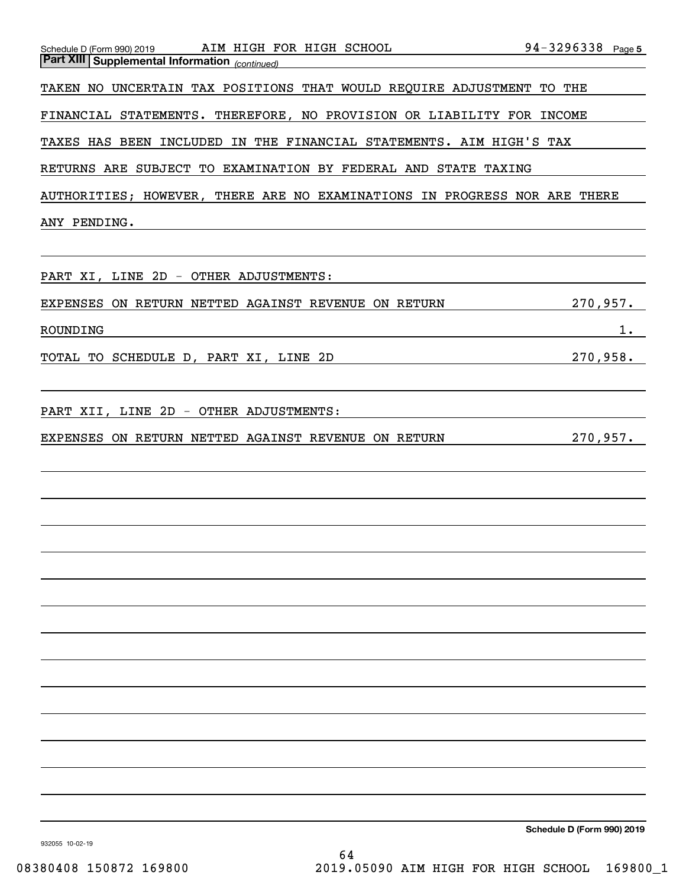Schedule D (Form 990) 2019 AIM HIGH FOR HIGH SCHOOL 94-3296338 Page 5

**Part XIII Supplemental Information** *(continued)*

TAKEN NO UNCERTAIN TAX POSITIONS THAT WOULD REQUIRE ADJUSTMENT TO THE FINANCIAL STATEMENTS. THEREFORE, NO PROVISION OR LIABILITY FOR INCOME TAXES HAS BEEN INCLUDED IN THE FINANCIAL STATEMENTS. AIM HIGH'S TAX RETURNS ARE SUBJECT TO EXAMINATION BY FEDERAL AND STATE TAXING AUTHORITIES; HOWEVER, THERE ARE NO EXAMINATIONS IN PROGRESS NOR ARE THERE ANY PENDING.

PART XI, LINE 2D - OTHER ADJUSTMENTS:

| | |
|---|---|
| EXPENSES ON RETURN NETTED AGAINST REVENUE ON RETURN | 270,957. |
| ROUNDING | 1. |
| TOTAL TO SCHEDULE D, PART XI, LINE 2D | 270,958. |

PART XII, LINE 2D - OTHER ADJUSTMENTS:

| | |
|---|---|
| EXPENSES ON RETURN NETTED AGAINST REVENUE ON RETURN | 270,957. |

Schedule D (Form 990) 2019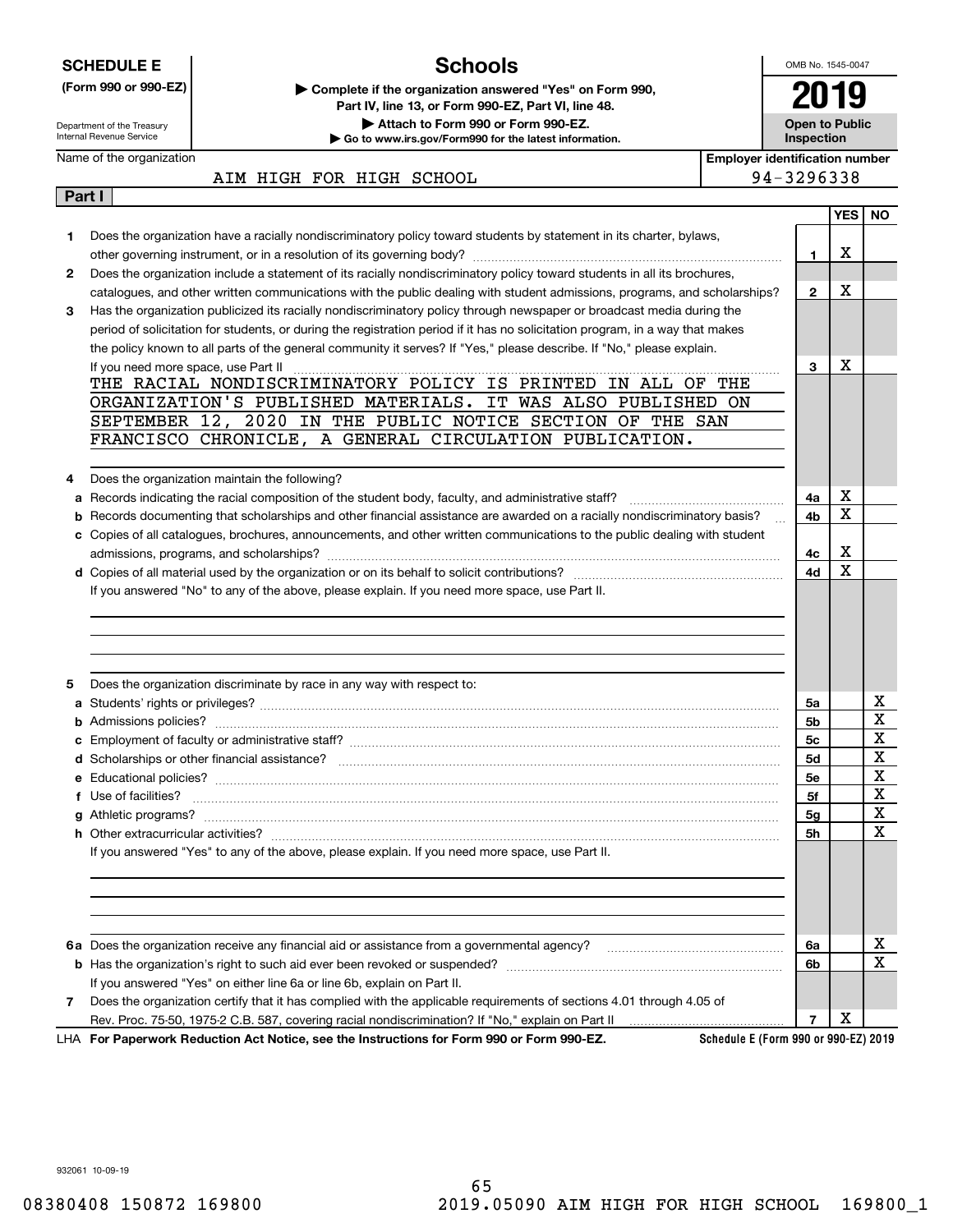**SCHEDULE E (Form 990 or 990-EZ)**

Department of the Treasury
Internal Revenue Service

# Schools

▶ Complete if the organization answered "Yes" on Form 990, Part IV, line 13, or Form 990-EZ, Part VI, line 48.
▶ Attach to Form 990 or Form 990-EZ.
▶ Go to www.irs.gov/Form990 for the latest information.

OMB No. 1545-0047

**2019**

**Open to Public Inspection**

| Name of the organization | Employer identification number |
|---|---|
| AIM HIGH FOR HIGH SCHOOL | 94-3296338 |

## Part I

| | | | YES | NO |
|---|---|---|---|---|
| 1 | Does the organization have a racially nondiscriminatory policy toward students by statement in its charter, bylaws, other governing instrument, or in a resolution of its governing body? | 1 | X | |
| 2 | Does the organization include a statement of its racially nondiscriminatory policy toward students in all its brochures, catalogues, and other written communications with the public dealing with student admissions, programs, and scholarships? | 2 | X | |
| 3 | Has the organization publicized its racially nondiscriminatory policy through newspaper or broadcast media during the period of solicitation for students, or during the registration period if it has no solicitation program, in a way that makes the policy known to all parts of the general community it serves? If "Yes," please describe. If "No," please explain. If you need more space, use Part II | 3 | X | |

THE RACIAL NONDISCRIMINATORY POLICY IS PRINTED IN ALL OF THE ORGANIZATION'S PUBLISHED MATERIALS. IT WAS ALSO PUBLISHED ON SEPTEMBER 12, 2020 IN THE PUBLIC NOTICE SECTION OF THE SAN FRANCISCO CHRONICLE, A GENERAL CIRCULATION PUBLICATION.

| | | | YES | NO |
|---|---|---|---|---|
| 4 | Does the organization maintain the following? | | | |
| a | Records indicating the racial composition of the student body, faculty, and administrative staff? | 4a | X | |
| b | Records documenting that scholarships and other financial assistance are awarded on a racially nondiscriminatory basis? | 4b | X | |
| c | Copies of all catalogues, brochures, announcements, and other written communications to the public dealing with student admissions, programs, and scholarships? | 4c | X | |
| d | Copies of all material used by the organization or on its behalf to solicit contributions? | 4d | X | |

If you answered "No" to any of the above, please explain. If you need more space, use Part II.

| | | | YES | NO |
|---|---|---|---|---|
| 5 | Does the organization discriminate by race in any way with respect to: | | | |
| a | Students' rights or privileges? | 5a | | X |
| b | Admissions policies? | 5b | | X |
| c | Employment of faculty or administrative staff? | 5c | | X |
| d | Scholarships or other financial assistance? | 5d | | X |
| e | Educational policies? | 5e | | X |
| f | Use of facilities? | 5f | | X |
| g | Athletic programs? | 5g | | X |
| h | Other extracurricular activities? | 5h | | X |

If you answered "Yes" to any of the above, please explain. If you need more space, use Part II.

| | | | YES | NO |
|---|---|---|---|---|
| 6a | Does the organization receive any financial aid or assistance from a governmental agency? | 6a | | X |
| b | Has the organization's right to such aid ever been revoked or suspended? | 6b | | X |
| | If you answered "Yes" on either line 6a or line 6b, explain on Part II. | | | |
| 7 | Does the organization certify that it has complied with the applicable requirements of sections 4.01 through 4.05 of Rev. Proc. 75-50, 1975-2 C.B. 587, covering racial nondiscrimination? If "No," explain on Part II | 7 | X | |

LHA **For Paperwork Reduction Act Notice, see the Instructions for Form 990 or Form 990-EZ.** **Schedule E (Form 990 or 990-EZ) 2019**

932061 10-09-19

08380408 150872 169800 2019.05090 AIM HIGH FOR HIGH SCHOOL 169800_1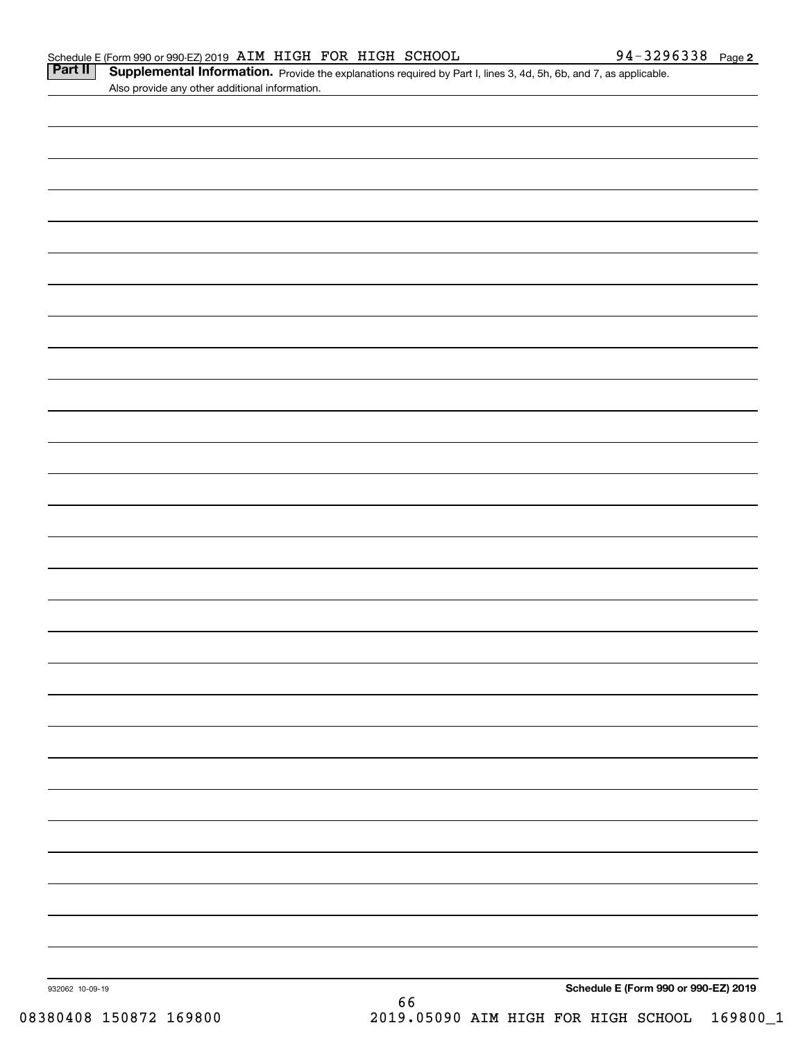Schedule E (Form 990 or 990-EZ) 2019 AIM HIGH FOR HIGH SCHOOL 94-3296338 Page 2

**Part II** **Supplemental Information.** Provide the explanations required by Part I, lines 3, 4d, 5h, 6b, and 7, as applicable. Also provide any other additional information.

932062 10-09-19

**Schedule E (Form 990 or 990-EZ) 2019**

08380408 150872 169800 2019.05090 AIM HIGH FOR HIGH SCHOOL 169800_1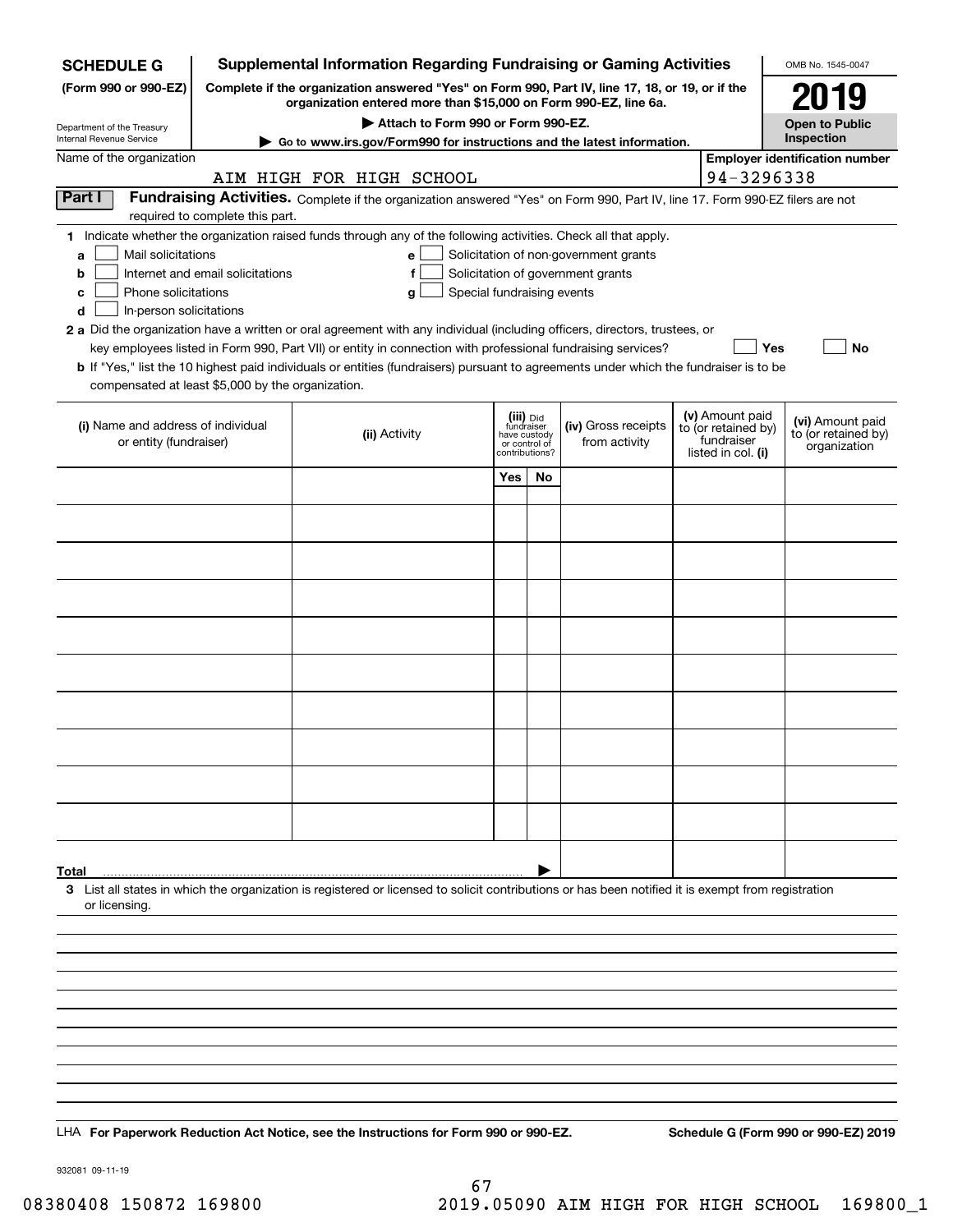**SCHEDULE G (Form 990 or 990-EZ)**

Department of the Treasury
Internal Revenue Service

# Supplemental Information Regarding Fundraising or Gaming Activities

**Complete if the organization answered "Yes" on Form 990, Part IV, line 17, 18, or 19, or if the organization entered more than $15,000 on Form 990-EZ, line 6a.**

**▶ Attach to Form 990 or Form 990-EZ.**

**▶ Go to www.irs.gov/Form990 for instructions and the latest information.**

OMB No. 1545-0047

**2019**

**Open to Public Inspection**

Name of the organization: AIM HIGH FOR HIGH SCHOOL

**Employer identification number:** 94-3296338

**Part I** **Fundraising Activities.** Complete if the organization answered "Yes" on Form 990, Part IV, line 17. Form 990-EZ filers are not required to complete this part.

**1** Indicate whether the organization raised funds through any of the following activities. Check all that apply.

- **a** ☐ Mail solicitations
- **b** ☐ Internet and email solicitations
- **c** ☐ Phone solicitations
- **d** ☐ In-person solicitations
- **e** ☐ Solicitation of non-government grants
- **f** ☐ Solicitation of government grants
- **g** ☐ Special fundraising events

**2 a** Did the organization have a written or oral agreement with any individual (including officers, directors, trustees, or key employees listed in Form 990, Part VII) or entity in connection with professional fundraising services? ☐ **Yes** ☐ **No**

**b** If "Yes," list the 10 highest paid individuals or entities (fundraisers) pursuant to agreements under which the fundraiser is to be compensated at least $5,000 by the organization.

| (i) Name and address of individual or entity (fundraiser) | (ii) Activity | (iii) Did fundraiser have custody or control of contributions? Yes | No | (iv) Gross receipts from activity | (v) Amount paid to (or retained by) fundraiser listed in col. (i) | (vi) Amount paid to (or retained by) organization |
|---|---|---|---|---|---|---|
| | | | | | | |
| | | | | | | |
| | | | | | | |
| | | | | | | |
| | | | | | | |
| | | | | | | |
| | | | | | | |
| | | | | | | |
| | | | | | | |
| | | | | | | |
| **Total** ▶ | | | | | | |

**3** List all states in which the organization is registered or licensed to solicit contributions or has been notified it is exempt from registration or licensing.

LHA **For Paperwork Reduction Act Notice, see the Instructions for Form 990 or 990-EZ.** **Schedule G (Form 990 or 990-EZ) 2019**

932081 09-11-19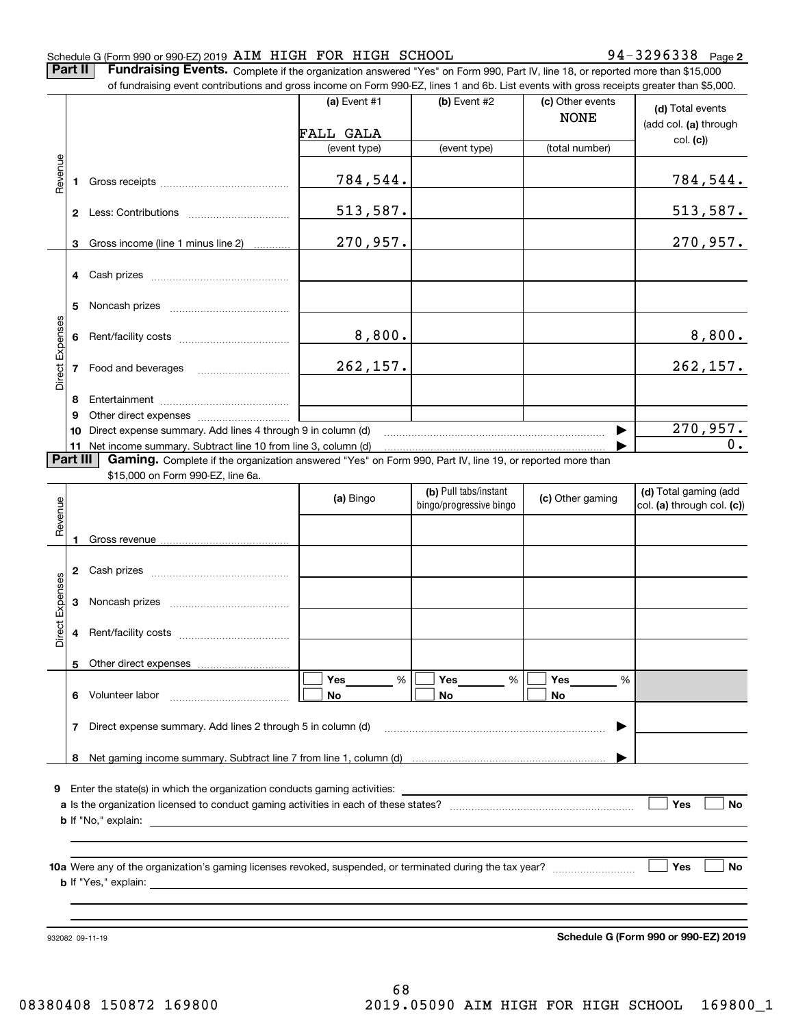Schedule G (Form 990 or 990-EZ) 2019 AIM HIGH FOR HIGH SCHOOL 94-3296338 Page 2

**Part II** **Fundraising Events.** Complete if the organization answered "Yes" on Form 990, Part IV, line 18, or reported more than $15,000 of fundraising event contributions and gross income on Form 990-EZ, lines 1 and 6b. List events with gross receipts greater than $5,000.

| | | (a) Event #1 FALL GALA (event type) | (b) Event #2 (event type) | (c) Other events NONE (total number) | (d) Total events (add col. (a) through col. (c)) |
|---|---|---|---|---|---|
| Revenue | 1 Gross receipts | 784,544. | | | 784,544. |
| | 2 Less: Contributions | 513,587. | | | 513,587. |
| | 3 Gross income (line 1 minus line 2) | 270,957. | | | 270,957. |
| Direct Expenses | 4 Cash prizes | | | | |
| | 5 Noncash prizes | | | | |
| | 6 Rent/facility costs | 8,800. | | | 8,800. |
| | 7 Food and beverages | 262,157. | | | 262,157. |
| | 8 Entertainment | | | | |
| | 9 Other direct expenses | | | | |
| | 10 Direct expense summary. Add lines 4 through 9 in column (d) | | | ▶ | 270,957. |
| | 11 Net income summary. Subtract line 10 from line 3, column (d) | | | ▶ | 0. |

**Part III** **Gaming.** Complete if the organization answered "Yes" on Form 990, Part IV, line 19, or reported more than $15,000 on Form 990-EZ, line 6a.

| | | (a) Bingo | (b) Pull tabs/instant bingo/progressive bingo | (c) Other gaming | (d) Total gaming (add col. (a) through col. (c)) |
|---|---|---|---|---|---|
| Revenue | 1 Gross revenue | | | | |
| Direct Expenses | 2 Cash prizes | | | | |
| | 3 Noncash prizes | | | | |
| | 4 Rent/facility costs | | | | |
| | 5 Other direct expenses | | | | |
| | 6 Volunteer labor | ☐ Yes ___ % ☐ No | ☐ Yes ___ % ☐ No | ☐ Yes ___ % ☐ No | |
| | 7 Direct expense summary. Add lines 2 through 5 in column (d) | | | ▶ | |
| | 8 Net gaming income summary. Subtract line 7 from line 1, column (d) | | | ▶ | |

**9** Enter the state(s) in which the organization conducts gaming activities: ______________________

**a** Is the organization licensed to conduct gaming activities in each of these states? ☐ Yes ☐ No

**b** If "No," explain: ______________________

**10a** Were any of the organization's gaming licenses revoked, suspended, or terminated during the tax year? ☐ Yes ☐ No

**b** If "Yes," explain: ______________________

932082 09-11-19

**Schedule G (Form 990 or 990-EZ) 2019**

08380408 150872 169800 2019.05090 AIM HIGH FOR HIGH SCHOOL 169800_1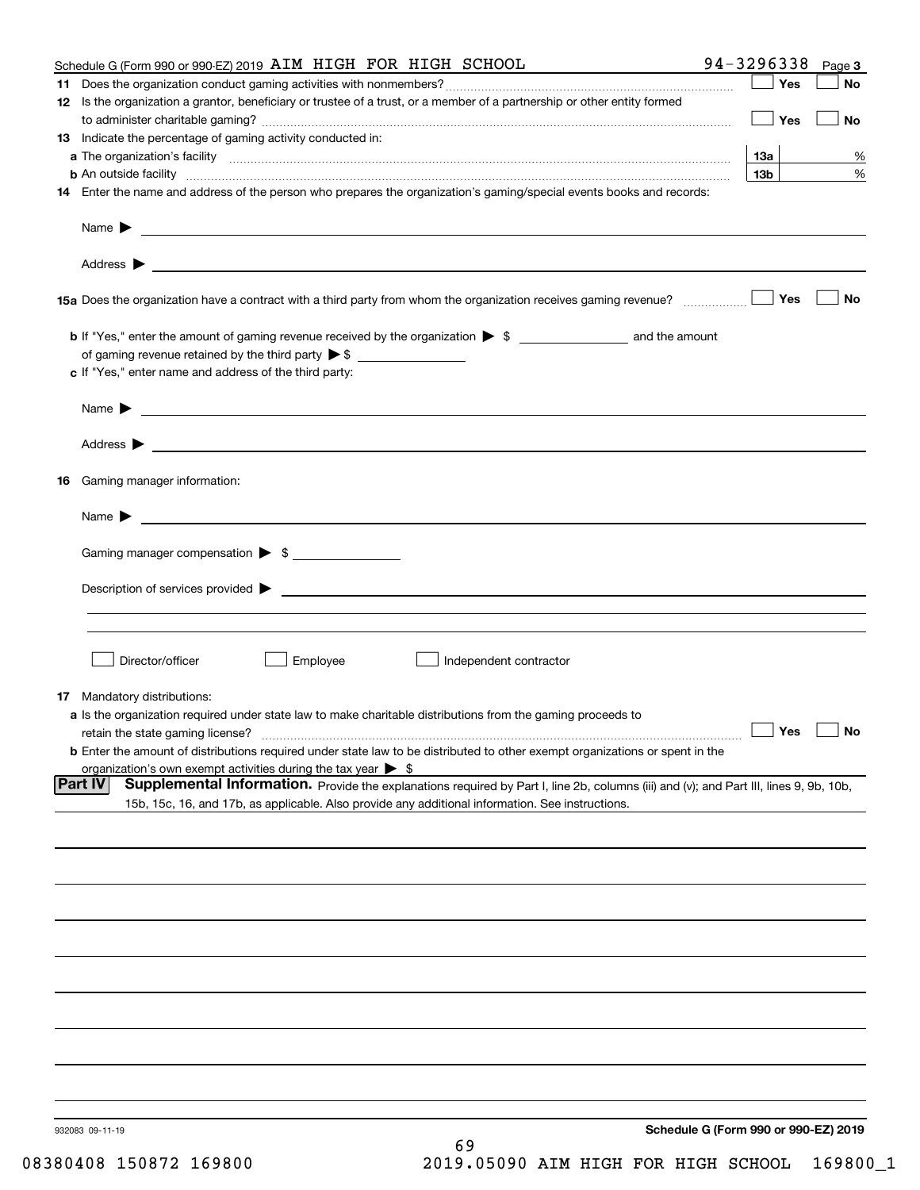Schedule G (Form 990 or 990-EZ) 2019 AIM HIGH FOR HIGH SCHOOL 94-3296338 Page **3**

**11** Does the organization conduct gaming activities with nonmembers? ☐ Yes ☐ No

**12** Is the organization a grantor, beneficiary or trustee of a trust, or a member of a partnership or other entity formed to administer charitable gaming? ☐ Yes ☐ No

**13** Indicate the percentage of gaming activity conducted in:

**a** The organization's facility **13a** %

**b** An outside facility **13b** %

**14** Enter the name and address of the person who prepares the organization's gaming/special events books and records:

Name ▶

Address ▶

**15a** Does the organization have a contract with a third party from whom the organization receives gaming revenue? ☐ Yes ☐ No

**b** If "Yes," enter the amount of gaming revenue received by the organization ▶ $ and the amount of gaming revenue retained by the third party ▶ $

**c** If "Yes," enter name and address of the third party:

Name ▶

Address ▶

**16** Gaming manager information:

Name ▶

Gaming manager compensation ▶ $

Description of services provided ▶

☐ Director/officer ☐ Employee ☐ Independent contractor

**17** Mandatory distributions:

**a** Is the organization required under state law to make charitable distributions from the gaming proceeds to retain the state gaming license? ☐ Yes ☐ No

**b** Enter the amount of distributions required under state law to be distributed to other exempt organizations or spent in the organization's own exempt activities during the tax year ▶ $

**Part IV** **Supplemental Information.** Provide the explanations required by Part I, line 2b, columns (iii) and (v); and Part III, lines 9, 9b, 10b, 15b, 15c, 16, and 17b, as applicable. Also provide any additional information. See instructions.

932083 09-11-19 **Schedule G (Form 990 or 990-EZ) 2019**

08380408 150872 169800 2019.05090 AIM HIGH FOR HIGH SCHOOL 169800_1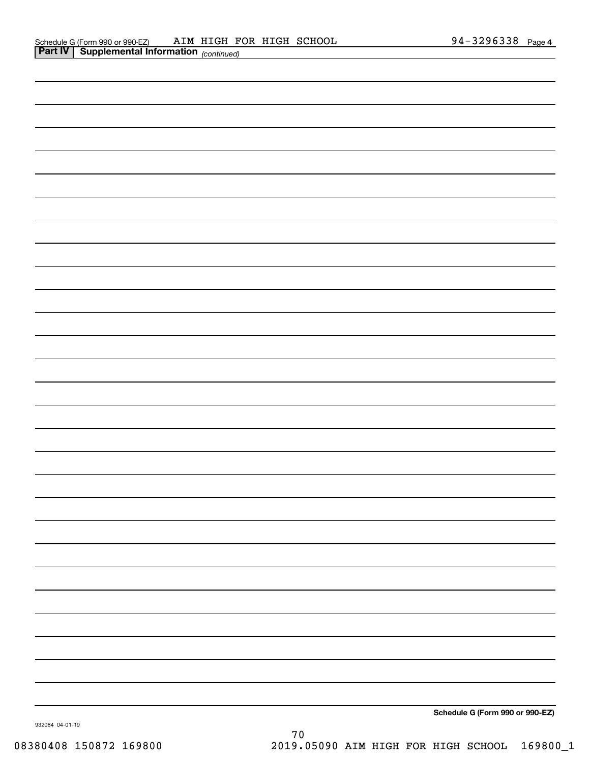Schedule G (Form 990 or 990-EZ) AIM HIGH FOR HIGH SCHOOL 94-3296338 Page 4

**Part IV | Supplemental Information** *(continued)*

**Schedule G (Form 990 or 990-EZ)**

932084 04-01-19

08380408 150872 169800 2019.05090 AIM HIGH FOR HIGH SCHOOL 169800_1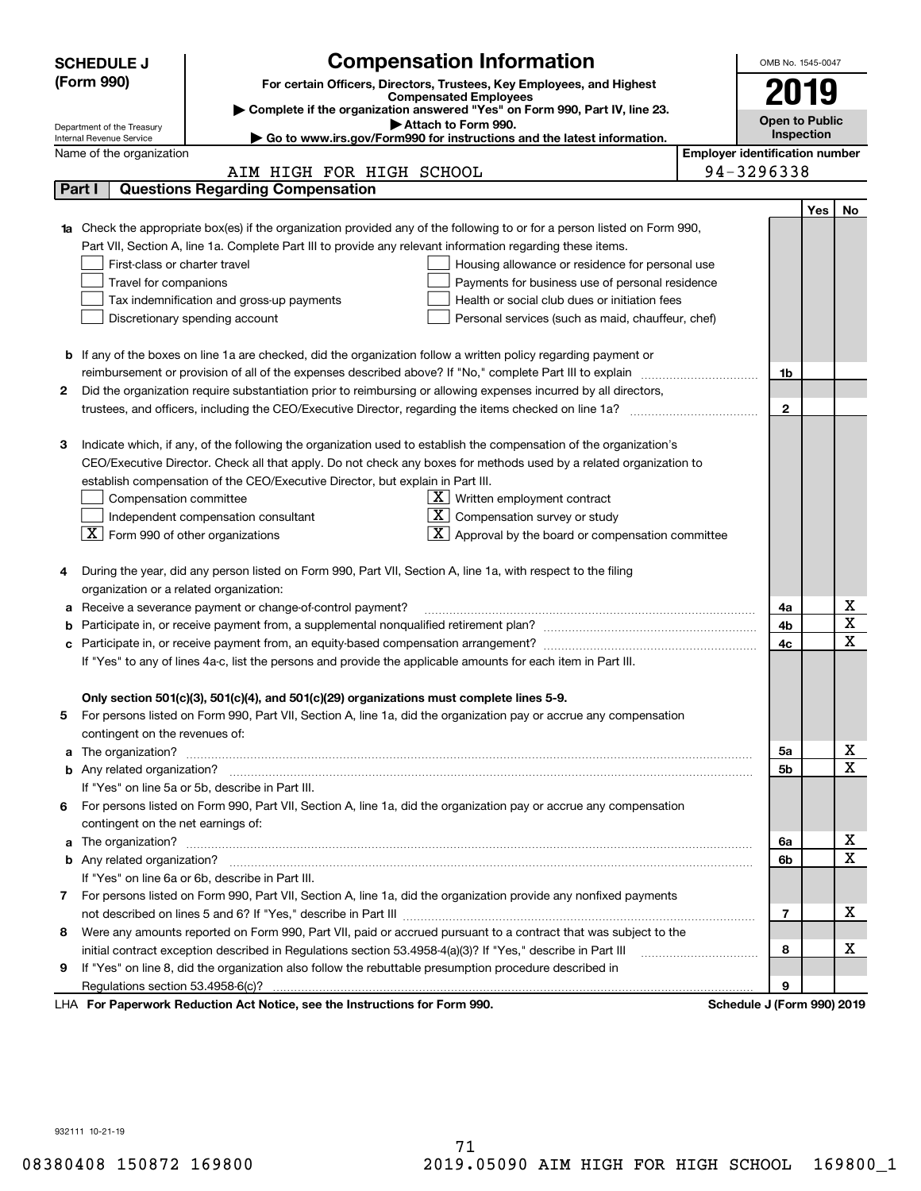# SCHEDULE J (Form 990)

## Compensation Information

**For certain Officers, Directors, Trustees, Key Employees, and Highest Compensated Employees**

▶ Complete if the organization answered "Yes" on Form 990, Part IV, line 23.

▶ Attach to Form 990.

▶ Go to www.irs.gov/Form990 for instructions and the latest information.

Department of the Treasury
Internal Revenue Service

OMB No. 1545-0047

**2019**

**Open to Public Inspection**

Name of the organization: AIM HIGH FOR HIGH SCHOOL

Employer identification number: 94-3296338

## Part I Questions Regarding Compensation

| | | Line | Yes | No |
|---|---|---|---|---|
| **1a** | Check the appropriate box(es) if the organization provided any of the following to or for a person listed on Form 990, Part VII, Section A, line 1a. Complete Part III to provide any relevant information regarding these items.<br>☐ First-class or charter travel ☐ Housing allowance or residence for personal use<br>☐ Travel for companions ☐ Payments for business use of personal residence<br>☐ Tax indemnification and gross-up payments ☐ Health or social club dues or initiation fees<br>☐ Discretionary spending account ☐ Personal services (such as maid, chauffeur, chef) | | | |
| **b** | If any of the boxes on line 1a are checked, did the organization follow a written policy regarding payment or reimbursement or provision of all of the expenses described above? If "No," complete Part III to explain | 1b | | |
| **2** | Did the organization require substantiation prior to reimbursing or allowing expenses incurred by all directors, trustees, and officers, including the CEO/Executive Director, regarding the items checked on line 1a? | 2 | | |
| **3** | Indicate which, if any, of the following the organization used to establish the compensation of the organization's CEO/Executive Director. Check all that apply. Do not check any boxes for methods used by a related organization to establish compensation of the CEO/Executive Director, but explain in Part III.<br>☐ Compensation committee ☒ Written employment contract<br>☐ Independent compensation consultant ☒ Compensation survey or study<br>☒ Form 990 of other organizations ☒ Approval by the board or compensation committee | | | |
| **4** | During the year, did any person listed on Form 990, Part VII, Section A, line 1a, with respect to the filing organization or a related organization: | | | |
| **a** | Receive a severance payment or change-of-control payment? | 4a | | X |
| **b** | Participate in, or receive payment from, a supplemental nonqualified retirement plan? | 4b | | X |
| **c** | Participate in, or receive payment from, an equity-based compensation arrangement? | 4c | | X |
| | If "Yes" to any of lines 4a-c, list the persons and provide the applicable amounts for each item in Part III. | | | |
| | **Only section 501(c)(3), 501(c)(4), and 501(c)(29) organizations must complete lines 5-9.** | | | |
| **5** | For persons listed on Form 990, Part VII, Section A, line 1a, did the organization pay or accrue any compensation contingent on the revenues of: | | | |
| **a** | The organization? | 5a | | X |
| **b** | Any related organization? | 5b | | X |
| | If "Yes" on line 5a or 5b, describe in Part III. | | | |
| **6** | For persons listed on Form 990, Part VII, Section A, line 1a, did the organization pay or accrue any compensation contingent on the net earnings of: | | | |
| **a** | The organization? | 6a | | X |
| **b** | Any related organization? | 6b | | X |
| | If "Yes" on line 6a or 6b, describe in Part III. | | | |
| **7** | For persons listed on Form 990, Part VII, Section A, line 1a, did the organization provide any nonfixed payments not described on lines 5 and 6? If "Yes," describe in Part III | 7 | | X |
| **8** | Were any amounts reported on Form 990, Part VII, paid or accrued pursuant to a contract that was subject to the initial contract exception described in Regulations section 53.4958-4(a)(3)? If "Yes," describe in Part III | 8 | | X |
| **9** | If "Yes" on line 8, did the organization also follow the rebuttable presumption procedure described in Regulations section 53.4958-6(c)? | 9 | | |

LHA **For Paperwork Reduction Act Notice, see the Instructions for Form 990.** **Schedule J (Form 990) 2019**

932111 10-21-19

08380408 150872 169800 2019.05090 AIM HIGH FOR HIGH SCHOOL 169800_1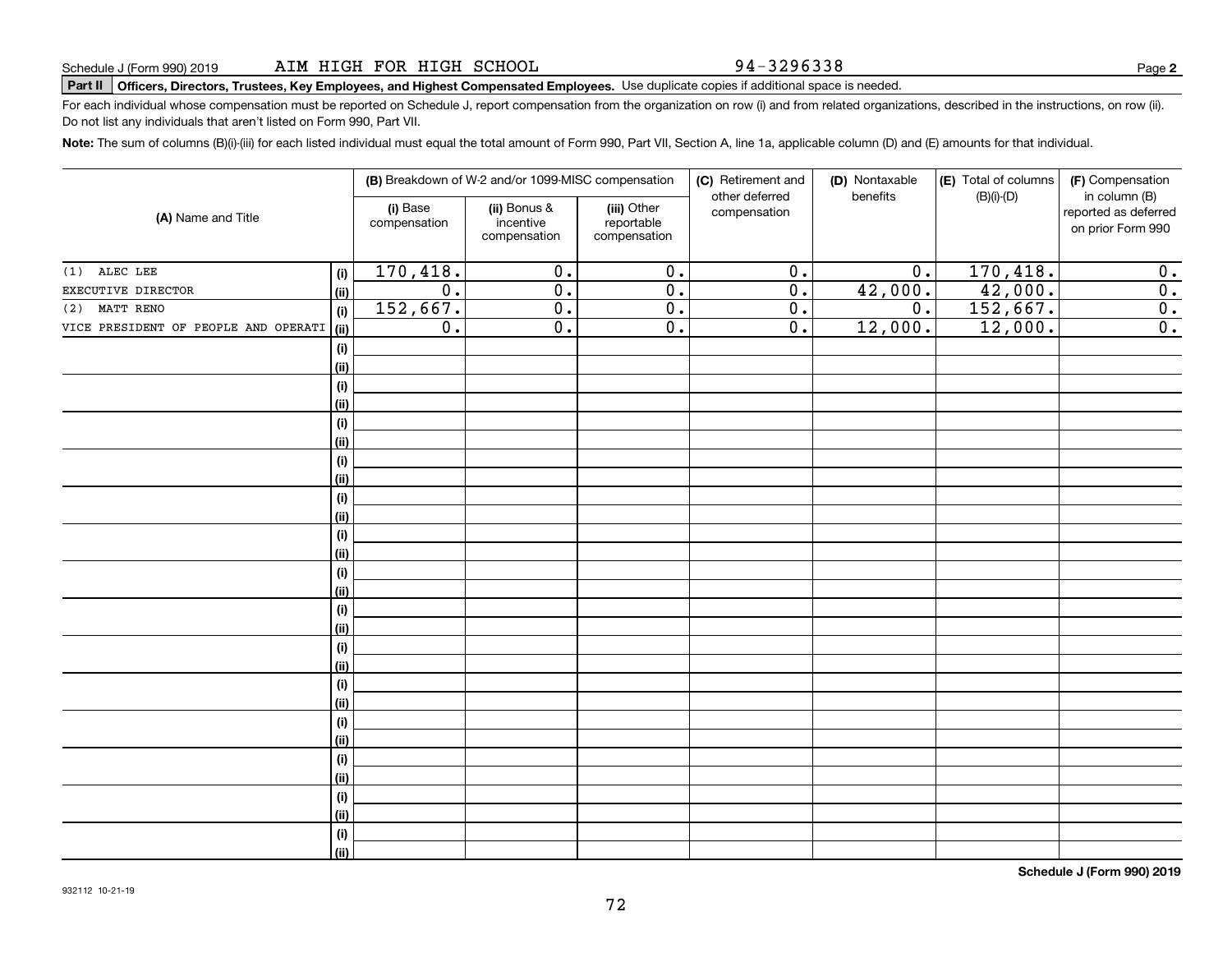Schedule J (Form 990) 2019 AIM HIGH FOR HIGH SCHOOL 94-3296338

**Part II** **Officers, Directors, Trustees, Key Employees, and Highest Compensated Employees.** Use duplicate copies if additional space is needed.

For each individual whose compensation must be reported on Schedule J, report compensation from the organization on row (i) and from related organizations, described in the instructions, on row (ii). Do not list any individuals that aren't listed on Form 990, Part VII.

**Note:** The sum of columns (B)(i)-(iii) for each listed individual must equal the total amount of Form 990, Part VII, Section A, line 1a, applicable column (D) and (E) amounts for that individual.

| (A) Name and Title | | (B) Breakdown of W-2 and/or 1099-MISC compensation | | | (C) Retirement and other deferred compensation | (D) Nontaxable benefits | (E) Total of columns (B)(i)-(D) | (F) Compensation in column (B) reported as deferred on prior Form 990 |
|---|---|---|---|---|---|---|---|---|
| | | (i) Base compensation | (ii) Bonus & incentive compensation | (iii) Other reportable compensation | | | | |
| (1) ALEC LEE | (i) | 170,418. | 0. | 0. | 0. | 0. | 170,418. | 0. |
| EXECUTIVE DIRECTOR | (ii) | 0. | 0. | 0. | 0. | 42,000. | 42,000. | 0. |
| (2) MATT RENO | (i) | 152,667. | 0. | 0. | 0. | 0. | 152,667. | 0. |
| VICE PRESIDENT OF PEOPLE AND OPERATI | (ii) | 0. | 0. | 0. | 0. | 12,000. | 12,000. | 0. |
| | (i) | | | | | | | |
| | (ii) | | | | | | | |
| | (i) | | | | | | | |
| | (ii) | | | | | | | |
| | (i) | | | | | | | |
| | (ii) | | | | | | | |
| | (i) | | | | | | | |
| | (ii) | | | | | | | |
| | (i) | | | | | | | |
| | (ii) | | | | | | | |
| | (i) | | | | | | | |
| | (ii) | | | | | | | |
| | (i) | | | | | | | |
| | (ii) | | | | | | | |
| | (i) | | | | | | | |
| | (ii) | | | | | | | |
| | (i) | | | | | | | |
| | (ii) | | | | | | | |
| | (i) | | | | | | | |
| | (ii) | | | | | | | |
| | (i) | | | | | | | |
| | (ii) | | | | | | | |
| | (i) | | | | | | | |
| | (ii) | | | | | | | |
| | (i) | | | | | | | |
| | (ii) | | | | | | | |
| | (i) | | | | | | | |
| | (ii) | | | | | | | |

**Schedule J (Form 990) 2019**

932112 10-21-19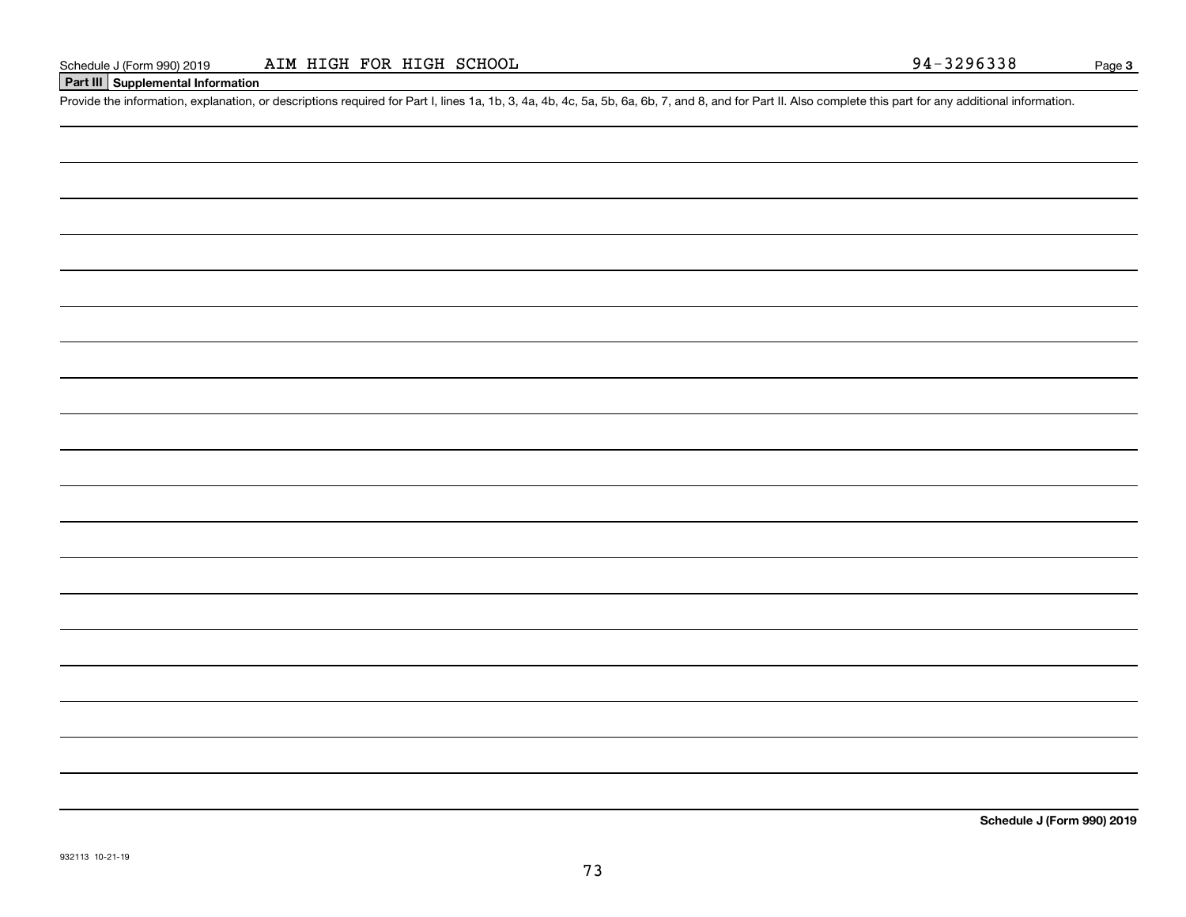Schedule J (Form 990) 2019 AIM HIGH FOR HIGH SCHOOL 94-3296338 Page **3**

**Part III Supplemental Information**

Provide the information, explanation, or descriptions required for Part I, lines 1a, 1b, 3, 4a, 4b, 4c, 5a, 5b, 6a, 6b, 7, and 8, and for Part II. Also complete this part for any additional information.

**Schedule J (Form 990) 2019**

932113 10-21-19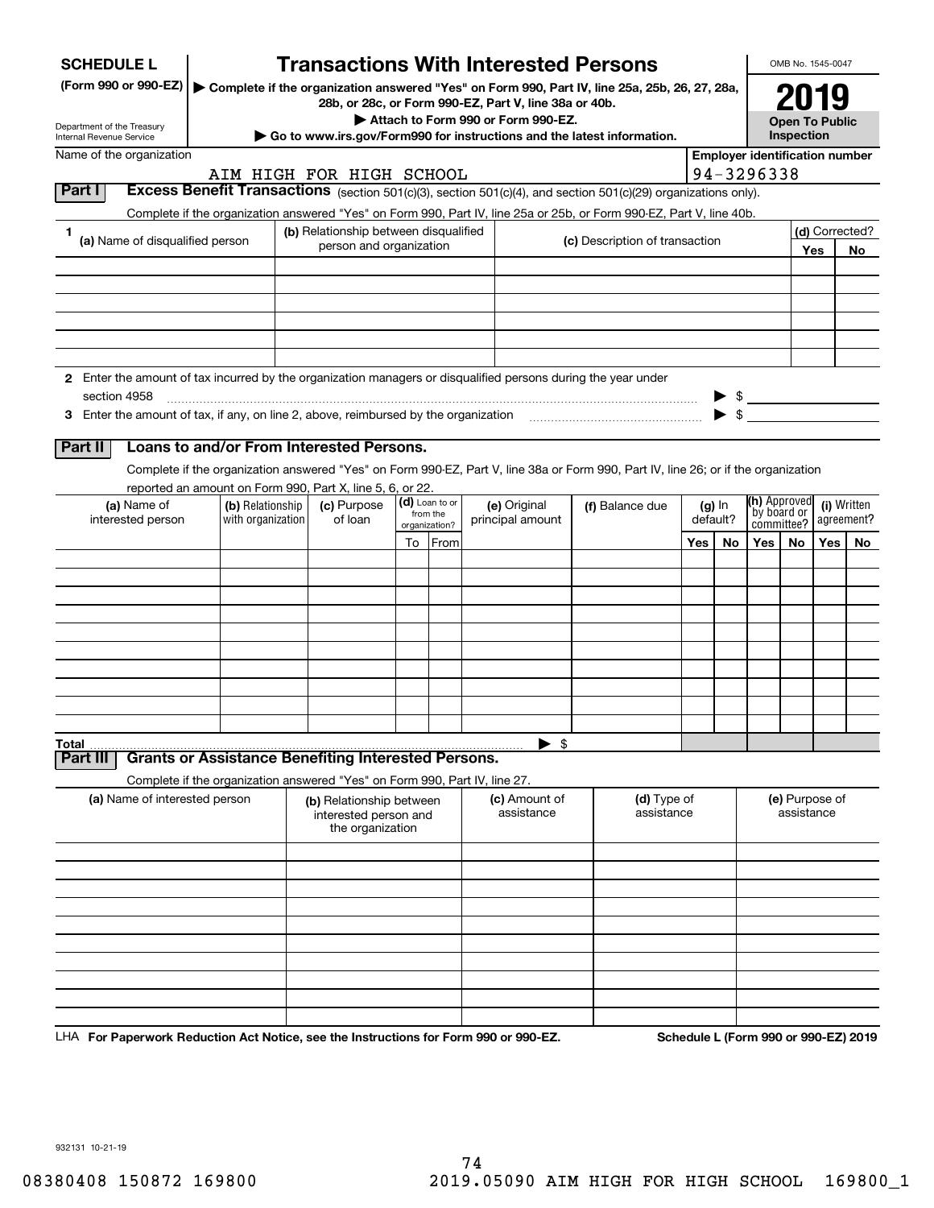**SCHEDULE L**
**(Form 990 or 990-EZ)**

Department of the Treasury
Internal Revenue Service

# Transactions With Interested Persons

▶ **Complete if the organization answered "Yes" on Form 990, Part IV, line 25a, 25b, 26, 27, 28a, 28b, or 28c, or Form 990-EZ, Part V, line 38a or 40b.**
▶ **Attach to Form 990 or Form 990-EZ.**
▶ **Go to www.irs.gov/Form990 for instructions and the latest information.**

OMB No. 1545-0047

**2019**

**Open To Public Inspection**

Name of the organization: AIM HIGH FOR HIGH SCHOOL

**Employer identification number**: 94-3296338

## Part I Excess Benefit Transactions (section 501(c)(3), section 501(c)(4), and section 501(c)(29) organizations only).

Complete if the organization answered "Yes" on Form 990, Part IV, line 25a or 25b, or Form 990-EZ, Part V, line 40b.

| 1 (a) Name of disqualified person | (b) Relationship between disqualified person and organization | (c) Description of transaction | (d) Corrected? Yes | No |
|---|---|---|---|---|
| | | | | |
| | | | | |
| | | | | |
| | | | | |
| | | | | |
| | | | | |

**2** Enter the amount of tax incurred by the organization managers or disqualified persons during the year under section 4958 ▶ $

**3** Enter the amount of tax, if any, on line 2, above, reimbursed by the organization ▶ $

## Part II Loans to and/or From Interested Persons.

Complete if the organization answered "Yes" on Form 990-EZ, Part V, line 38a or Form 990, Part IV, line 26; or if the organization reported an amount on Form 990, Part X, line 5, 6, or 22.

| (a) Name of interested person | (b) Relationship with organization | (c) Purpose of loan | (d) Loan to or from the organization? | | (e) Original principal amount | (f) Balance due | (g) In default? | | (h) Approved by board or committee? | | (i) Written agreement? | |
|---|---|---|---|---|---|---|---|---|---|---|---|---|
| | | | To | From | | | Yes | No | Yes | No | Yes | No |
| | | | | | | | | | | | | |
| | | | | | | | | | | | | |
| | | | | | | | | | | | | |
| | | | | | | | | | | | | |
| | | | | | | | | | | | | |
| | | | | | | | | | | | | |
| | | | | | | | | | | | | |
| | | | | | | | | | | | | |
| | | | | | | | | | | | | |
| | | | | | | | | | | | | |
| **Total** | | | | | ▶ $ | | | | | | | |

## Part III Grants or Assistance Benefiting Interested Persons.

Complete if the organization answered "Yes" on Form 990, Part IV, line 27.

| (a) Name of interested person | (b) Relationship between interested person and the organization | (c) Amount of assistance | (d) Type of assistance | (e) Purpose of assistance |
|---|---|---|---|---|
| | | | | |
| | | | | |
| | | | | |
| | | | | |
| | | | | |
| | | | | |
| | | | | |
| | | | | |
| | | | | |
| | | | | |

LHA **For Paperwork Reduction Act Notice, see the Instructions for Form 990 or 990-EZ.** **Schedule L (Form 990 or 990-EZ) 2019**

932131 10-21-19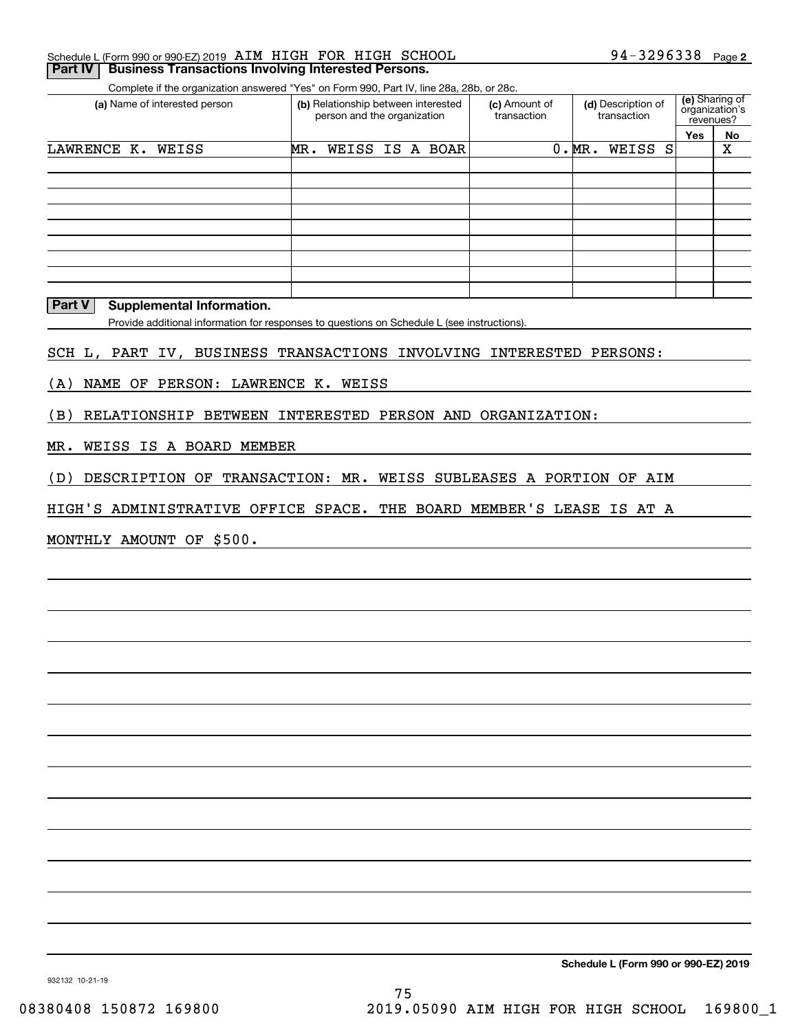Schedule L (Form 990 or 990-EZ) 2019 AIM HIGH FOR HIGH SCHOOL 94-3296338 Page 2

## Part IV Business Transactions Involving Interested Persons.

Complete if the organization answered "Yes" on Form 990, Part IV, line 28a, 28b, or 28c.

| (a) Name of interested person | (b) Relationship between interested person and the organization | (c) Amount of transaction | (d) Description of transaction | (e) Sharing of organization's revenues? Yes | No |
|---|---|---|---|---|---|
| LAWRENCE K. WEISS | MR. WEISS IS A BOAR | 0. | MR. WEISS S | | X |
| | | | | | |
| | | | | | |
| | | | | | |
| | | | | | |
| | | | | | |
| | | | | | |
| | | | | | |
| | | | | | |

## Part V Supplemental Information.

Provide additional information for responses to questions on Schedule L (see instructions).

SCH L, PART IV, BUSINESS TRANSACTIONS INVOLVING INTERESTED PERSONS:

(A) NAME OF PERSON: LAWRENCE K. WEISS

(B) RELATIONSHIP BETWEEN INTERESTED PERSON AND ORGANIZATION:

MR. WEISS IS A BOARD MEMBER

(D) DESCRIPTION OF TRANSACTION: MR. WEISS SUBLEASES A PORTION OF AIM HIGH'S ADMINISTRATIVE OFFICE SPACE. THE BOARD MEMBER'S LEASE IS AT A MONTHLY AMOUNT OF $500.

**Schedule L (Form 990 or 990-EZ) 2019**

932132 10-21-19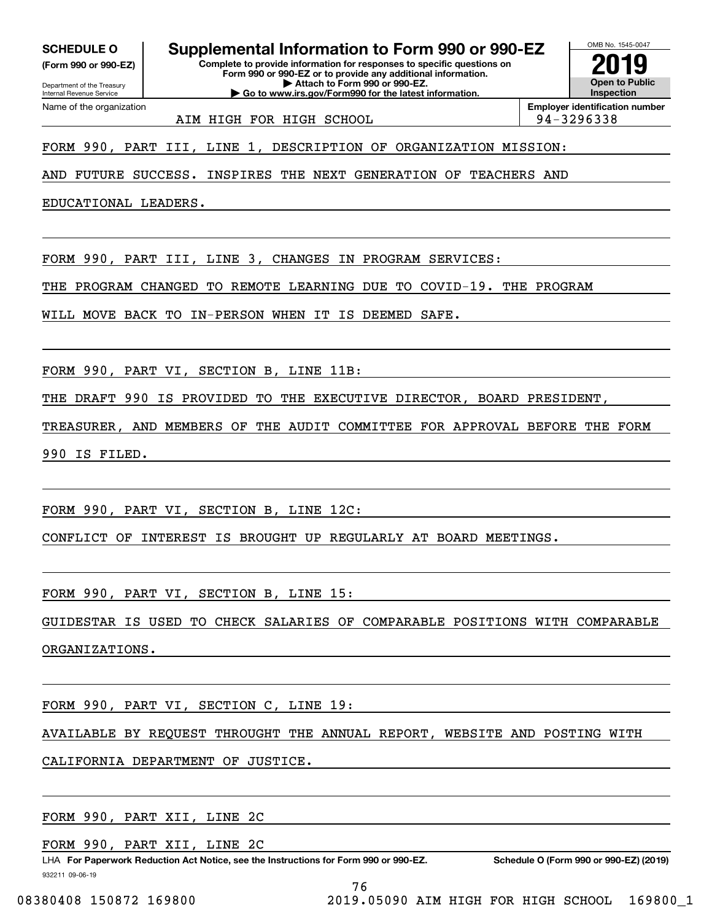**SCHEDULE O** **(Form 990 or 990-EZ)**

Department of the Treasury
Internal Revenue Service

# Supplemental Information to Form 990 or 990-EZ

**Complete to provide information for responses to specific questions on Form 990 or 990-EZ or to provide any additional information.**
**▶ Attach to Form 990 or 990-EZ.**
**▶ Go to www.irs.gov/Form990 for the latest information.**

OMB No. 1545-0047

**2019**

**Open to Public Inspection**

Name of the organization: AIM HIGH FOR HIGH SCHOOL

**Employer identification number**: 94-3296338

FORM 990, PART III, LINE 1, DESCRIPTION OF ORGANIZATION MISSION:

AND FUTURE SUCCESS. INSPIRES THE NEXT GENERATION OF TEACHERS AND EDUCATIONAL LEADERS.

FORM 990, PART III, LINE 3, CHANGES IN PROGRAM SERVICES:

THE PROGRAM CHANGED TO REMOTE LEARNING DUE TO COVID-19. THE PROGRAM WILL MOVE BACK TO IN-PERSON WHEN IT IS DEEMED SAFE.

FORM 990, PART VI, SECTION B, LINE 11B:

THE DRAFT 990 IS PROVIDED TO THE EXECUTIVE DIRECTOR, BOARD PRESIDENT, TREASURER, AND MEMBERS OF THE AUDIT COMMITTEE FOR APPROVAL BEFORE THE FORM 990 IS FILED.

FORM 990, PART VI, SECTION B, LINE 12C:

CONFLICT OF INTEREST IS BROUGHT UP REGULARLY AT BOARD MEETINGS.

FORM 990, PART VI, SECTION B, LINE 15:

GUIDESTAR IS USED TO CHECK SALARIES OF COMPARABLE POSITIONS WITH COMPARABLE ORGANIZATIONS.

FORM 990, PART VI, SECTION C, LINE 19:

AVAILABLE BY REQUEST THROUGHT THE ANNUAL REPORT, WEBSITE AND POSTING WITH CALIFORNIA DEPARTMENT OF JUSTICE.

FORM 990, PART XII, LINE 2C

FORM 990, PART XII, LINE 2C

LHA **For Paperwork Reduction Act Notice, see the Instructions for Form 990 or 990-EZ.** **Schedule O (Form 990 or 990-EZ) (2019)**

932211 09-06-19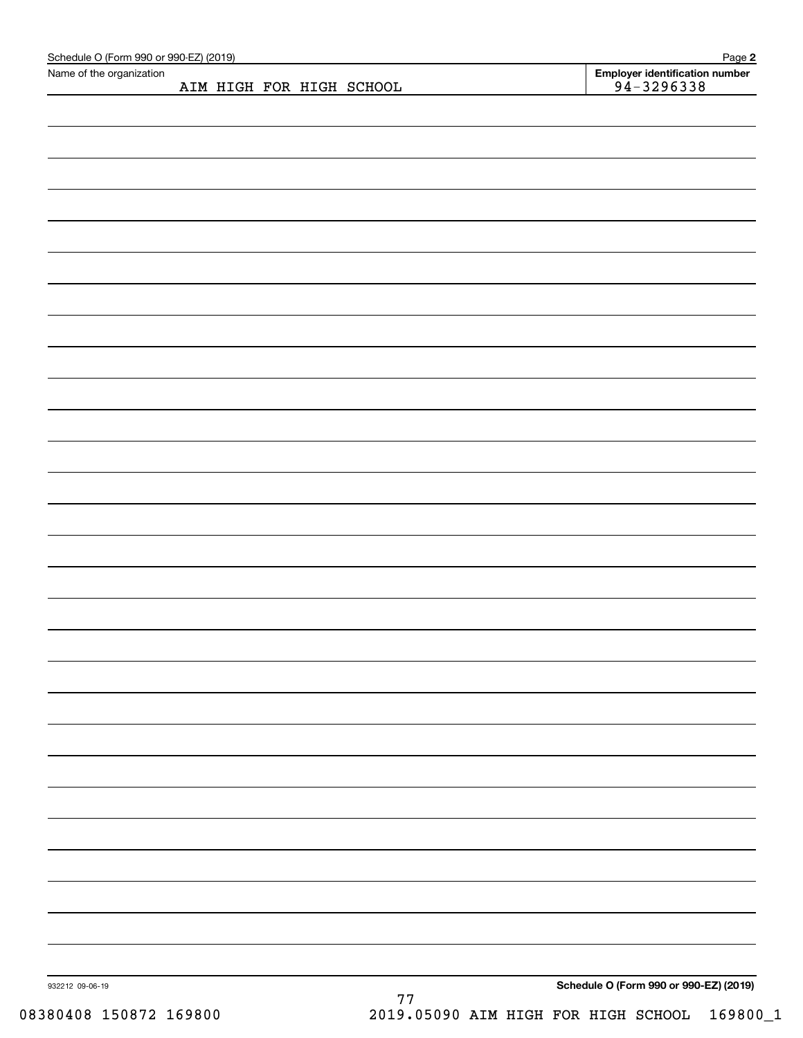Schedule O (Form 990 or 990-EZ) (2019) Page **2**

| Name of the organization | Employer identification number |
| --- | --- |
| AIM HIGH FOR HIGH SCHOOL | 94-3296338 |

932212 09-06-19

**Schedule O (Form 990 or 990-EZ) (2019)**

08380408 150872 169800 2019.05090 AIM HIGH FOR HIGH SCHOOL 169800_1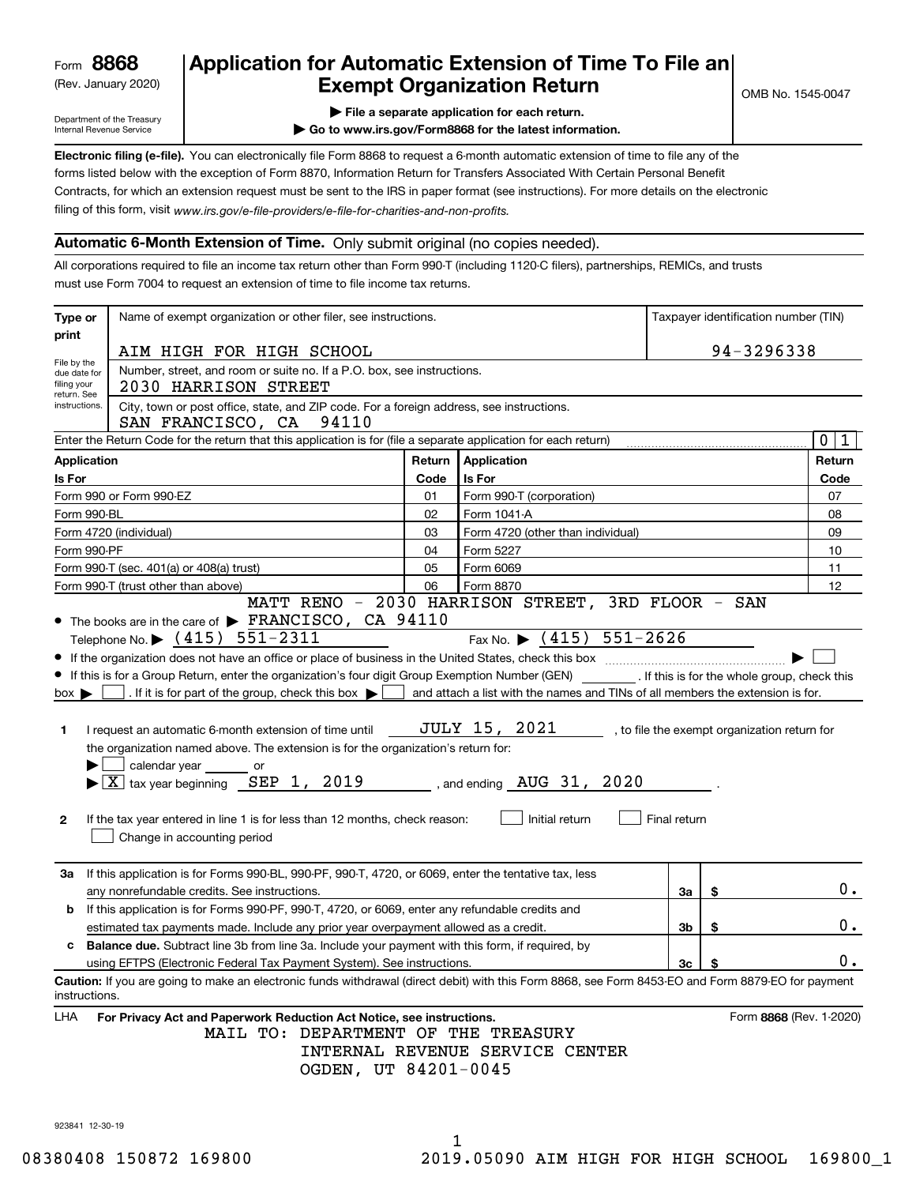Form **8868**
(Rev. January 2020)

Department of the Treasury
Internal Revenue Service

# Application for Automatic Extension of Time To File an Exempt Organization Return

OMB No. 1545-0047

▶ File a separate application for each return.
▶ Go to www.irs.gov/Form8868 for the latest information.

**Electronic filing (e-file).** You can electronically file Form 8868 to request a 6-month automatic extension of time to file any of the forms listed below with the exception of Form 8870, Information Return for Transfers Associated With Certain Personal Benefit Contracts, for which an extension request must be sent to the IRS in paper format (see instructions). For more details on the electronic filing of this form, visit *www.irs.gov/e-file-providers/e-file-for-charities-and-non-profits.*

**Automatic 6-Month Extension of Time.** Only submit original (no copies needed).

All corporations required to file an income tax return other than Form 990-T (including 1120-C filers), partnerships, REMICs, and trusts must use Form 7004 to request an extension of time to file income tax returns.

| Type or print | Name of exempt organization or other filer, see instructions. | Taxpayer identification number (TIN) |
|---|---|---|
| File by the due date for filing your return. See instructions. | AIM HIGH FOR HIGH SCHOOL | 94-3296338 |
| | Number, street, and room or suite no. If a P.O. box, see instructions. 2030 HARRISON STREET | |
| | City, town or post office, state, and ZIP code. For a foreign address, see instructions. SAN FRANCISCO, CA 94110 | |

Enter the Return Code for the return that this application is for (file a separate application for each return) ..... 0 1

| Application Is For | Return Code | Application Is For | Return Code |
|---|---|---|---|
| Form 990 or Form 990-EZ | 01 | Form 990-T (corporation) | 07 |
| Form 990-BL | 02 | Form 1041-A | 08 |
| Form 4720 (individual) | 03 | Form 4720 (other than individual) | 09 |
| Form 990-PF | 04 | Form 5227 | 10 |
| Form 990-T (sec. 401(a) or 408(a) trust) | 05 | Form 6069 | 11 |
| Form 990-T (trust other than above) | 06 | Form 8870 | 12 |

- The books are in the care of ▶ MATT RENO - 2030 HARRISON STREET, 3RD FLOOR - SAN FRANCISCO, CA 94110
  Telephone No. ▶ (415) 551-2311 Fax No. ▶ (415) 551-2626
- If the organization does not have an office or place of business in the United States, check this box ..... ▶ ☐
- If this is for a Group Return, enter the organization's four digit Group Exemption Number (GEN) ______ . If this is for the whole group, check this box ▶ ☐ . If it is for part of the group, check this box ▶ ☐ and attach a list with the names and TINs of all members the extension is for.

**1** I request an automatic 6-month extension of time until JULY 15, 2021 , to file the exempt organization return for the organization named above. The extension is for the organization's return for:
▶ ☐ calendar year ______ or
▶ ☒ tax year beginning SEP 1, 2019 , and ending AUG 31, 2020 .

**2** If the tax year entered in line 1 is for less than 12 months, check reason: ☐ Initial return ☐ Final return
☐ Change in accounting period

| | | | |
|---|---|---|---|
| **3a** | If this application is for Forms 990-BL, 990-PF, 990-T, 4720, or 6069, enter the tentative tax, less any nonrefundable credits. See instructions. | 3a | $ 0. |
| **b** | If this application is for Forms 990-PF, 990-T, 4720, or 6069, enter any refundable credits and estimated tax payments made. Include any prior year overpayment allowed as a credit. | 3b | $ 0. |
| **c** | **Balance due.** Subtract line 3b from line 3a. Include your payment with this form, if required, by using EFTPS (Electronic Federal Tax Payment System). See instructions. | 3c | $ 0. |

**Caution:** If you are going to make an electronic funds withdrawal (direct debit) with this Form 8868, see Form 8453-EO and Form 8879-EO for payment instructions.

LHA **For Privacy Act and Paperwork Reduction Act Notice, see instructions.** Form **8868** (Rev. 1-2020)

MAIL TO: DEPARTMENT OF THE TREASURY
INTERNAL REVENUE SERVICE CENTER
OGDEN, UT 84201-0045

923841 12-30-19

08380408 150872 169800 2019.05090 AIM HIGH FOR HIGH SCHOOL 169800_1